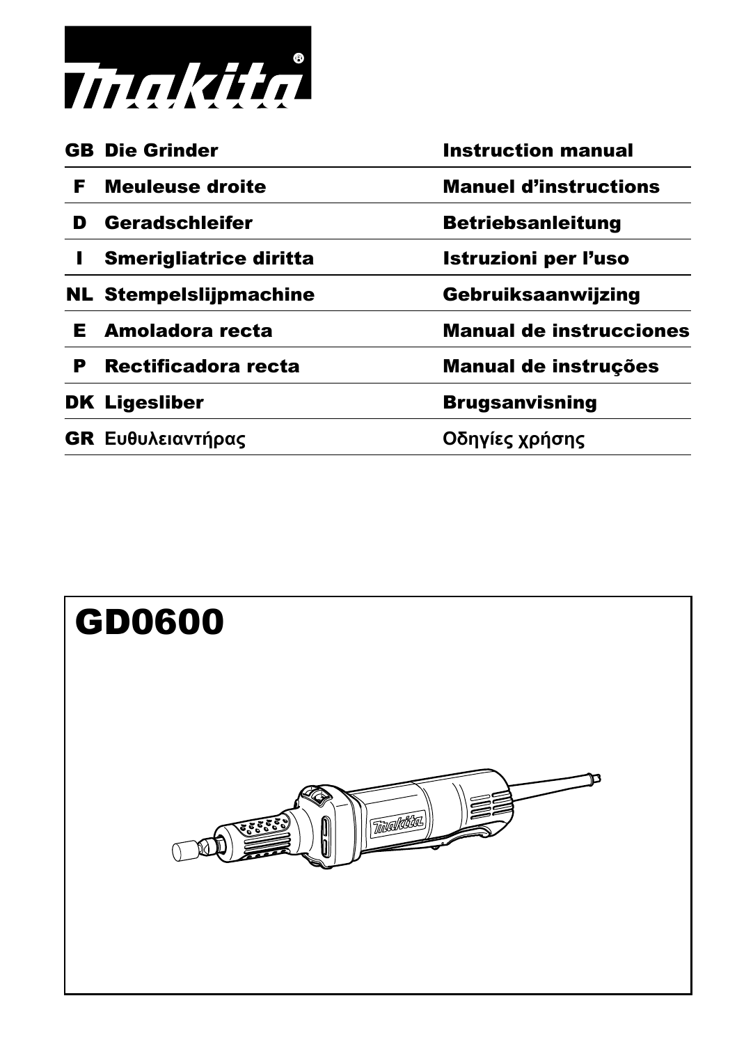# makita

| | | |
|---|---|---|
| GB | Die Grinder | Instruction manual |
| F | Meuleuse droite | Manuel d'instructions |
| D | Geradschleifer | Betriebsanleitung |
| I | Smerigliatrice diritta | Istruzioni per l'uso |
| NL | Stempelslijpmachine | Gebruiksaanwijzing |
| E | Amoladora recta | Manual de instrucciones |
| P | Rectificadora recta | Manual de instruções |
| DK | Ligesliber | Brugsanvisning |
| GR | Ευθυλειαντήρας | Οδηγίες χρήσης |

# GD0600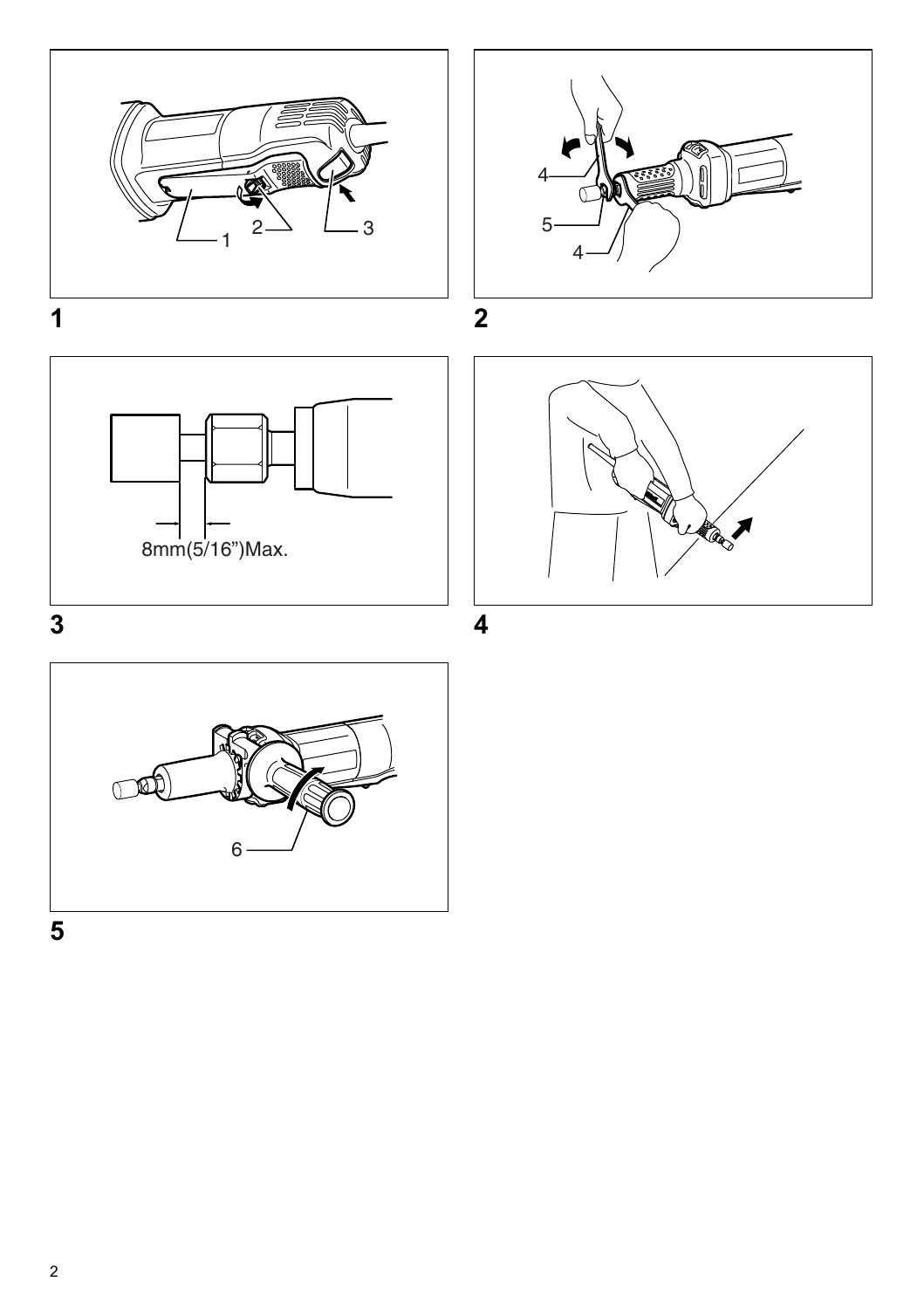1

2

3

8mm(5/16")Max.

4

5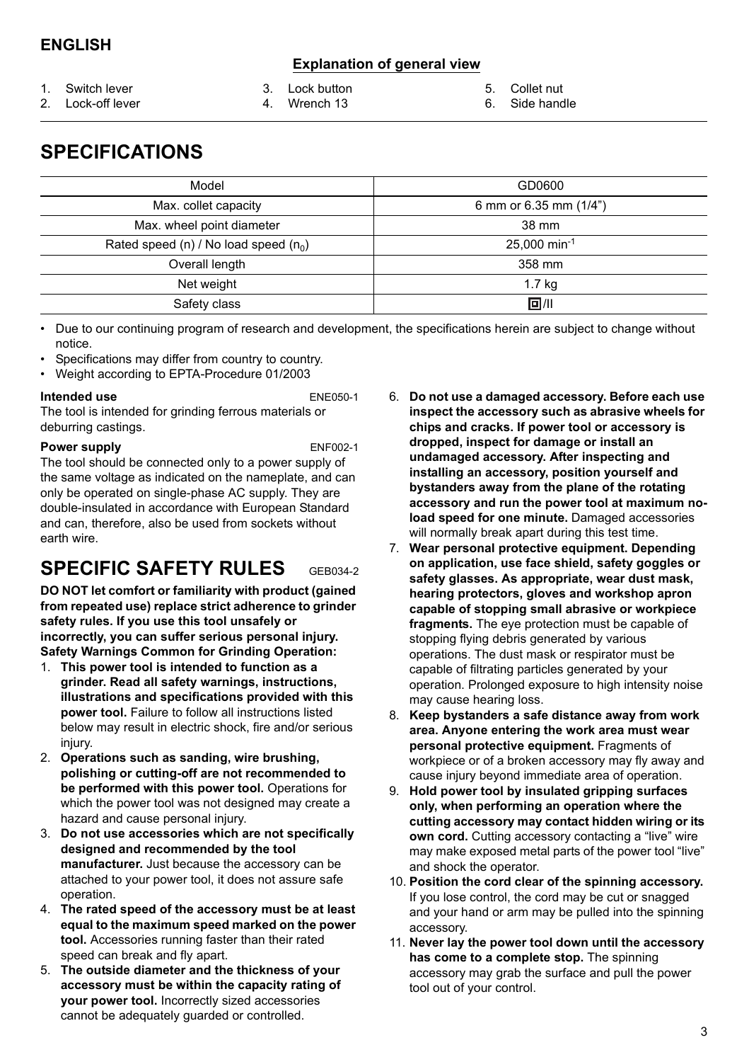## ENGLISH

**Explanation of general view**

1. Switch lever
2. Lock-off lever
3. Lock button
4. Wrench 13
5. Collet nut
6. Side handle

# SPECIFICATIONS

| Model | GD0600 |
|---|---|
| Max. collet capacity | 6 mm or 6.35 mm (1/4") |
| Max. wheel point diameter | 38 mm |
| Rated speed (n) / No load speed ($n_0$) | 25,000 $min^{-1}$ |
| Overall length | 358 mm |
| Net weight | 1.7 kg |
| Safety class | 回/II |

- Due to our continuing program of research and development, the specifications herein are subject to change without notice.
- Specifications may differ from country to country.
- Weight according to EPTA-Procedure 01/2003

**Intended use** ENE050-1

The tool is intended for grinding ferrous materials or deburring castings.

**Power supply** ENF002-1

The tool should be connected only to a power supply of the same voltage as indicated on the nameplate, and can only be operated on single-phase AC supply. They are double-insulated in accordance with European Standard and can, therefore, also be used from sockets without earth wire.

# SPECIFIC SAFETY RULES GEB034-2

**DO NOT let comfort or familiarity with product (gained from repeated use) replace strict adherence to grinder safety rules. If you use this tool unsafely or incorrectly, you can suffer serious personal injury.**
**Safety Warnings Common for Grinding Operation:**

1. **This power tool is intended to function as a grinder. Read all safety warnings, instructions, illustrations and specifications provided with this power tool.** Failure to follow all instructions listed below may result in electric shock, fire and/or serious injury.
2. **Operations such as sanding, wire brushing, polishing or cutting-off are not recommended to be performed with this power tool.** Operations for which the power tool was not designed may create a hazard and cause personal injury.
3. **Do not use accessories which are not specifically designed and recommended by the tool manufacturer.** Just because the accessory can be attached to your power tool, it does not assure safe operation.
4. **The rated speed of the accessory must be at least equal to the maximum speed marked on the power tool.** Accessories running faster than their rated speed can break and fly apart.
5. **The outside diameter and the thickness of your accessory must be within the capacity rating of your power tool.** Incorrectly sized accessories cannot be adequately guarded or controlled.
6. **Do not use a damaged accessory. Before each use inspect the accessory such as abrasive wheels for chips and cracks. If power tool or accessory is dropped, inspect for damage or install an undamaged accessory. After inspecting and installing an accessory, position yourself and bystanders away from the plane of the rotating accessory and run the power tool at maximum no-load speed for one minute.** Damaged accessories will normally break apart during this test time.
7. **Wear personal protective equipment. Depending on application, use face shield, safety goggles or safety glasses. As appropriate, wear dust mask, hearing protectors, gloves and workshop apron capable of stopping small abrasive or workpiece fragments.** The eye protection must be capable of stopping flying debris generated by various operations. The dust mask or respirator must be capable of filtrating particles generated by your operation. Prolonged exposure to high intensity noise may cause hearing loss.
8. **Keep bystanders a safe distance away from work area. Anyone entering the work area must wear personal protective equipment.** Fragments of workpiece or of a broken accessory may fly away and cause injury beyond immediate area of operation.
9. **Hold power tool by insulated gripping surfaces only, when performing an operation where the cutting accessory may contact hidden wiring or its own cord.** Cutting accessory contacting a "live" wire may make exposed metal parts of the power tool "live" and shock the operator.
10. **Position the cord clear of the spinning accessory.** If you lose control, the cord may be cut or snagged and your hand or arm may be pulled into the spinning accessory.
11. **Never lay the power tool down until the accessory has come to a complete stop.** The spinning accessory may grab the surface and pull the power tool out of your control.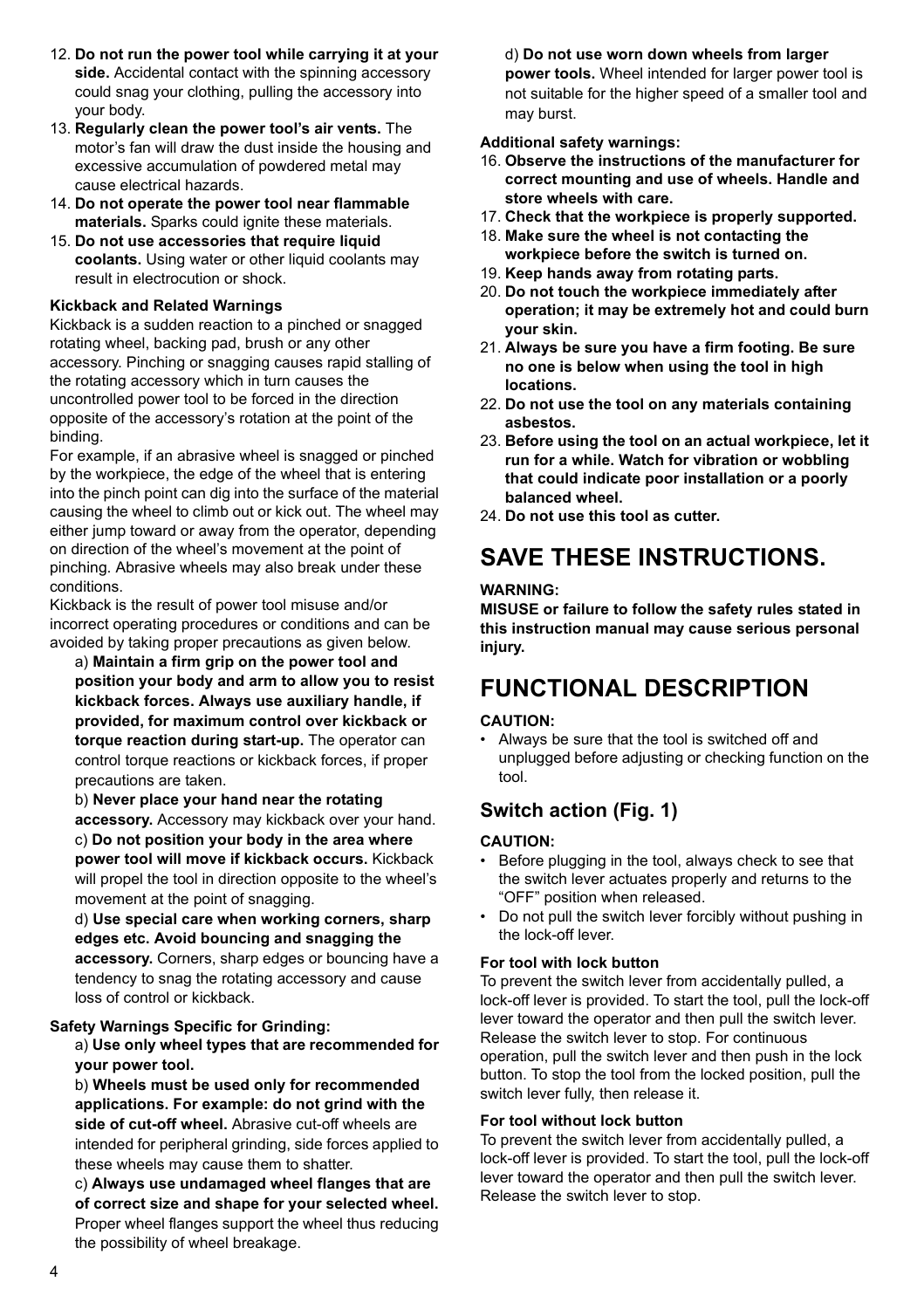12. **Do not run the power tool while carrying it at your side.** Accidental contact with the spinning accessory could snag your clothing, pulling the accessory into your body.
13. **Regularly clean the power tool's air vents.** The motor's fan will draw the dust inside the housing and excessive accumulation of powdered metal may cause electrical hazards.
14. **Do not operate the power tool near flammable materials.** Sparks could ignite these materials.
15. **Do not use accessories that require liquid coolants.** Using water or other liquid coolants may result in electrocution or shock.

**Kickback and Related Warnings**

Kickback is a sudden reaction to a pinched or snagged rotating wheel, backing pad, brush or any other accessory. Pinching or snagging causes rapid stalling of the rotating accessory which in turn causes the uncontrolled power tool to be forced in the direction opposite of the accessory's rotation at the point of the binding.

For example, if an abrasive wheel is snagged or pinched by the workpiece, the edge of the wheel that is entering into the pinch point can dig into the surface of the material causing the wheel to climb out or kick out. The wheel may either jump toward or away from the operator, depending on direction of the wheel's movement at the point of pinching. Abrasive wheels may also break under these conditions.

Kickback is the result of power tool misuse and/or incorrect operating procedures or conditions and can be avoided by taking proper precautions as given below.

a) **Maintain a firm grip on the power tool and position your body and arm to allow you to resist kickback forces. Always use auxiliary handle, if provided, for maximum control over kickback or torque reaction during start-up.** The operator can control torque reactions or kickback forces, if proper precautions are taken.

b) **Never place your hand near the rotating accessory.** Accessory may kickback over your hand.

c) **Do not position your body in the area where power tool will move if kickback occurs.** Kickback will propel the tool in direction opposite to the wheel's movement at the point of snagging.

d) **Use special care when working corners, sharp edges etc. Avoid bouncing and snagging the accessory.** Corners, sharp edges or bouncing have a tendency to snag the rotating accessory and cause loss of control or kickback.

**Safety Warnings Specific for Grinding:**

a) **Use only wheel types that are recommended for your power tool.**

b) **Wheels must be used only for recommended applications. For example: do not grind with the side of cut-off wheel.** Abrasive cut-off wheels are intended for peripheral grinding, side forces applied to these wheels may cause them to shatter.

c) **Always use undamaged wheel flanges that are of correct size and shape for your selected wheel.** Proper wheel flanges support the wheel thus reducing the possibility of wheel breakage.

d) **Do not use worn down wheels from larger power tools.** Wheel intended for larger power tool is not suitable for the higher speed of a smaller tool and may burst.

**Additional safety warnings:**

16. **Observe the instructions of the manufacturer for correct mounting and use of wheels. Handle and store wheels with care.**
17. **Check that the workpiece is properly supported.**
18. **Make sure the wheel is not contacting the workpiece before the switch is turned on.**
19. **Keep hands away from rotating parts.**
20. **Do not touch the workpiece immediately after operation; it may be extremely hot and could burn your skin.**
21. **Always be sure you have a firm footing. Be sure no one is below when using the tool in high locations.**
22. **Do not use the tool on any materials containing asbestos.**
23. **Before using the tool on an actual workpiece, let it run for a while. Watch for vibration or wobbling that could indicate poor installation or a poorly balanced wheel.**
24. **Do not use this tool as cutter.**

# SAVE THESE INSTRUCTIONS.

**WARNING:**
**MISUSE or failure to follow the safety rules stated in this instruction manual may cause serious personal injury.**

# FUNCTIONAL DESCRIPTION

**CAUTION:**

- Always be sure that the tool is switched off and unplugged before adjusting or checking function on the tool.

## Switch action (Fig. 1)

**CAUTION:**

- Before plugging in the tool, always check to see that the switch lever actuates properly and returns to the "OFF" position when released.
- Do not pull the switch lever forcibly without pushing in the lock-off lever.

**For tool with lock button**

To prevent the switch lever from accidentally pulled, a lock-off lever is provided. To start the tool, pull the lock-off lever toward the operator and then pull the switch lever. Release the switch lever to stop. For continuous operation, pull the switch lever and then push in the lock button. To stop the tool from the locked position, pull the switch lever fully, then release it.

**For tool without lock button**

To prevent the switch lever from accidentally pulled, a lock-off lever is provided. To start the tool, pull the lock-off lever toward the operator and then pull the switch lever. Release the switch lever to stop.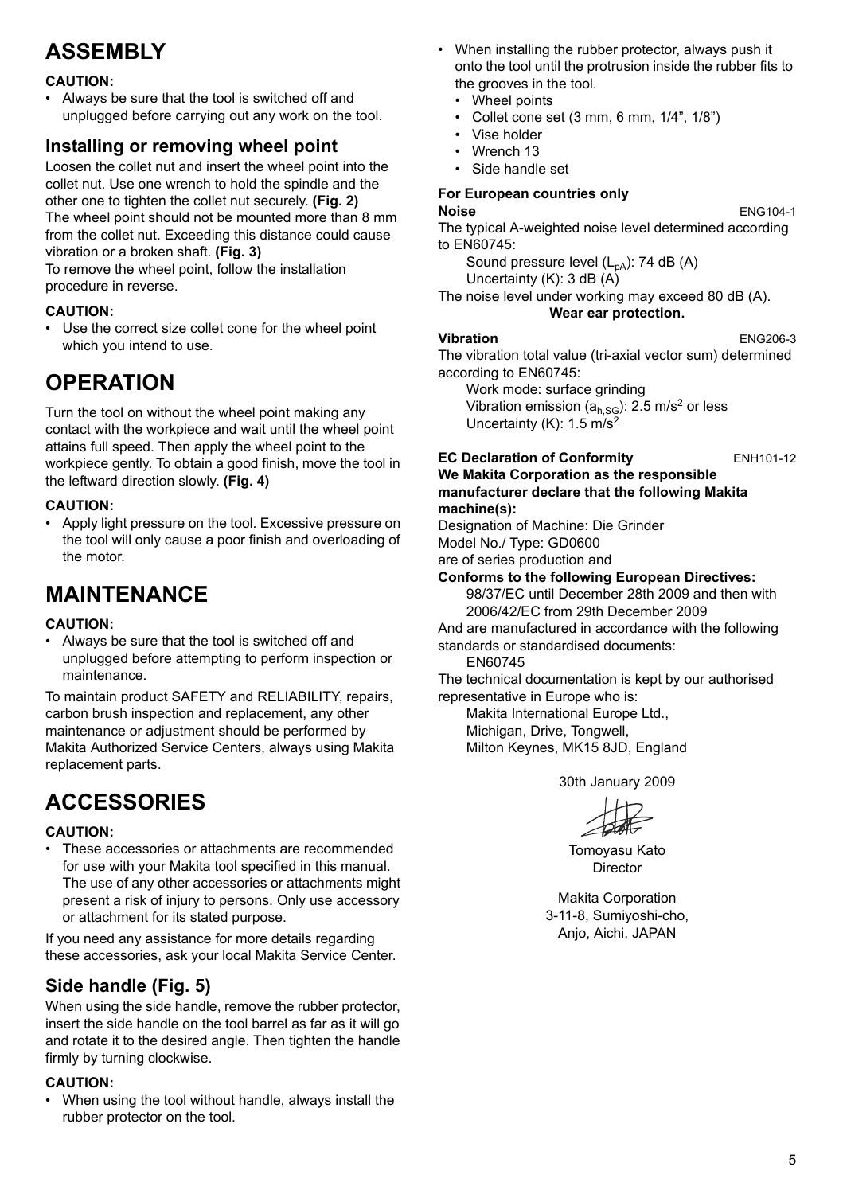# ASSEMBLY

**CAUTION:**

- Always be sure that the tool is switched off and unplugged before carrying out any work on the tool.

## Installing or removing wheel point

Loosen the collet nut and insert the wheel point into the collet nut. Use one wrench to hold the spindle and the other one to tighten the collet nut securely. **(Fig. 2)**
The wheel point should not be mounted more than 8 mm from the collet nut. Exceeding this distance could cause vibration or a broken shaft. **(Fig. 3)**
To remove the wheel point, follow the installation procedure in reverse.

**CAUTION:**

- Use the correct size collet cone for the wheel point which you intend to use.

# OPERATION

Turn the tool on without the wheel point making any contact with the workpiece and wait until the wheel point attains full speed. Then apply the wheel point to the workpiece gently. To obtain a good finish, move the tool in the leftward direction slowly. **(Fig. 4)**

**CAUTION:**

- Apply light pressure on the tool. Excessive pressure on the tool will only cause a poor finish and overloading of the motor.

# MAINTENANCE

**CAUTION:**

- Always be sure that the tool is switched off and unplugged before attempting to perform inspection or maintenance.

To maintain product SAFETY and RELIABILITY, repairs, carbon brush inspection and replacement, any other maintenance or adjustment should be performed by Makita Authorized Service Centers, always using Makita replacement parts.

# ACCESSORIES

**CAUTION:**

- These accessories or attachments are recommended for use with your Makita tool specified in this manual. The use of any other accessories or attachments might present a risk of injury to persons. Only use accessory or attachment for its stated purpose.

If you need any assistance for more details regarding these accessories, ask your local Makita Service Center.

## Side handle (Fig. 5)

When using the side handle, remove the rubber protector, insert the side handle on the tool barrel as far as it will go and rotate it to the desired angle. Then tighten the handle firmly by turning clockwise.

**CAUTION:**

- When using the tool without handle, always install the rubber protector on the tool.
- When installing the rubber protector, always push it onto the tool until the protrusion inside the rubber fits to the grooves in the tool.
  - Wheel points
  - Collet cone set (3 mm, 6 mm, 1/4”, 1/8”)
  - Vise holder
  - Wrench 13
  - Side handle set

**For European countries only**

**Noise** ENG104-1

The typical A-weighted noise level determined according to EN60745:

Sound pressure level ($L_{pA}$): 74 dB (A)
Uncertainty (K): 3 dB (A)

The noise level under working may exceed 80 dB (A).

**Wear ear protection.**

**Vibration** ENG206-3

The vibration total value (tri-axial vector sum) determined according to EN60745:

Work mode: surface grinding
Vibration emission ($a_{h,SG}$): 2.5 m/s$^2$ or less
Uncertainty (K): 1.5 m/s$^2$

**EC Declaration of Conformity** ENH101-12

**We Makita Corporation as the responsible manufacturer declare that the following Makita machine(s):**

Designation of Machine: Die Grinder
Model No./ Type: GD0600
are of series production and

**Conforms to the following European Directives:**

98/37/EC until December 28th 2009 and then with 2006/42/EC from 29th December 2009

And are manufactured in accordance with the following standards or standardised documents:

EN60745

The technical documentation is kept by our authorised representative in Europe who is:

Makita International Europe Ltd.,
Michigan, Drive, Tongwell,
Milton Keynes, MK15 8JD, England

30th January 2009

Tomoyasu Kato
Director

Makita Corporation
3-11-8, Sumiyoshi-cho,
Anjo, Aichi, JAPAN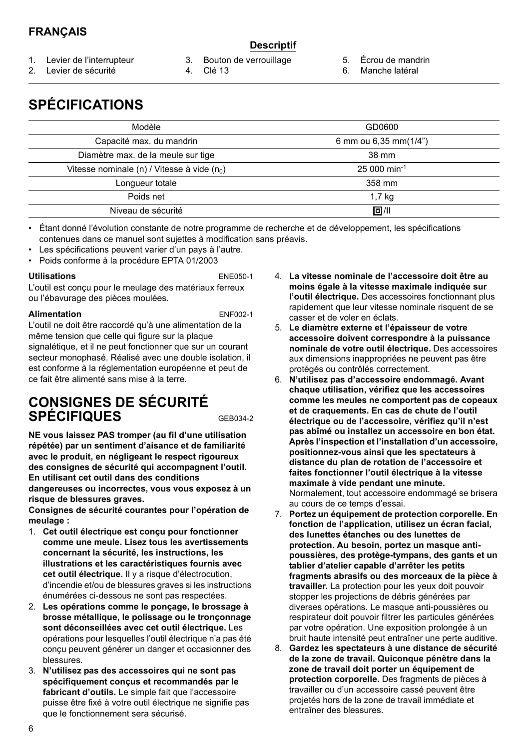## FRANÇAIS

### Descriptif

1. Levier de l'interrupteur
2. Levier de sécurité
3. Bouton de verrouillage
4. Clé 13
5. Écrou de mandrin
6. Manche latéral

# SPÉCIFICATIONS

| Modèle | GD0600 |
|---|---|
| Capacité max. du mandrin | 6 mm ou 6,35 mm(1/4") |
| Diamètre max. de la meule sur tige | 38 mm |
| Vitesse nominale (n) / Vitesse à vide ($n_0$) | 25 000 $min^{-1}$ |
| Longueur totale | 358 mm |
| Poids net | 1,7 kg |
| Niveau de sécurité | ⧈/II |

- Étant donné l'évolution constante de notre programme de recherche et de développement, les spécifications contenues dans ce manuel sont sujettes à modification sans préavis.
- Les spécifications peuvent varier d'un pays à l'autre.
- Poids conforme à la procédure EPTA 01/2003

**Utilisations** ENE050-1

L'outil est conçu pour le meulage des matériaux ferreux ou l'ébavurage des pièces moulées.

**Alimentation** ENF002-1

L'outil ne doit être raccordé qu'à une alimentation de la même tension que celle qui figure sur la plaque signalétique, et il ne peut fonctionner que sur un courant secteur monophasé. Réalisé avec une double isolation, il est conforme à la réglementation européenne et peut de ce fait être alimenté sans mise à la terre.

# CONSIGNES DE SÉCURITÉ SPÉCIFIQUES GEB034-2

**NE vous laissez PAS tromper (au fil d'une utilisation répétée) par un sentiment d'aisance et de familiarité avec le produit, en négligeant le respect rigoureux des consignes de sécurité qui accompagnent l'outil. En utilisant cet outil dans des conditions dangereuses ou incorrectes, vous vous exposez à un risque de blessures graves.**

**Consignes de sécurité courantes pour l'opération de meulage :**

1. **Cet outil électrique est conçu pour fonctionner comme une meule. Lisez tous les avertissements concernant la sécurité, les instructions, les illustrations et les caractéristiques fournis avec cet outil électrique.** Il y a risque d'électrocution, d'incendie et/ou de blessures graves si les instructions énumérées ci-dessous ne sont pas respectées.
2. **Les opérations comme le ponçage, le brossage à brosse métallique, le polissage ou le tronçonnage sont déconseillées avec cet outil électrique.** Les opérations pour lesquelles l'outil électrique n'a pas été conçu peuvent générer un danger et occasionner des blessures.
3. **N'utilisez pas des accessoires qui ne sont pas spécifiquement conçus et recommandés par le fabricant d'outils.** Le simple fait que l'accessoire puisse être fixé à votre outil électrique ne signifie pas que le fonctionnement sera sécurisé.
4. **La vitesse nominale de l'accessoire doit être au moins égale à la vitesse maximale indiquée sur l'outil électrique.** Des accessoires fonctionnant plus rapidement que leur vitesse nominale risquent de se casser et de voler en éclats.
5. **Le diamètre externe et l'épaisseur de votre accessoire doivent correspondre à la puissance nominale de votre outil électrique.** Des accessoires aux dimensions inappropriées ne peuvent pas être protégés ou contrôlés correctement.
6. **N'utilisez pas d'accessoire endommagé. Avant chaque utilisation, vérifiez que les accessoires comme les meules ne comportent pas de copeaux et de craquements. En cas de chute de l'outil électrique ou de l'accessoire, vérifiez qu'il n'est pas abîmé ou installez un accessoire en bon état. Après l'inspection et l'installation d'un accessoire, positionnez-vous ainsi que les spectateurs à distance du plan de rotation de l'accessoire et faites fonctionner l'outil électrique à la vitesse maximale à vide pendant une minute.** Normalement, tout accessoire endommagé se brisera au cours de ce temps d'essai.
7. **Portez un équipement de protection corporelle. En fonction de l'application, utilisez un écran facial, des lunettes étanches ou des lunettes de protection. Au besoin, portez un masque anti-poussières, des protège-tympans, des gants et un tablier d'atelier capable d'arrêter les petits fragments abrasifs ou des morceaux de la pièce à travailler.** La protection pour les yeux doit pouvoir stopper les projections de débris générées par diverses opérations. Le masque anti-poussières ou respirateur doit pouvoir filtrer les particules générées par votre opération. Une exposition prolongée à un bruit haute intensité peut entraîner une perte auditive.
8. **Gardez les spectateurs à une distance de sécurité de la zone de travail. Quiconque pénètre dans la zone de travail doit porter un équipement de protection corporelle.** Des fragments de pièces à travailler ou d'un accessoire cassé peuvent être projetés hors de la zone de travail immédiate et entraîner des blessures.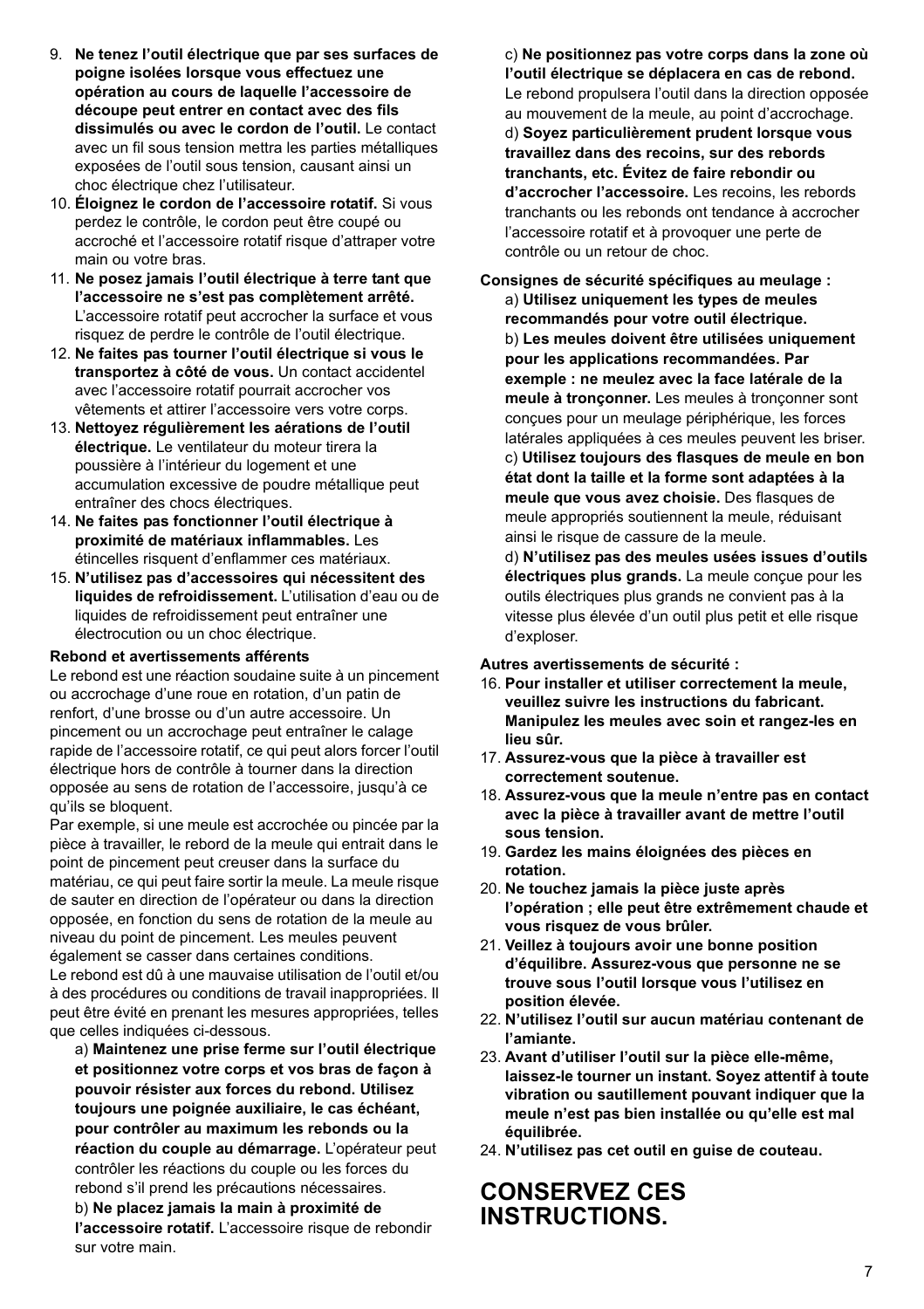9. **Ne tenez l'outil électrique que par ses surfaces de poigne isolées lorsque vous effectuez une opération au cours de laquelle l'accessoire de découpe peut entrer en contact avec des fils dissimulés ou avec le cordon de l'outil.** Le contact avec un fil sous tension mettra les parties métalliques exposées de l'outil sous tension, causant ainsi un choc électrique chez l'utilisateur.
10. **Éloignez le cordon de l'accessoire rotatif.** Si vous perdez le contrôle, le cordon peut être coupé ou accroché et l'accessoire rotatif risque d'attraper votre main ou votre bras.
11. **Ne posez jamais l'outil électrique à terre tant que l'accessoire ne s'est pas complètement arrêté.** L'accessoire rotatif peut accrocher la surface et vous risquez de perdre le contrôle de l'outil électrique.
12. **Ne faites pas tourner l'outil électrique si vous le transportez à côté de vous.** Un contact accidentel avec l'accessoire rotatif pourrait accrocher vos vêtements et attirer l'accessoire vers votre corps.
13. **Nettoyez régulièrement les aérations de l'outil électrique.** Le ventilateur du moteur tirera la poussière à l'intérieur du logement et une accumulation excessive de poudre métallique peut entraîner des chocs électriques.
14. **Ne faites pas fonctionner l'outil électrique à proximité de matériaux inflammables.** Les étincelles risquent d'enflammer ces matériaux.
15. **N'utilisez pas d'accessoires qui nécessitent des liquides de refroidissement.** L'utilisation d'eau ou de liquides de refroidissement peut entraîner une électrocution ou un choc électrique.

**Rebond et avertissements afférents**

Le rebond est une réaction soudaine suite à un pincement ou accrochage d'une roue en rotation, d'un patin de renfort, d'une brosse ou d'un autre accessoire. Un pincement ou un accrochage peut entraîner le calage rapide de l'accessoire rotatif, ce qui peut alors forcer l'outil électrique hors de contrôle à tourner dans la direction opposée au sens de rotation de l'accessoire, jusqu'à ce qu'ils se bloquent.

Par exemple, si une meule est accrochée ou pincée par la pièce à travailler, le rebord de la meule qui entrait dans le point de pincement peut creuser dans la surface du matériau, ce qui peut faire sortir la meule. La meule risque de sauter en direction de l'opérateur ou dans la direction opposée, en fonction du sens de rotation de la meule au niveau du point de pincement. Les meules peuvent également se casser dans certaines conditions.

Le rebond est dû à une mauvaise utilisation de l'outil et/ou à des procédures ou conditions de travail inappropriées. Il peut être évité en prenant les mesures appropriées, telles que celles indiquées ci-dessous.

a) **Maintenez une prise ferme sur l'outil électrique et positionnez votre corps et vos bras de façon à pouvoir résister aux forces du rebond. Utilisez toujours une poignée auxiliaire, le cas échéant, pour contrôler au maximum les rebonds ou la réaction du couple au démarrage.** L'opérateur peut contrôler les réactions du couple ou les forces du rebond s'il prend les précautions nécessaires.

b) **Ne placez jamais la main à proximité de l'accessoire rotatif.** L'accessoire risque de rebondir sur votre main.

c) **Ne positionnez pas votre corps dans la zone où l'outil électrique se déplacera en cas de rebond.** Le rebond propulsera l'outil dans la direction opposée au mouvement de la meule, au point d'accrochage.

d) **Soyez particulièrement prudent lorsque vous travaillez dans des recoins, sur des rebords tranchants, etc. Évitez de faire rebondir ou d'accrocher l'accessoire.** Les recoins, les rebords tranchants ou les rebonds ont tendance à accrocher l'accessoire rotatif et à provoquer une perte de contrôle ou un retour de choc.

**Consignes de sécurité spécifiques au meulage :**

a) **Utilisez uniquement les types de meules recommandés pour votre outil électrique.**

b) **Les meules doivent être utilisées uniquement pour les applications recommandées. Par exemple : ne meulez avec la face latérale de la meule à tronçonner.** Les meules à tronçonner sont conçues pour un meulage périphérique, les forces latérales appliquées à ces meules peuvent les briser.

c) **Utilisez toujours des flasques de meule en bon état dont la taille et la forme sont adaptées à la meule que vous avez choisie.** Des flasques de meule appropriés soutiennent la meule, réduisant ainsi le risque de cassure de la meule.

d) **N'utilisez pas des meules usées issues d'outils électriques plus grands.** La meule conçue pour les outils électriques plus grands ne convient pas à la vitesse plus élevée d'un outil plus petit et elle risque d'exploser.

**Autres avertissements de sécurité :**

16. **Pour installer et utiliser correctement la meule, veuillez suivre les instructions du fabricant. Manipulez les meules avec soin et rangez-les en lieu sûr.**
17. **Assurez-vous que la pièce à travailler est correctement soutenue.**
18. **Assurez-vous que la meule n'entre pas en contact avec la pièce à travailler avant de mettre l'outil sous tension.**
19. **Gardez les mains éloignées des pièces en rotation.**
20. **Ne touchez jamais la pièce juste après l'opération ; elle peut être extrêmement chaude et vous risquez de vous brûler.**
21. **Veillez à toujours avoir une bonne position d'équilibre. Assurez-vous que personne ne se trouve sous l'outil lorsque vous l'utilisez en position élevée.**
22. **N'utilisez l'outil sur aucun matériau contenant de l'amiante.**
23. **Avant d'utiliser l'outil sur la pièce elle-même, laissez-le tourner un instant. Soyez attentif à toute vibration ou sautillement pouvant indiquer que la meule n'est pas bien installée ou qu'elle est mal équilibrée.**
24. **N'utilisez pas cet outil en guise de couteau.**

# CONSERVEZ CES INSTRUCTIONS.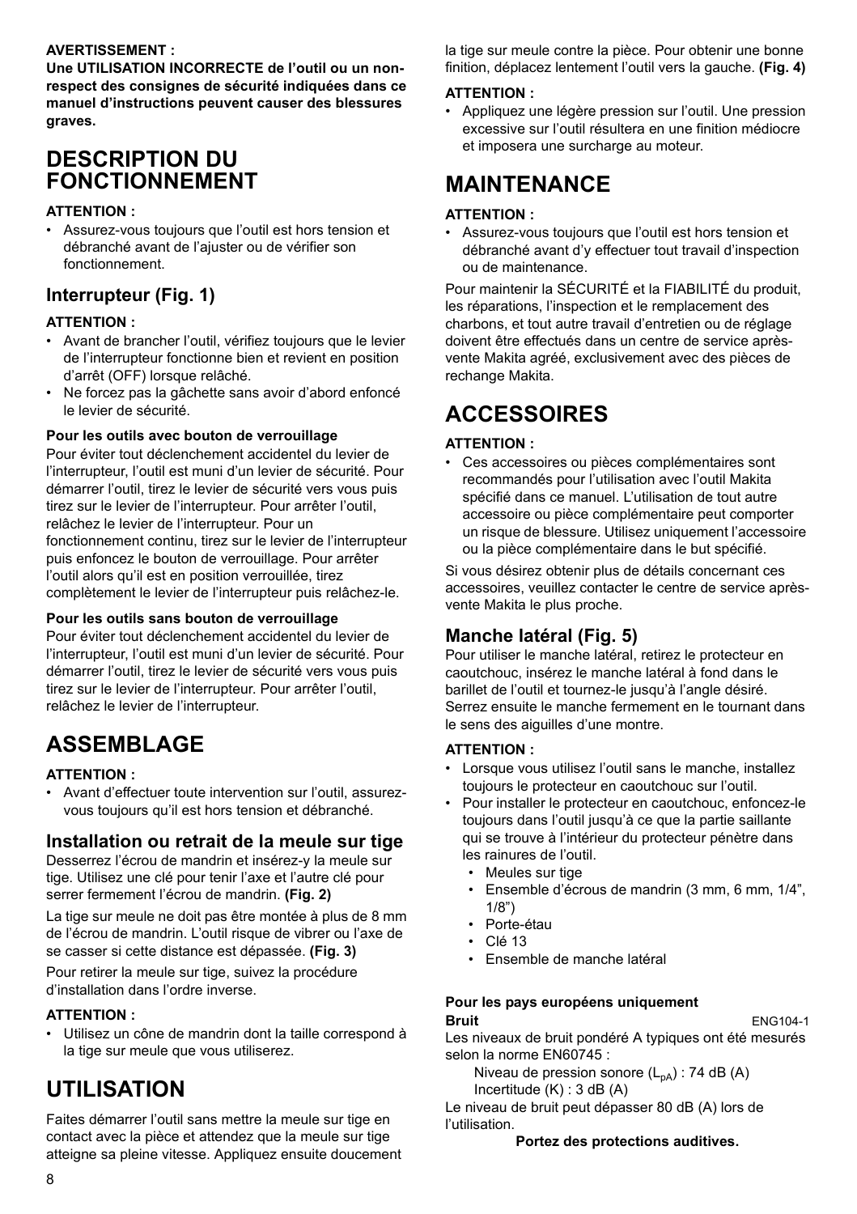**AVERTISSEMENT :**
**Une UTILISATION INCORRECTE de l'outil ou un non-respect des consignes de sécurité indiquées dans ce manuel d'instructions peuvent causer des blessures graves.**

# DESCRIPTION DU FONCTIONNEMENT

**ATTENTION :**

- Assurez-vous toujours que l'outil est hors tension et débranché avant de l'ajuster ou de vérifier son fonctionnement.

## Interrupteur (Fig. 1)

**ATTENTION :**

- Avant de brancher l'outil, vérifiez toujours que le levier de l'interrupteur fonctionne bien et revient en position d'arrêt (OFF) lorsque relâché.
- Ne forcez pas la gâchette sans avoir d'abord enfoncé le levier de sécurité.

**Pour les outils avec bouton de verrouillage**

Pour éviter tout déclenchement accidentel du levier de l'interrupteur, l'outil est muni d'un levier de sécurité. Pour démarrer l'outil, tirez le levier de sécurité vers vous puis tirez sur le levier de l'interrupteur. Pour arrêter l'outil, relâchez le levier de l'interrupteur. Pour un fonctionnement continu, tirez sur le levier de l'interrupteur puis enfoncez le bouton de verrouillage. Pour arrêter l'outil alors qu'il est en position verrouillée, tirez complètement le levier de l'interrupteur puis relâchez-le.

**Pour les outils sans bouton de verrouillage**

Pour éviter tout déclenchement accidentel du levier de l'interrupteur, l'outil est muni d'un levier de sécurité. Pour démarrer l'outil, tirez le levier de sécurité vers vous puis tirez sur le levier de l'interrupteur. Pour arrêter l'outil, relâchez le levier de l'interrupteur.

# ASSEMBLAGE

**ATTENTION :**

- Avant d'effectuer toute intervention sur l'outil, assurez-vous toujours qu'il est hors tension et débranché.

## Installation ou retrait de la meule sur tige

Desserrez l'écrou de mandrin et insérez-y la meule sur tige. Utilisez une clé pour tenir l'axe et l'autre clé pour serrer fermement l'écrou de mandrin. **(Fig. 2)**

La tige sur meule ne doit pas être montée à plus de 8 mm de l'écrou de mandrin. L'outil risque de vibrer ou l'axe de se casser si cette distance est dépassée. **(Fig. 3)**

Pour retirer la meule sur tige, suivez la procédure d'installation dans l'ordre inverse.

**ATTENTION :**

- Utilisez un cône de mandrin dont la taille correspond à la tige sur meule que vous utiliserez.

# UTILISATION

Faites démarrer l'outil sans mettre la meule sur tige en contact avec la pièce et attendez que la meule sur tige atteigne sa pleine vitesse. Appliquez ensuite doucement la tige sur meule contre la pièce. Pour obtenir une bonne finition, déplacez lentement l'outil vers la gauche. **(Fig. 4)**

**ATTENTION :**

- Appliquez une légère pression sur l'outil. Une pression excessive sur l'outil résultera en une finition médiocre et imposera une surcharge au moteur.

# MAINTENANCE

**ATTENTION :**

- Assurez-vous toujours que l'outil est hors tension et débranché avant d'y effectuer tout travail d'inspection ou de maintenance.

Pour maintenir la SÉCURITÉ et la FIABILITÉ du produit, les réparations, l'inspection et le remplacement des charbons, et tout autre travail d'entretien ou de réglage doivent être effectués dans un centre de service après-vente Makita agréé, exclusivement avec des pièces de rechange Makita.

# ACCESSOIRES

**ATTENTION :**

- Ces accessoires ou pièces complémentaires sont recommandés pour l'utilisation avec l'outil Makita spécifié dans ce manuel. L'utilisation de tout autre accessoire ou pièce complémentaire peut comporter un risque de blessure. Utilisez uniquement l'accessoire ou la pièce complémentaire dans le but spécifié.

Si vous désirez obtenir plus de détails concernant ces accessoires, veuillez contacter le centre de service après-vente Makita le plus proche.

## Manche latéral (Fig. 5)

Pour utiliser le manche latéral, retirez le protecteur en caoutchouc, insérez le manche latéral à fond dans le barillet de l'outil et tournez-le jusqu'à l'angle désiré. Serrez ensuite le manche fermement en le tournant dans le sens des aiguilles d'une montre.

**ATTENTION :**

- Lorsque vous utilisez l'outil sans le manche, installez toujours le protecteur en caoutchouc sur l'outil.
- Pour installer le protecteur en caoutchouc, enfoncez-le toujours dans l'outil jusqu'à ce que la partie saillante qui se trouve à l'intérieur du protecteur pénètre dans les rainures de l'outil.
  - Meules sur tige
  - Ensemble d'écrous de mandrin (3 mm, 6 mm, 1/4", 1/8")
  - Porte-étau
  - Clé 13
  - Ensemble de manche latéral

**Pour les pays européens uniquement**

**Bruit** ENG104-1

Les niveaux de bruit pondéré A typiques ont été mesurés selon la norme EN60745 :

Niveau de pression sonore ($L_{pA}$) : 74 dB (A)
Incertitude (K) : 3 dB (A)

Le niveau de bruit peut dépasser 80 dB (A) lors de l'utilisation.

**Portez des protections auditives.**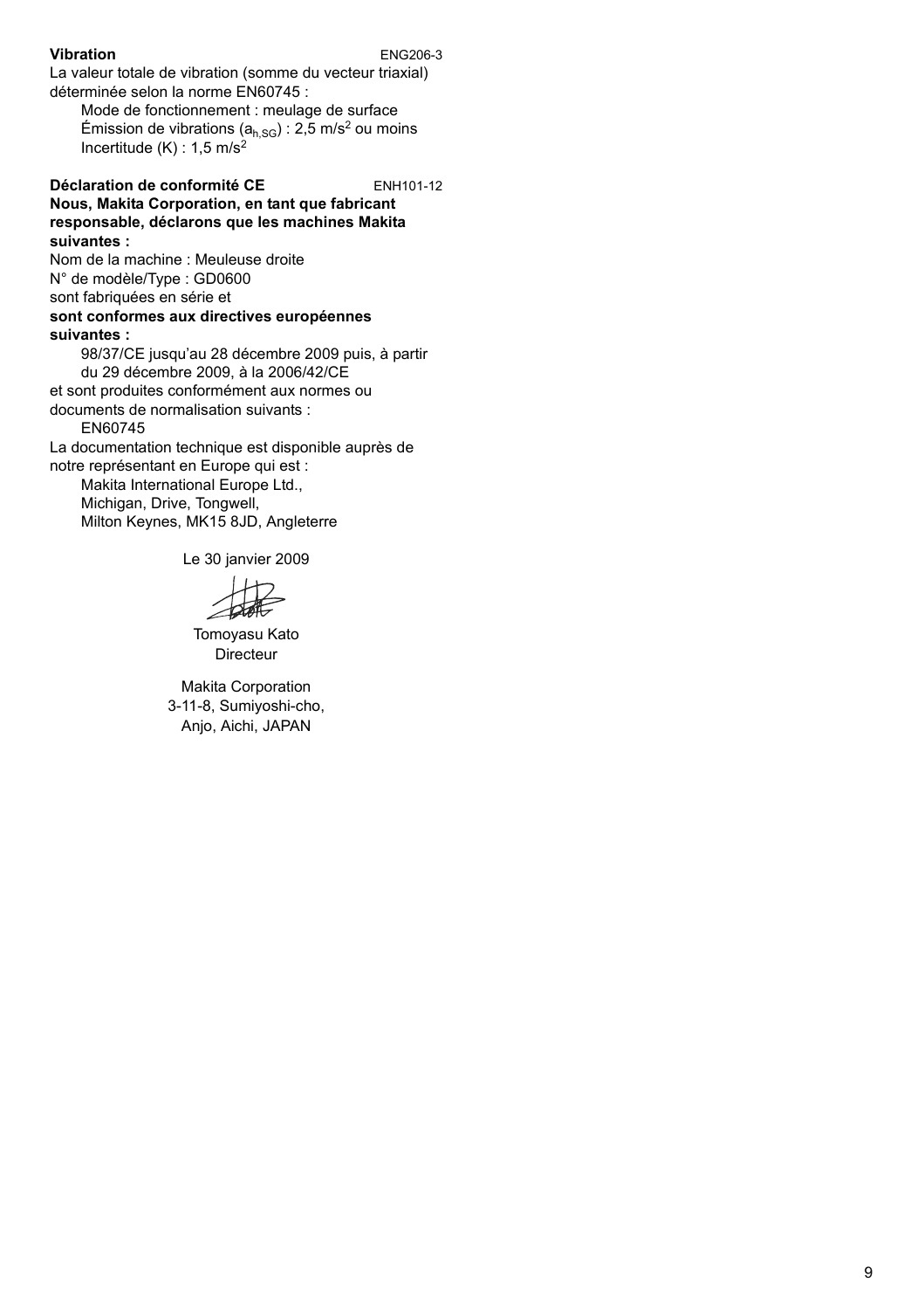**Vibration** ENG206-3

La valeur totale de vibration (somme du vecteur triaxial) déterminée selon la norme EN60745 :

Mode de fonctionnement : meulage de surface
Émission de vibrations ($a_{h,SG}$) : 2,5 m/s$^2$ ou moins
Incertitude (K) : 1,5 m/s$^2$

**Déclaration de conformité CE** ENH101-12

**Nous, Makita Corporation, en tant que fabricant responsable, déclarons que les machines Makita suivantes :**

Nom de la machine : Meuleuse droite
N° de modèle/Type : GD0600
sont fabriquées en série et

**sont conformes aux directives européennes suivantes :**

98/37/CE jusqu'au 28 décembre 2009 puis, à partir du 29 décembre 2009, à la 2006/42/CE

et sont produites conformément aux normes ou documents de normalisation suivants :

EN60745

La documentation technique est disponible auprès de notre représentant en Europe qui est :

Makita International Europe Ltd.,
Michigan, Drive, Tongwell,
Milton Keynes, MK15 8JD, Angleterre

Le 30 janvier 2009

Tomoyasu Kato
Directeur

Makita Corporation
3-11-8, Sumiyoshi-cho,
Anjo, Aichi, JAPAN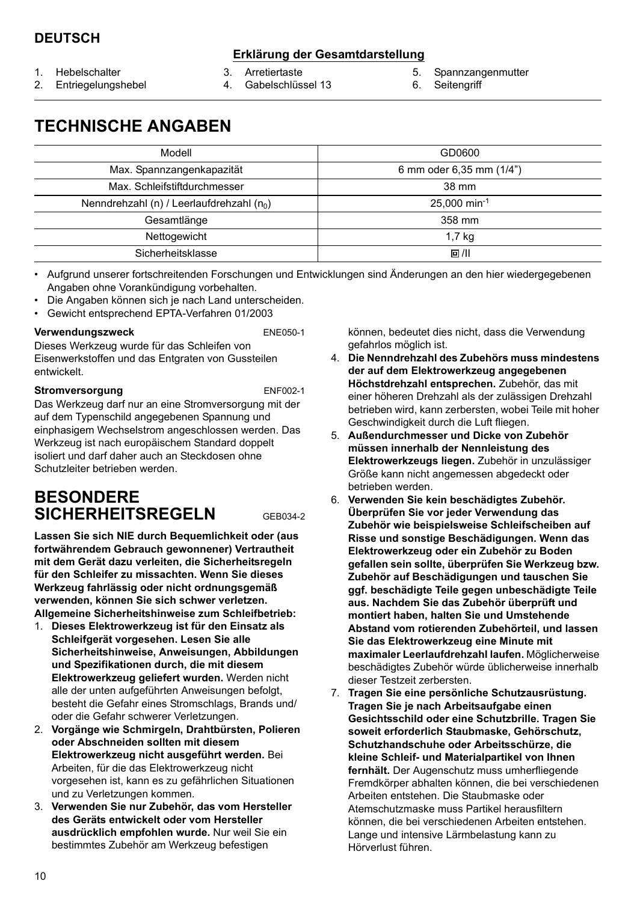## DEUTSCH

### Erklärung der Gesamtdarstellung

1. Hebelschalter
2. Entriegelungshebel
3. Arretiertaste
4. Gabelschlüssel 13
5. Spannzangenmutter
6. Seitengriff

# TECHNISCHE ANGABEN

| Modell | GD0600 |
|---|---|
| Max. Spannzangenkapazität | 6 mm oder 6,35 mm (1/4") |
| Max. Schleifstiftdurchmesser | 38 mm |
| Nenndrehzahl (n) / Leerlaufdrehzahl ($n_0$) | 25,000 $min^{-1}$ |
| Gesamtlänge | 358 mm |
| Nettogewicht | 1,7 kg |
| Sicherheitsklasse | ⧈/II |

- Aufgrund unserer fortschreitenden Forschungen und Entwicklungen sind Änderungen an den hier wiedergegebenen Angaben ohne Vorankündigung vorbehalten.
- Die Angaben können sich je nach Land unterscheiden.
- Gewicht entsprechend EPTA-Verfahren 01/2003

**Verwendungszweck** ENE050-1

Dieses Werkzeug wurde für das Schleifen von Eisenwerkstoffen und das Entgraten von Gussteilen entwickelt.

**Stromversorgung** ENF002-1

Das Werkzeug darf nur an eine Stromversorgung mit der auf dem Typenschild angegebenen Spannung und einphasigem Wechselstrom angeschlossen werden. Das Werkzeug ist nach europäischem Standard doppelt isoliert und darf daher auch an Steckdosen ohne Schutzleiter betrieben werden.

# BESONDERE SICHERHEITSREGELN GEB034-2

**Lassen Sie sich NIE durch Bequemlichkeit oder (aus fortwährendem Gebrauch gewonnener) Vertrautheit mit dem Gerät dazu verleiten, die Sicherheitsregeln für den Schleifer zu missachten. Wenn Sie dieses Werkzeug fahrlässig oder nicht ordnungsgemäß verwenden, können Sie sich schwer verletzen.**

**Allgemeine Sicherheitshinweise zum Schleifbetrieb:**

1. **Dieses Elektrowerkzeug ist für den Einsatz als Schleifgerät vorgesehen. Lesen Sie alle Sicherheitshinweise, Anweisungen, Abbildungen und Spezifikationen durch, die mit diesem Elektrowerkzeug geliefert wurden.** Werden nicht alle der unten aufgeführten Anweisungen befolgt, besteht die Gefahr eines Stromschlags, Brands und/ oder die Gefahr schwerer Verletzungen.
2. **Vorgänge wie Schmirgeln, Drahtbürsten, Polieren oder Abschneiden sollten mit diesem Elektrowerkzeug nicht ausgeführt werden.** Bei Arbeiten, für die das Elektrowerkzeug nicht vorgesehen ist, kann es zu gefährlichen Situationen und zu Verletzungen kommen.
3. **Verwenden Sie nur Zubehör, das vom Hersteller des Geräts entwickelt oder vom Hersteller ausdrücklich empfohlen wurde.** Nur weil Sie ein bestimmtes Zubehör am Werkzeug befestigen können, bedeutet dies nicht, dass die Verwendung gefahrlos möglich ist.
4. **Die Nenndrehzahl des Zubehörs muss mindestens der auf dem Elektrowerkzeug angegebenen Höchstdrehzahl entsprechen.** Zubehör, das mit einer höheren Drehzahl als der zulässigen Drehzahl betrieben wird, kann zerbersten, wobei Teile mit hoher Geschwindigkeit durch die Luft fliegen.
5. **Außendurchmesser und Dicke von Zubehör müssen innerhalb der Nennleistung des Elektrowerkzeugs liegen.** Zubehör in unzulässiger Größe kann nicht angemessen abgedeckt oder betrieben werden.
6. **Verwenden Sie kein beschädigtes Zubehör. Überprüfen Sie vor jeder Verwendung das Zubehör wie beispielsweise Schleifscheiben auf Risse und sonstige Beschädigungen. Wenn das Elektrowerkzeug oder ein Zubehör zu Boden gefallen sein sollte, überprüfen Sie Werkzeug bzw. Zubehör auf Beschädigungen und tauschen Sie ggf. beschädigte Teile gegen unbeschädigte Teile aus. Nachdem Sie das Zubehör überprüft und montiert haben, halten Sie und Umstehende Abstand vom rotierenden Zubehörteil, und lassen Sie das Elektrowerkzeug eine Minute mit maximaler Leerlaufdrehzahl laufen.** Möglicherweise beschädigtes Zubehör würde üblicherweise innerhalb dieser Testzeit zerbersten.
7. **Tragen Sie eine persönliche Schutzausrüstung. Tragen Sie je nach Arbeitsaufgabe einen Gesichtsschild oder eine Schutzbrille. Tragen Sie soweit erforderlich Staubmaske, Gehörschutz, Schutzhandschuhe oder Arbeitsschürze, die kleine Schleif- und Materialpartikel von Ihnen fernhält.** Der Augenschutz muss umherfliegende Fremdkörper abhalten können, die bei verschiedenen Arbeiten entstehen. Die Staubmaske oder Atemschutzmaske muss Partikel herausfiltern können, die bei verschiedenen Arbeiten entstehen. Lange und intensive Lärmbelastung kann zu Hörverlust führen.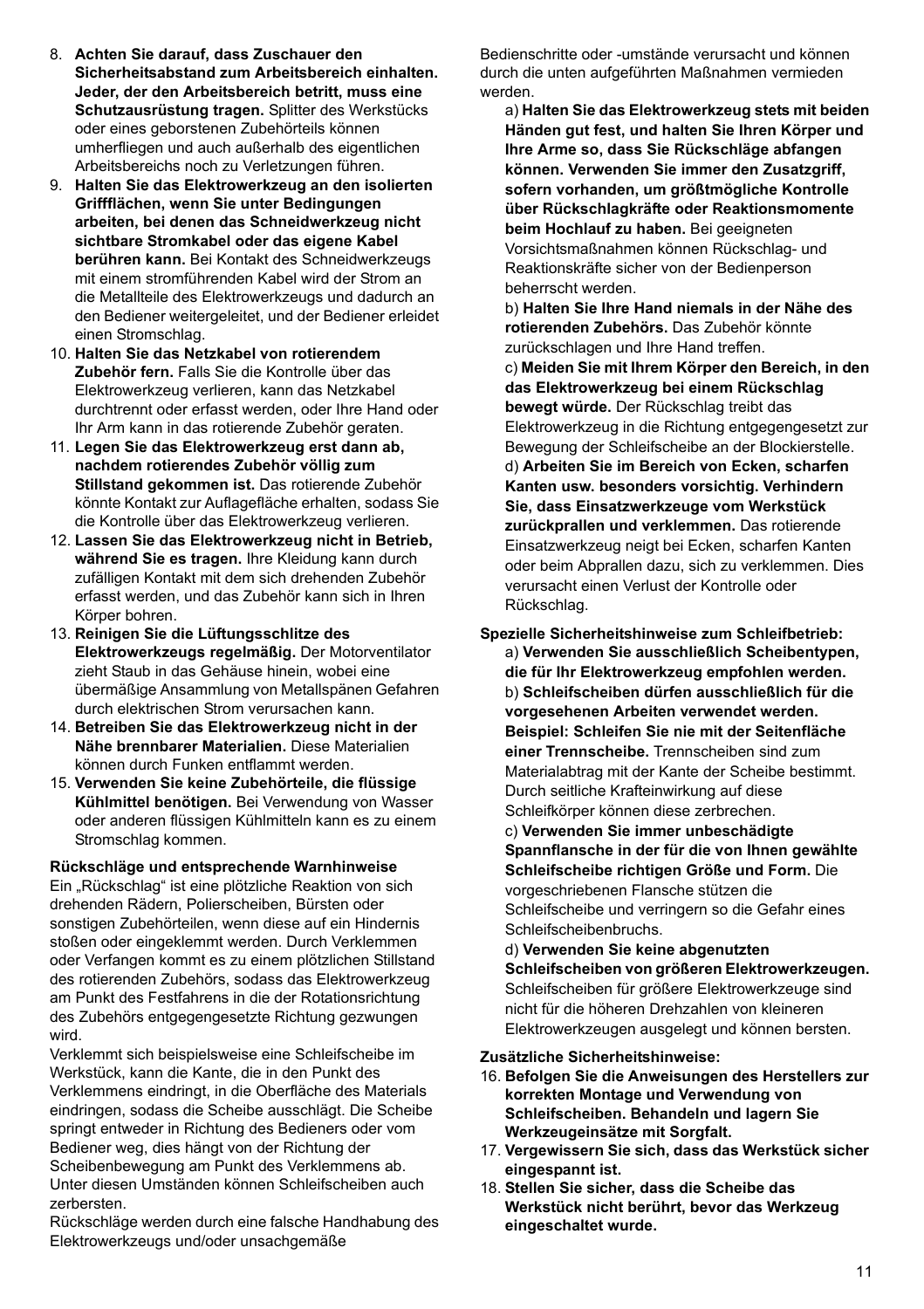8. **Achten Sie darauf, dass Zuschauer den Sicherheitsabstand zum Arbeitsbereich einhalten. Jeder, der den Arbeitsbereich betritt, muss eine Schutzausrüstung tragen.** Splitter des Werkstücks oder eines geborstenen Zubehörteils können umherfliegen und auch außerhalb des eigentlichen Arbeitsbereichs noch zu Verletzungen führen.
9. **Halten Sie das Elektrowerkzeug an den isolierten Grifffiächen, wenn Sie unter Bedingungen arbeiten, bei denen das Schneidwerkzeug nicht sichtbare Stromkabel oder das eigene Kabel berühren kann.** Bei Kontakt des Schneidwerkzeugs mit einem stromführenden Kabel wird der Strom an die Metallteile des Elektrowerkzeugs und dadurch an den Bediener weitergeleitet, und der Bediener erleidet einen Stromschlag.
10. **Halten Sie das Netzkabel von rotierendem Zubehör fern.** Falls Sie die Kontrolle über das Elektrowerkzeug verlieren, kann das Netzkabel durchtrennt oder erfasst werden, oder Ihre Hand oder Ihr Arm kann in das rotierende Zubehör geraten.
11. **Legen Sie das Elektrowerkzeug erst dann ab, nachdem rotierendes Zubehör völlig zum Stillstand gekommen ist.** Das rotierende Zubehör könnte Kontakt zur Auflagefläche erhalten, sodass Sie die Kontrolle über das Elektrowerkzeug verlieren.
12. **Lassen Sie das Elektrowerkzeug nicht in Betrieb, während Sie es tragen.** Ihre Kleidung kann durch zufälligen Kontakt mit dem sich drehenden Zubehör erfasst werden, und das Zubehör kann sich in Ihren Körper bohren.
13. **Reinigen Sie die Lüftungsschlitze des Elektrowerkzeugs regelmäßig.** Der Motorventilator zieht Staub in das Gehäuse hinein, wobei eine übermäßige Ansammlung von Metallspänen Gefahren durch elektrischen Strom verursachen kann.
14. **Betreiben Sie das Elektrowerkzeug nicht in der Nähe brennbarer Materialien.** Diese Materialien können durch Funken entflammt werden.
15. **Verwenden Sie keine Zubehörteile, die flüssige Kühlmittel benötigen.** Bei Verwendung von Wasser oder anderen flüssigen Kühlmitteln kann es zu einem Stromschlag kommen.

**Rückschläge und entsprechende Warnhinweise**

Ein „Rückschlag" ist eine plötzliche Reaktion von sich drehenden Rädern, Polierscheiben, Bürsten oder sonstigen Zubehörteilen, wenn diese auf ein Hindernis stoßen oder eingeklemmt werden. Durch Verklemmen oder Verfangen kommt es zu einem plötzlichen Stillstand des rotierenden Zubehörs, sodass das Elektrowerkzeug am Punkt des Festfahrens in die der Rotationsrichtung des Zubehörs entgegengesetzte Richtung gezwungen wird.

Verklemmt sich beispielsweise eine Schleifscheibe im Werkstück, kann die Kante, die in den Punkt des Verklemmens eindringt, in die Oberfläche des Materials eindringen, sodass die Scheibe ausschlägt. Die Scheibe springt entweder in Richtung des Bedieners oder vom Bediener weg, dies hängt von der Richtung der Scheibenbewegung am Punkt des Verklemmens ab. Unter diesen Umständen können Schleifscheiben auch zerbersten.

Rückschläge werden durch eine falsche Handhabung des Elektrowerkzeugs und/oder unsachgemäße Bedienschritte oder -umstände verursacht und können durch die unten aufgeführten Maßnahmen vermieden werden.

a) **Halten Sie das Elektrowerkzeug stets mit beiden Händen gut fest, und halten Sie Ihren Körper und Ihre Arme so, dass Sie Rückschläge abfangen können. Verwenden Sie immer den Zusatzgriff, sofern vorhanden, um größtmögliche Kontrolle über Rückschlagkräfte oder Reaktionsmomente beim Hochlauf zu haben.** Bei geeigneten Vorsichtsmaßnahmen können Rückschlag- und Reaktionskräfte sicher von der Bedienperson beherrscht werden.

b) **Halten Sie Ihre Hand niemals in der Nähe des rotierenden Zubehörs.** Das Zubehör könnte zurückschlagen und Ihre Hand treffen.

c) **Meiden Sie mit Ihrem Körper den Bereich, in den das Elektrowerkzeug bei einem Rückschlag bewegt würde.** Der Rückschlag treibt das Elektrowerkzeug in die Richtung entgegengesetzt zur Bewegung der Schleifscheibe an der Blockierstelle.

d) **Arbeiten Sie im Bereich von Ecken, scharfen Kanten usw. besonders vorsichtig. Verhindern Sie, dass Einsatzwerkzeuge vom Werkstück zurückprallen und verklemmen.** Das rotierende Einsatzwerkzeug neigt bei Ecken, scharfen Kanten oder beim Abprallen dazu, sich zu verklemmen. Dies verursacht einen Verlust der Kontrolle oder Rückschlag.

**Spezielle Sicherheitshinweise zum Schleifbetrieb:**

a) **Verwenden Sie ausschließlich Scheibentypen, die für Ihr Elektrowerkzeug empfohlen werden.**

b) **Schleifscheiben dürfen ausschließlich für die vorgesehenen Arbeiten verwendet werden. Beispiel: Schleifen Sie nie mit der Seitenfläche einer Trennscheibe.** Trennscheiben sind zum Materialabtrag mit der Kante der Scheibe bestimmt. Durch seitliche Krafteinwirkung auf diese Schleifkörper können diese zerbrechen.

c) **Verwenden Sie immer unbeschädigte Spannflansche in der für die von Ihnen gewählte Schleifscheibe richtigen Größe und Form.** Die vorgeschriebenen Flansche stützen die Schleifscheibe und verringern so die Gefahr eines Schleifscheibenbruchs.

d) **Verwenden Sie keine abgenutzten Schleifscheiben von größeren Elektrowerkzeugen.** Schleifscheiben für größere Elektrowerkzeuge sind nicht für die höheren Drehzahlen von kleineren Elektrowerkzeugen ausgelegt und können bersten.

**Zusätzliche Sicherheitshinweise:**

16. **Befolgen Sie die Anweisungen des Herstellers zur korrekten Montage und Verwendung von Schleifscheiben. Behandeln und lagern Sie Werkzeugeinsätze mit Sorgfalt.**
17. **Vergewissern Sie sich, dass das Werkstück sicher eingespannt ist.**
18. **Stellen Sie sicher, dass die Scheibe das Werkstück nicht berührt, bevor das Werkzeug eingeschaltet wurde.**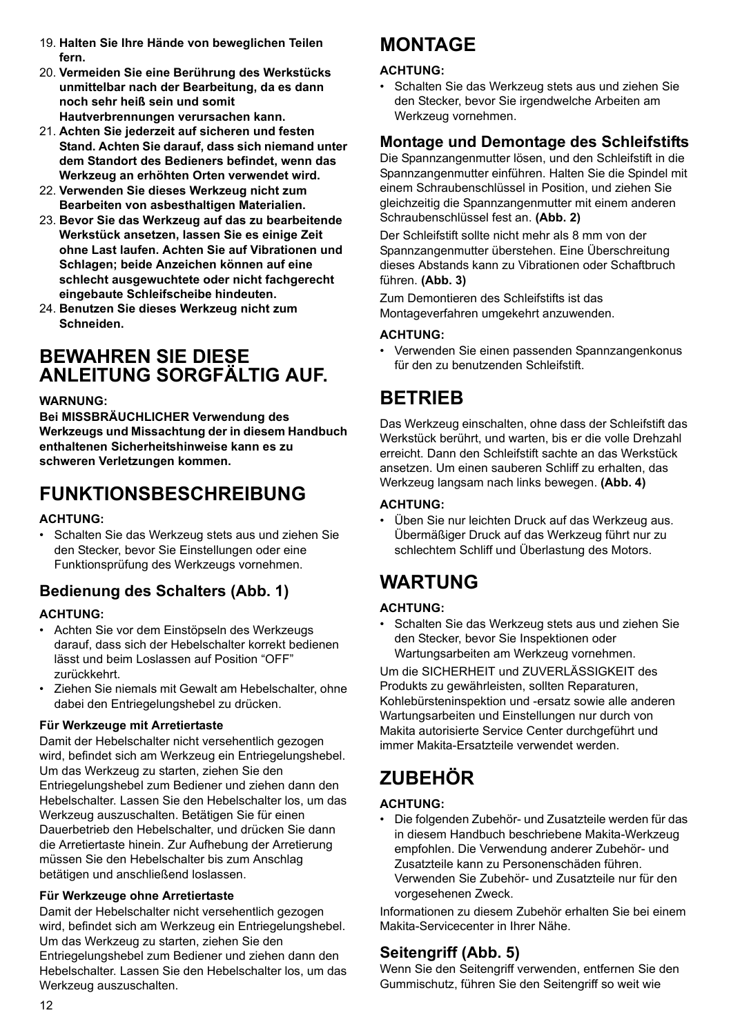19. **Halten Sie Ihre Hände von beweglichen Teilen fern.**
20. **Vermeiden Sie eine Berührung des Werkstücks unmittelbar nach der Bearbeitung, da es dann noch sehr heiß sein und somit Hautverbrennungen verursachen kann.**
21. **Achten Sie jederzeit auf sicheren und festen Stand. Achten Sie darauf, dass sich niemand unter dem Standort des Bedieners befindet, wenn das Werkzeug an erhöhten Orten verwendet wird.**
22. **Verwenden Sie dieses Werkzeug nicht zum Bearbeiten von asbesthaltigen Materialien.**
23. **Bevor Sie das Werkzeug auf das zu bearbeitende Werkstück ansetzen, lassen Sie es einige Zeit ohne Last laufen. Achten Sie auf Vibrationen und Schlagen; beide Anzeichen können auf eine schlecht ausgewuchtete oder nicht fachgerecht eingebaute Schleifscheibe hindeuten.**
24. **Benutzen Sie dieses Werkzeug nicht zum Schneiden.**

# BEWAHREN SIE DIESE ANLEITUNG SORGFÄLTIG AUF.

**WARNUNG:**

**Bei MISSBRÄUCHLICHER Verwendung des Werkzeugs und Missachtung der in diesem Handbuch enthaltenen Sicherheitshinweise kann es zu schweren Verletzungen kommen.**

# FUNKTIONSBESCHREIBUNG

**ACHTUNG:**

- Schalten Sie das Werkzeug stets aus und ziehen Sie den Stecker, bevor Sie Einstellungen oder eine Funktionsprüfung des Werkzeugs vornehmen.

## Bedienung des Schalters (Abb. 1)

**ACHTUNG:**

- Achten Sie vor dem Einstöpseln des Werkzeugs darauf, dass sich der Hebelschalter korrekt bedienen lässt und beim Loslassen auf Position “OFF” zurückkehrt.
- Ziehen Sie niemals mit Gewalt am Hebelschalter, ohne dabei den Entriegelungshebel zu drücken.

### Für Werkzeuge mit Arretiertaste

Damit der Hebelschalter nicht versehentlich gezogen wird, befindet sich am Werkzeug ein Entriegelungshebel. Um das Werkzeug zu starten, ziehen Sie den Entriegelungshebel zum Bediener und ziehen dann den Hebelschalter. Lassen Sie den Hebelschalter los, um das Werkzeug auszuschalten. Betätigen Sie für einen Dauerbetrieb den Hebelschalter, und drücken Sie dann die Arretiertaste hinein. Zur Aufhebung der Arretierung müssen Sie den Hebelschalter bis zum Anschlag betätigen und anschließend loslassen.

### Für Werkzeuge ohne Arretiertaste

Damit der Hebelschalter nicht versehentlich gezogen wird, befindet sich am Werkzeug ein Entriegelungshebel. Um das Werkzeug zu starten, ziehen Sie den Entriegelungshebel zum Bediener und ziehen dann den Hebelschalter. Lassen Sie den Hebelschalter los, um das Werkzeug auszuschalten.

# MONTAGE

**ACHTUNG:**

- Schalten Sie das Werkzeug stets aus und ziehen Sie den Stecker, bevor Sie irgendwelche Arbeiten am Werkzeug vornehmen.

## Montage und Demontage des Schleifstifts

Die Spannzangenmutter lösen, und den Schleifstift in die Spannzangenmutter einführen. Halten Sie die Spindel mit einem Schraubenschlüssel in Position, und ziehen Sie gleichzeitig die Spannzangenmutter mit einem anderen Schraubenschlüssel fest an. **(Abb. 2)**

Der Schleifstift sollte nicht mehr als 8 mm von der Spannzangenmutter überstehen. Eine Überschreitung dieses Abstands kann zu Vibrationen oder Schaftbruch führen. **(Abb. 3)**

Zum Demontieren des Schleifstifts ist das Montageverfahren umgekehrt anzuwenden.

**ACHTUNG:**

- Verwenden Sie einen passenden Spannzangenkonus für den zu benutzenden Schleifstift.

# BETRIEB

Das Werkzeug einschalten, ohne dass der Schleifstift das Werkstück berührt, und warten, bis er die volle Drehzahl erreicht. Dann den Schleifstift sachte an das Werkstück ansetzen. Um einen sauberen Schliff zu erhalten, das Werkzeug langsam nach links bewegen. **(Abb. 4)**

**ACHTUNG:**

- Üben Sie nur leichten Druck auf das Werkzeug aus. Übermäßiger Druck auf das Werkzeug führt nur zu schlechtem Schliff und Überlastung des Motors.

# WARTUNG

**ACHTUNG:**

- Schalten Sie das Werkzeug stets aus und ziehen Sie den Stecker, bevor Sie Inspektionen oder Wartungsarbeiten am Werkzeug vornehmen.

Um die SICHERHEIT und ZUVERLÄSSIGKEIT des Produkts zu gewährleisten, sollten Reparaturen, Kohlebürsteninspektion und -ersatz sowie alle anderen Wartungsarbeiten und Einstellungen nur durch von Makita autorisierte Service Center durchgeführt und immer Makita-Ersatzteile verwendet werden.

# ZUBEHÖR

**ACHTUNG:**

- Die folgenden Zubehör- und Zusatzteile werden für das in diesem Handbuch beschriebene Makita-Werkzeug empfohlen. Die Verwendung anderer Zubehör- und Zusatzteile kann zu Personenschäden führen. Verwenden Sie Zubehör- und Zusatzteile nur für den vorgesehenen Zweck.

Informationen zu diesem Zubehör erhalten Sie bei einem Makita-Servicecenter in Ihrer Nähe.

## Seitengriff (Abb. 5)

Wenn Sie den Seitengriff verwenden, entfernen Sie den Gummischutz, führen Sie den Seitengriff so weit wie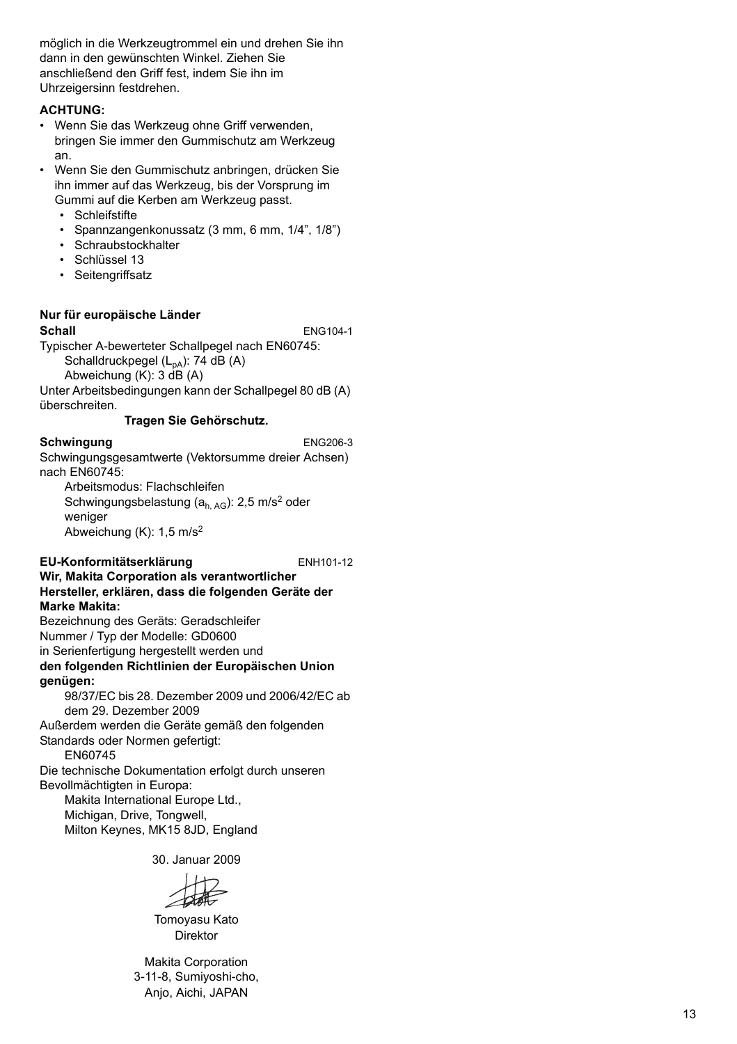möglich in die Werkzeugtrommel ein und drehen Sie ihn dann in den gewünschten Winkel. Ziehen Sie anschließend den Griff fest, indem Sie ihn im Uhrzeigersinn festdrehen.

**ACHTUNG:**

- Wenn Sie das Werkzeug ohne Griff verwenden, bringen Sie immer den Gummischutz am Werkzeug an.
- Wenn Sie den Gummischutz anbringen, drücken Sie ihn immer auf das Werkzeug, bis der Vorsprung im Gummi auf die Kerben am Werkzeug passt.
  - Schleifstifte
  - Spannzangenkonussatz (3 mm, 6 mm, 1/4", 1/8")
  - Schraubstockhalter
  - Schlüssel 13
  - Seitengriffsatz

**Nur für europäische Länder**

**Schall** ENG104-1

Typischer A-bewerteter Schallpegel nach EN60745:

Schalldruckpegel ($L_{pA}$): 74 dB (A)

Abweichung (K): 3 dB (A)

Unter Arbeitsbedingungen kann der Schallpegel 80 dB (A) überschreiten.

**Tragen Sie Gehörschutz.**

**Schwingung** ENG206-3

Schwingungsgesamtwerte (Vektorsumme dreier Achsen) nach EN60745:

Arbeitsmodus: Flachschleifen

Schwingungsbelastung ($a_{h, AG}$): 2,5 m/s$^2$ oder weniger

Abweichung (K): 1,5 m/s$^2$

**EU-Konformitätserklärung** ENH101-12

**Wir, Makita Corporation als verantwortlicher Hersteller, erklären, dass die folgenden Geräte der Marke Makita:**

Bezeichnung des Geräts: Geradschleifer

Nummer / Typ der Modelle: GD0600

in Serienfertigung hergestellt werden und

**den folgenden Richtlinien der Europäischen Union genügen:**

98/37/EC bis 28. Dezember 2009 und 2006/42/EC ab dem 29. Dezember 2009

Außerdem werden die Geräte gemäß den folgenden Standards oder Normen gefertigt:

EN60745

Die technische Dokumentation erfolgt durch unseren Bevollmächtigten in Europa:

Makita International Europe Ltd.,
Michigan, Drive, Tongwell,
Milton Keynes, MK15 8JD, England

30. Januar 2009

Tomoyasu Kato
Direktor

Makita Corporation
3-11-8, Sumiyoshi-cho,
Anjo, Aichi, JAPAN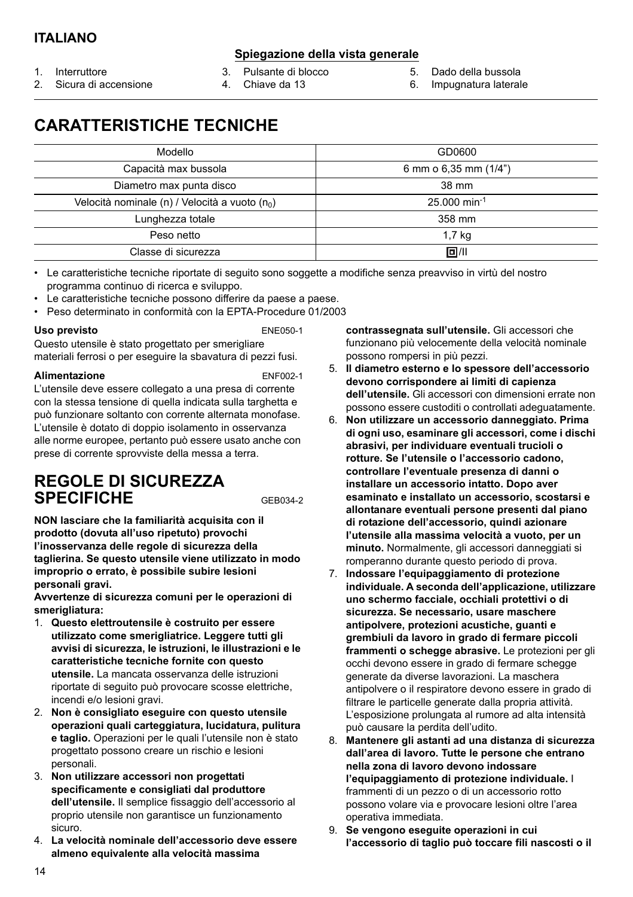**ITALIANO**

**Spiegazione della vista generale**

1. Interruttore
2. Sicura di accensione
3. Pulsante di blocco
4. Chiave da 13
5. Dado della bussola
6. Impugnatura laterale

# CARATTERISTICHE TECNICHE

| Modello | GD0600 |
|---|---|
| Capacità max bussola | 6 mm o 6,35 mm (1/4") |
| Diametro max punta disco | 38 mm |
| Velocità nominale (n) / Velocità a vuoto ($n_0$) | 25.000 $min^{-1}$ |
| Lunghezza totale | 358 mm |
| Peso netto | 1,7 kg |
| Classe di sicurezza | ⧈/II |

- Le caratteristiche tecniche riportate di seguito sono soggette a modifiche senza preavviso in virtù del nostro programma continuo di ricerca e sviluppo.
- Le caratteristiche tecniche possono differire da paese a paese.
- Peso determinato in conformità con la EPTA-Procedure 01/2003

**Uso previsto** ENE050-1

Questo utensile è stato progettato per smerigliare materiali ferrosi o per eseguire la sbavatura di pezzi fusi.

**Alimentazione** ENF002-1

L'utensile deve essere collegato a una presa di corrente con la stessa tensione di quella indicata sulla targhetta e può funzionare soltanto con corrente alternata monofase. L'utensile è dotato di doppio isolamento in osservanza alle norme europee, pertanto può essere usato anche con prese di corrente sprovviste della messa a terra.

# REGOLE DI SICUREZZA SPECIFICHE

GEB034-2

**NON lasciare che la familiarità acquisita con il prodotto (dovuta all'uso ripetuto) provochi l'inosservanza delle regole di sicurezza della taglierina. Se questo utensile viene utilizzato in modo improprio o errato, è possibile subire lesioni personali gravi.**

**Avvertenze di sicurezza comuni per le operazioni di smerigliatura:**

1. **Questo elettroutensile è costruito per essere utilizzato come smerigliatrice. Leggere tutti gli avvisi di sicurezza, le istruzioni, le illustrazioni e le caratteristiche tecniche fornite con questo utensile.** La mancata osservanza delle istruzioni riportate di seguito può provocare scosse elettriche, incendi e/o lesioni gravi.
2. **Non è consigliato eseguire con questo utensile operazioni quali carteggiatura, lucidatura, pulitura e taglio.** Operazioni per le quali l'utensile non è stato progettato possono creare un rischio e lesioni personali.
3. **Non utilizzare accessori non progettati specificamente e consigliati dal produttore dell'utensile.** Il semplice fissaggio dell'accessorio al proprio utensile non garantisce un funzionamento sicuro.
4. **La velocità nominale dell'accessorio deve essere almeno equivalente alla velocità massima contrassegnata sull'utensile.** Gli accessori che funzionano più velocemente della velocità nominale possono rompersi in più pezzi.
5. **Il diametro esterno e lo spessore dell'accessorio devono corrispondere ai limiti di capienza dell'utensile.** Gli accessori con dimensioni errate non possono essere custoditi o controllati adeguatamente.
6. **Non utilizzare un accessorio danneggiato. Prima di ogni uso, esaminare gli accessori, come i dischi abrasivi, per individuare eventuali trucioli o rotture. Se l'utensile o l'accessorio cadono, controllare l'eventuale presenza di danni o installare un accessorio intatto. Dopo aver esaminato e installato un accessorio, scostarsi e allontanare eventuali persone presenti dal piano di rotazione dell'accessorio, quindi azionare l'utensile alla massima velocità a vuoto, per un minuto.** Normalmente, gli accessori danneggiati si romperanno durante questo periodo di prova.
7. **Indossare l'equipaggiamento di protezione individuale. A seconda dell'applicazione, utilizzare uno schermo facciale, occhiali protettivi o di sicurezza. Se necessario, usare maschere antipolvere, protezioni acustiche, guanti e grembiuli da lavoro in grado di fermare piccoli frammenti o schegge abrasive.** Le protezioni per gli occhi devono essere in grado di fermare schegge generate da diverse lavorazioni. La maschera antipolvere o il respiratore devono essere in grado di filtrare le particelle generate dalla propria attività. L'esposizione prolungata al rumore ad alta intensità può causare la perdita dell'udito.
8. **Mantenere gli astanti ad una distanza di sicurezza dall'area di lavoro. Tutte le persone che entrano nella zona di lavoro devono indossare l'equipaggiamento di protezione individuale.** I frammenti di un pezzo o di un accessorio rotto possono volare via e provocare lesioni oltre l'area operativa immediata.
9. **Se vengono eseguite operazioni in cui l'accessorio di taglio può toccare fili nascosti o il**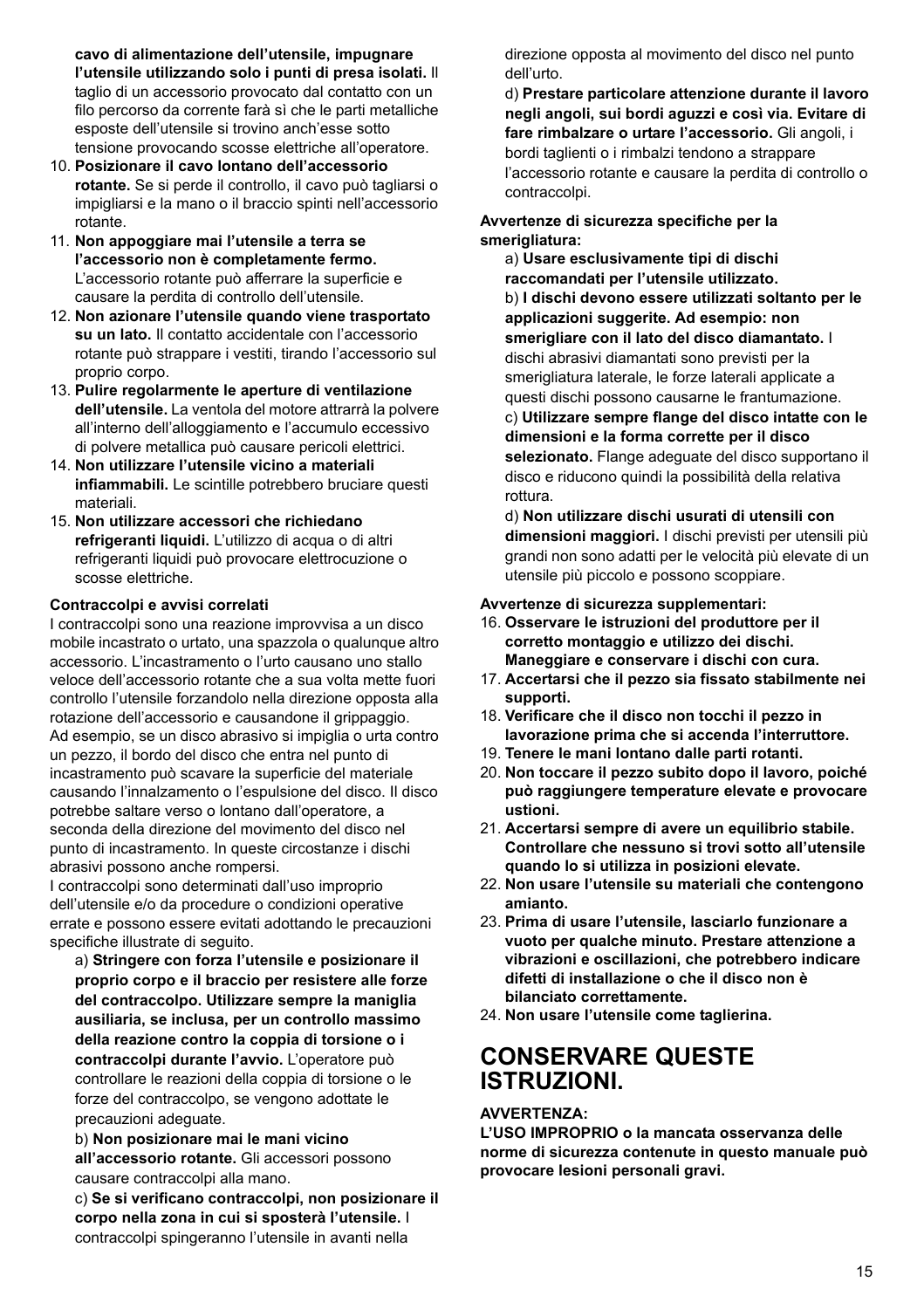**cavo di alimentazione dell'utensile, impugnare l'utensile utilizzando solo i punti di presa isolati.** Il taglio di un accessorio provocato dal contatto con un filo percorso da corrente farà sì che le parti metalliche esposte dell'utensile si trovino anch'esse sotto tensione provocando scosse elettriche all'operatore.

10. **Posizionare il cavo lontano dell'accessorio rotante.** Se si perde il controllo, il cavo può tagliarsi o impigliarsi e la mano o il braccio spinti nell'accessorio rotante.
11. **Non appoggiare mai l'utensile a terra se l'accessorio non è completamente fermo.** L'accessorio rotante può afferrare la superficie e causare la perdita di controllo dell'utensile.
12. **Non azionare l'utensile quando viene trasportato su un lato.** Il contatto accidentale con l'accessorio rotante può strappare i vestiti, tirando l'accessorio sul proprio corpo.
13. **Pulire regolarmente le aperture di ventilazione dell'utensile.** La ventola del motore attrarrà la polvere all'interno dell'alloggiamento e l'accumulo eccessivo di polvere metallica può causare pericoli elettrici.
14. **Non utilizzare l'utensile vicino a materiali infiammabili.** Le scintille potrebbero bruciare questi materiali.
15. **Non utilizzare accessori che richiedano refrigeranti liquidi.** L'utilizzo di acqua o di altri refrigeranti liquidi può provocare elettrocuzione o scosse elettriche.

**Contraccolpi e avvisi correlati**

I contraccolpi sono una reazione improvvisa a un disco mobile incastrato o urtato, una spazzola o qualunque altro accessorio. L'incastramento o l'urto causano uno stallo veloce dell'accessorio rotante che a sua volta mette fuori controllo l'utensile forzandolo nella direzione opposta alla rotazione dell'accessorio e causandone il grippaggio.
Ad esempio, se un disco abrasivo si impiglia o urta contro un pezzo, il bordo del disco che entra nel punto di incastramento può scavare la superficie del materiale causando l'innalzamento o l'espulsione del disco. Il disco potrebbe saltare verso o lontano dall'operatore, a seconda della direzione del movimento del disco nel punto di incastramento. In queste circostanze i dischi abrasivi possono anche rompersi.
I contraccolpi sono determinati dall'uso improprio dell'utensile e/o da procedure o condizioni operative errate e possono essere evitati adottando le precauzioni specifiche illustrate di seguito.

a) **Stringere con forza l'utensile e posizionare il proprio corpo e il braccio per resistere alle forze del contraccolpo. Utilizzare sempre la maniglia ausiliaria, se inclusa, per un controllo massimo della reazione contro la coppia di torsione o i contraccolpi durante l'avvio.** L'operatore può controllare le reazioni della coppia di torsione o le forze del contraccolpo, se vengono adottate le precauzioni adeguate.

b) **Non posizionare mai le mani vicino all'accessorio rotante.** Gli accessori possono causare contraccolpi alla mano.

c) **Se si verificano contraccolpi, non posizionare il corpo nella zona in cui si sposterà l'utensile.** I contraccolpi spingeranno l'utensile in avanti nella direzione opposta al movimento del disco nel punto dell'urto.

d) **Prestare particolare attenzione durante il lavoro negli angoli, sui bordi aguzzi e così via. Evitare di fare rimbalzare o urtare l'accessorio.** Gli angoli, i bordi taglienti o i rimbalzi tendono a strappare l'accessorio rotante e causare la perdita di controllo o contraccolpi.

**Avvertenze di sicurezza specifiche per la smerigliatura:**

a) **Usare esclusivamente tipi di dischi raccomandati per l'utensile utilizzato.**

b) **I dischi devono essere utilizzati soltanto per le applicazioni suggerite. Ad esempio: non smerigliare con il lato del disco diamantato.** I dischi abrasivi diamantati sono previsti per la smerigliatura laterale, le forze laterali applicate a questi dischi possono causarne le frantumazione.

c) **Utilizzare sempre flange del disco intatte con le dimensioni e la forma corrette per il disco selezionato.** Flange adeguate del disco supportano il disco e riducono quindi la possibilità della relativa rottura.

d) **Non utilizzare dischi usurati di utensili con dimensioni maggiori.** I dischi previsti per utensili più grandi non sono adatti per le velocità più elevate di un utensile più piccolo e possono scoppiare.

**Avvertenze di sicurezza supplementari:**

16. **Osservare le istruzioni del produttore per il corretto montaggio e utilizzo dei dischi. Maneggiare e conservare i dischi con cura.**
17. **Accertarsi che il pezzo sia fissato stabilmente nei supporti.**
18. **Verificare che il disco non tocchi il pezzo in lavorazione prima che si accenda l'interruttore.**
19. **Tenere le mani lontano dalle parti rotanti.**
20. **Non toccare il pezzo subito dopo il lavoro, poiché può raggiungere temperature elevate e provocare ustioni.**
21. **Accertarsi sempre di avere un equilibrio stabile. Controllare che nessuno si trovi sotto all'utensile quando lo si utilizza in posizioni elevate.**
22. **Non usare l'utensile su materiali che contengono amianto.**
23. **Prima di usare l'utensile, lasciarlo funzionare a vuoto per qualche minuto. Prestare attenzione a vibrazioni e oscillazioni, che potrebbero indicare difetti di installazione o che il disco non è bilanciato correttamente.**
24. **Non usare l'utensile come taglierina.**

# CONSERVARE QUESTE ISTRUZIONI.

**AVVERTENZA:**
**L'USO IMPROPRIO o la mancata osservanza delle norme di sicurezza contenute in questo manuale può provocare lesioni personali gravi.**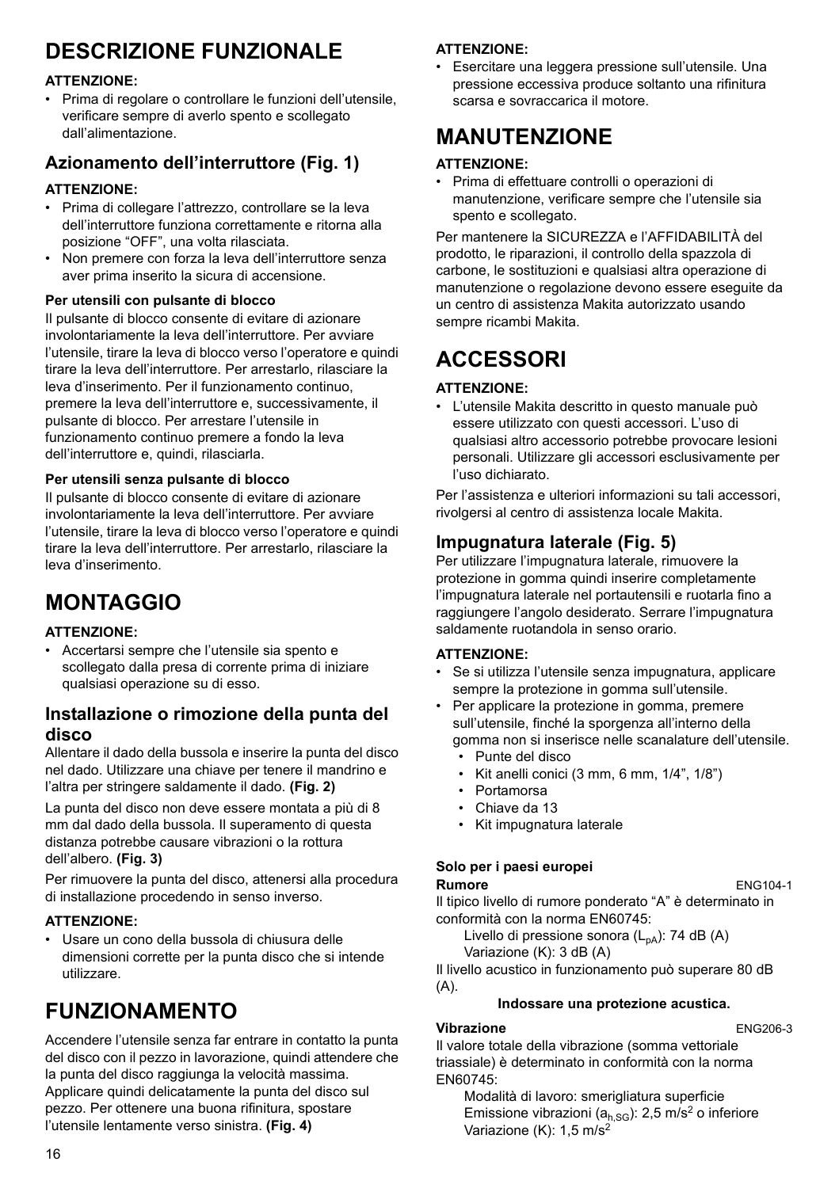# DESCRIZIONE FUNZIONALE

**ATTENZIONE:**

- Prima di regolare o controllare le funzioni dell'utensile, verificare sempre di averlo spento e scollegato dall'alimentazione.

## Azionamento dell'interruttore (Fig. 1)

**ATTENZIONE:**

- Prima di collegare l'attrezzo, controllare se la leva dell'interruttore funziona correttamente e ritorna alla posizione "OFF", una volta rilasciata.
- Non premere con forza la leva dell'interruttore senza aver prima inserito la sicura di accensione.

**Per utensili con pulsante di blocco**

Il pulsante di blocco consente di evitare di azionare involontariamente la leva dell'interruttore. Per avviare l'utensile, tirare la leva di blocco verso l'operatore e quindi tirare la leva dell'interruttore. Per arrestarlo, rilasciare la leva d'inserimento. Per il funzionamento continuo, premere la leva dell'interruttore e, successivamente, il pulsante di blocco. Per arrestare l'utensile in funzionamento continuo premere a fondo la leva dell'interruttore e, quindi, rilasciarla.

**Per utensili senza pulsante di blocco**

Il pulsante di blocco consente di evitare di azionare involontariamente la leva dell'interruttore. Per avviare l'utensile, tirare la leva di blocco verso l'operatore e quindi tirare la leva dell'interruttore. Per arrestarlo, rilasciare la leva d'inserimento.

# MONTAGGIO

**ATTENZIONE:**

- Accertarsi sempre che l'utensile sia spento e scollegato dalla presa di corrente prima di iniziare qualsiasi operazione su di esso.

## Installazione o rimozione della punta del disco

Allentare il dado della bussola e inserire la punta del disco nel dado. Utilizzare una chiave per tenere il mandrino e l'altra per stringere saldamente il dado. **(Fig. 2)**

La punta del disco non deve essere montata a più di 8 mm dal dado della bussola. Il superamento di questa distanza potrebbe causare vibrazioni o la rottura dell'albero. **(Fig. 3)**

Per rimuovere la punta del disco, attenersi alla procedura di installazione procedendo in senso inverso.

**ATTENZIONE:**

- Usare un cono della bussola di chiusura delle dimensioni corrette per la punta disco che si intende utilizzare.

# FUNZIONAMENTO

Accendere l'utensile senza far entrare in contatto la punta del disco con il pezzo in lavorazione, quindi attendere che la punta del disco raggiunga la velocità massima. Applicare quindi delicatamente la punta del disco sul pezzo. Per ottenere una buona rifinitura, spostare l'utensile lentamente verso sinistra. **(Fig. 4)**

**ATTENZIONE:**

- Esercitare una leggera pressione sull'utensile. Una pressione eccessiva produce soltanto una rifinitura scarsa e sovraccarica il motore.

# MANUTENZIONE

**ATTENZIONE:**

- Prima di effettuare controlli o operazioni di manutenzione, verificare sempre che l'utensile sia spento e scollegato.

Per mantenere la SICUREZZA e l'AFFIDABILITÀ del prodotto, le riparazioni, il controllo della spazzola di carbone, le sostituzioni e qualsiasi altra operazione di manutenzione o regolazione devono essere eseguite da un centro di assistenza Makita autorizzato usando sempre ricambi Makita.

# ACCESSORI

**ATTENZIONE:**

- L'utensile Makita descritto in questo manuale può essere utilizzato con questi accessori. L'uso di qualsiasi altro accessorio potrebbe provocare lesioni personali. Utilizzare gli accessori esclusivamente per l'uso dichiarato.

Per l'assistenza e ulteriori informazioni su tali accessori, rivolgersi al centro di assistenza locale Makita.

## Impugnatura laterale (Fig. 5)

Per utilizzare l'impugnatura laterale, rimuovere la protezione in gomma quindi inserire completamente l'impugnatura laterale nel portautensili e ruotarla fino a raggiungere l'angolo desiderato. Serrare l'impugnatura saldamente ruotandola in senso orario.

**ATTENZIONE:**

- Se si utilizza l'utensile senza impugnatura, applicare sempre la protezione in gomma sull'utensile.
- Per applicare la protezione in gomma, premere sull'utensile, finché la sporgenza all'interno della gomma non si inserisce nelle scanalature dell'utensile.
  - Punte del disco
  - Kit anelli conici (3 mm, 6 mm, 1/4", 1/8")
  - Portamorsa
  - Chiave da 13
  - Kit impugnatura laterale

**Solo per i paesi europei**

**Rumore** ENG104-1

Il tipico livello di rumore ponderato "A" è determinato in conformità con la norma EN60745:

Livello di pressione sonora ($L_{pA}$): 74 dB (A)
Variazione (K): 3 dB (A)

Il livello acustico in funzionamento può superare 80 dB (A).

**Indossare una protezione acustica.**

**Vibrazione** ENG206-3

Il valore totale della vibrazione (somma vettoriale triassiale) è determinato in conformità con la norma EN60745:

Modalità di lavoro: smerigliatura superficie
Emissione vibrazioni ($a_{h,SG}$): 2,5 $m/s^2$ o inferiore
Variazione (K): 1,5 $m/s^2$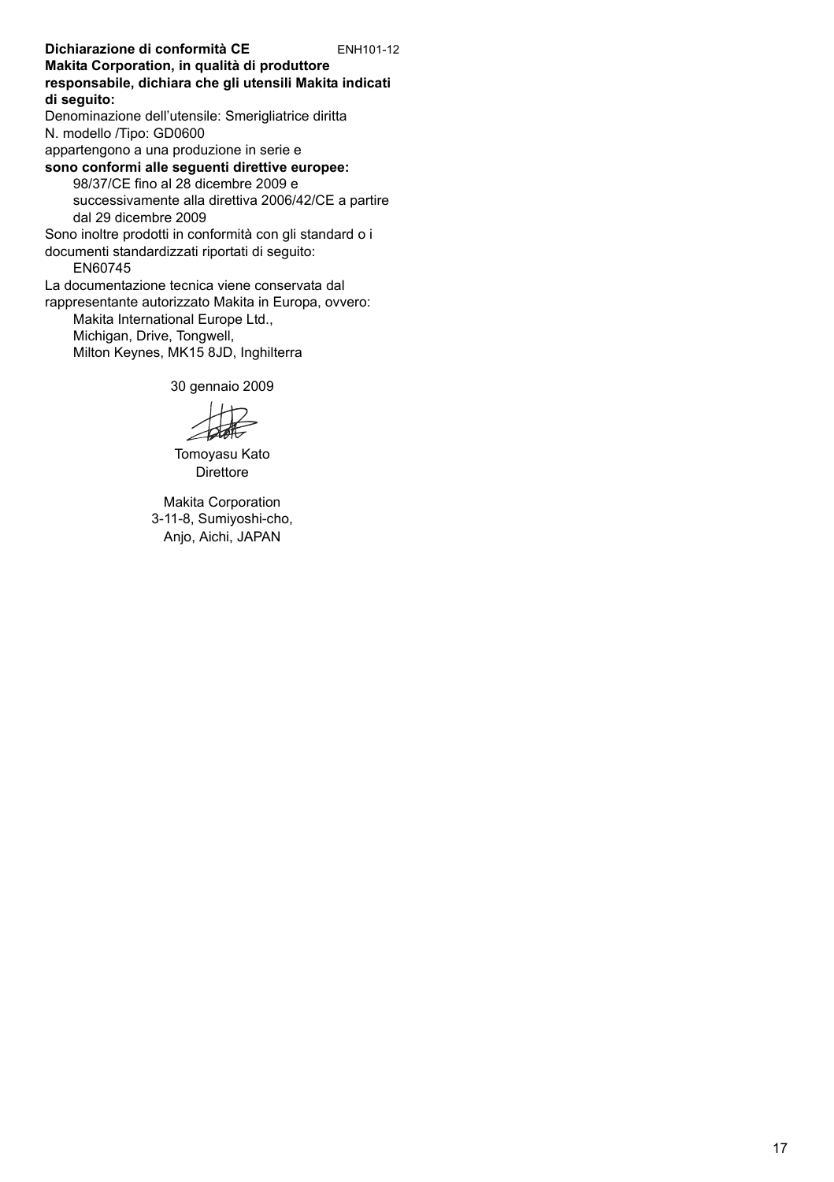**Dichiarazione di conformità CE** ENH101-12

**Makita Corporation, in qualità di produttore responsabile, dichiara che gli utensili Makita indicati di seguito:**

Denominazione dell'utensile: Smerigliatrice diritta
N. modello /Tipo: GD0600
appartengono a una produzione in serie e
**sono conformi alle seguenti direttive europee:**

98/37/CE fino al 28 dicembre 2009 e successivamente alla direttiva 2006/42/CE a partire dal 29 dicembre 2009

Sono inoltre prodotti in conformità con gli standard o i documenti standardizzati riportati di seguito:

EN60745

La documentazione tecnica viene conservata dal rappresentante autorizzato Makita in Europa, ovvero:

Makita International Europe Ltd.,
Michigan, Drive, Tongwell,
Milton Keynes, MK15 8JD, Inghilterra

30 gennaio 2009

Tomoyasu Kato
Direttore

Makita Corporation
3-11-8, Sumiyoshi-cho,
Anjo, Aichi, JAPAN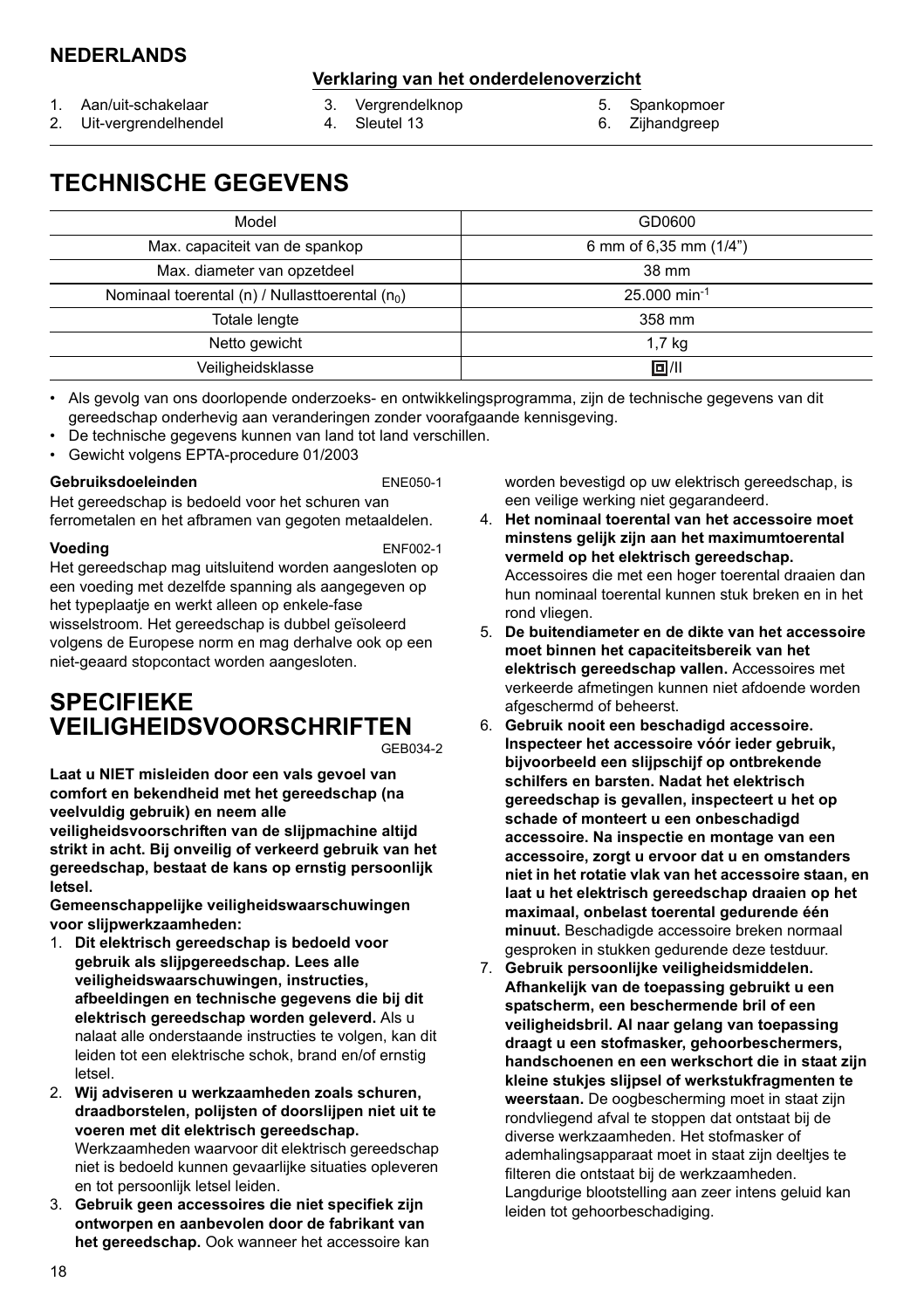## NEDERLANDS

### Verklaring van het onderdelenoverzicht

1. Aan/uit-schakelaar
2. Uit-vergrendelhendel
3. Vergrendelknop
4. Sleutel 13
5. Spankopmoer
6. Zijhandgreep

# TECHNISCHE GEGEVENS

| Model | GD0600 |
|---|---|
| Max. capaciteit van de spankop | 6 mm of 6,35 mm (1/4") |
| Max. diameter van opzetdeel | 38 mm |
| Nominaal toerental (n) / Nullasttoerental ($n_0$) | 25.000 $min^{-1}$ |
| Totale lengte | 358 mm |
| Netto gewicht | 1,7 kg |
| Veiligheidsklasse | ⧈/II |

- Als gevolg van ons doorlopende onderzoeks- en ontwikkelingsprogramma, zijn de technische gegevens van dit gereedschap onderhevig aan veranderingen zonder voorafgaande kennisgeving.
- De technische gegevens kunnen van land tot land verschillen.
- Gewicht volgens EPTA-procedure 01/2003

**Gebruiksdoeleinden** ENE050-1

Het gereedschap is bedoeld voor het schuren van ferrometalen en het afbramen van gegoten metaaldelen.

**Voeding** ENF002-1

Het gereedschap mag uitsluitend worden aangesloten op een voeding met dezelfde spanning als aangegeven op het typeplaatje en werkt alleen op enkele-fase wisselstroom. Het gereedschap is dubbel geïsoleerd volgens de Europese norm en mag derhalve ook op een niet-geaard stopcontact worden aangesloten.

# SPECIFIEKE VEILIGHEIDSVOORSCHRIFTEN

GEB034-2

**Laat u NIET misleiden door een vals gevoel van comfort en bekendheid met het gereedschap (na veelvuldig gebruik) en neem alle veiligheidsvoorschriften van de slijpmachine altijd strikt in acht. Bij onveilig of verkeerd gebruik van het gereedschap, bestaat de kans op ernstig persoonlijk letsel.**

**Gemeenschappelijke veiligheidswaarschuwingen voor slijpwerkzaamheden:**

1. **Dit elektrisch gereedschap is bedoeld voor gebruik als slijpgereedschap. Lees alle veiligheidswaarschuwingen, instructies, afbeeldingen en technische gegevens die bij dit elektrisch gereedschap worden geleverd.** Als u nalaat alle onderstaande instructies te volgen, kan dit leiden tot een elektrische schok, brand en/of ernstig letsel.
2. **Wij adviseren u werkzaamheden zoals schuren, draadborstelen, polijsten of doorslijpen niet uit te voeren met dit elektrisch gereedschap.** Werkzaamheden waarvoor dit elektrisch gereedschap niet is bedoeld kunnen gevaarlijke situaties opleveren en tot persoonlijk letsel leiden.
3. **Gebruik geen accessoires die niet specifiek zijn ontworpen en aanbevolen door de fabrikant van het gereedschap.** Ook wanneer het accessoire kan worden bevestigd op uw elektrisch gereedschap, is een veilige werking niet gegarandeerd.
4. **Het nominaal toerental van het accessoire moet minstens gelijk zijn aan het maximumtoerental vermeld op het elektrisch gereedschap.** Accessoires die met een hoger toerental draaien dan hun nominaal toerental kunnen stuk breken en in het rond vliegen.
5. **De buitendiameter en de dikte van het accessoire moet binnen het capaciteitsbereik van het elektrisch gereedschap vallen.** Accessoires met verkeerde afmetingen kunnen niet afdoende worden afgeschermd of beheerst.
6. **Gebruik nooit een beschadigd accessoire. Inspecteer het accessoire vóór ieder gebruik, bijvoorbeeld een slijpschijf op ontbrekende schilfers en barsten. Nadat het elektrisch gereedschap is gevallen, inspecteert u het op schade of monteert u een onbeschadigd accessoire. Na inspectie en montage van een accessoire, zorgt u ervoor dat u en omstanders niet in het rotatie vlak van het accessoire staan, en laat u het elektrisch gereedschap draaien op het maximaal, onbelast toerental gedurende één minuut.** Beschadigde accessoire breken normaal gesproken in stukken gedurende deze testduur.
7. **Gebruik persoonlijke veiligheidsmiddelen. Afhankelijk van de toepassing gebruikt u een spatscherm, een beschermende bril of een veiligheidsbril. Al naar gelang van toepassing draagt u een stofmasker, gehoorbeschermers, handschoenen en een werkschort die in staat zijn kleine stukjes slijpsel of werkstukfragmenten te weerstaan.** De oogbescherming moet in staat zijn rondvliegend afval te stoppen dat ontstaat bij de diverse werkzaamheden. Het stofmasker of ademhalingsapparaat moet in staat zijn deeltjes te filteren die ontstaat bij de werkzaamheden. Langdurige blootstelling aan zeer intens geluid kan leiden tot gehoorbeschadiging.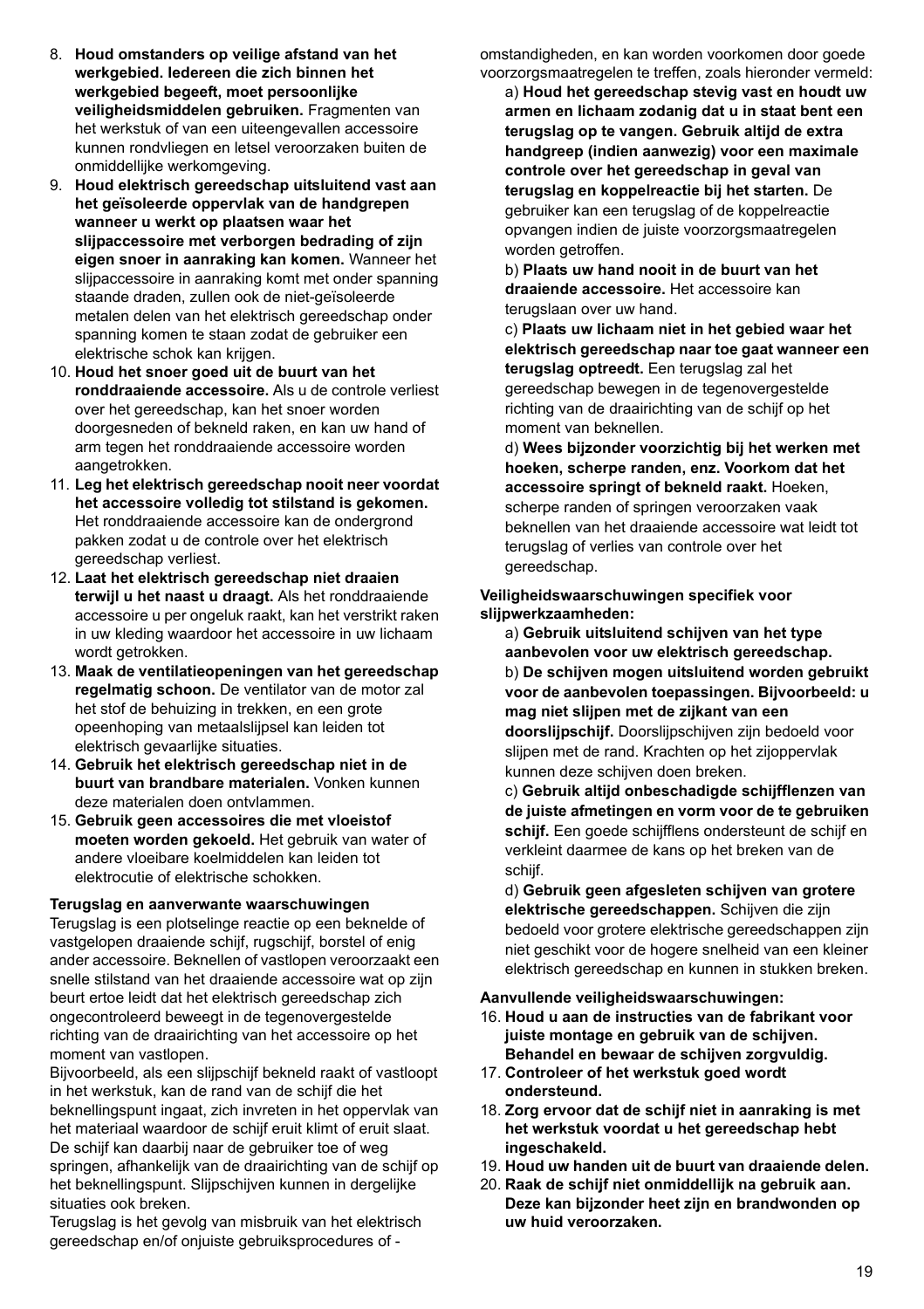8. **Houd omstanders op veilige afstand van het werkgebied. Iedereen die zich binnen het werkgebied begeeft, moet persoonlijke veiligheidsmiddelen gebruiken.** Fragmenten van het werkstuk of van een uiteengevallen accessoire kunnen rondvliegen en letsel veroorzaken buiten de onmiddellijke werkomgeving.
9. **Houd elektrisch gereedschap uitsluitend vast aan het geïsoleerde oppervlak van de handgrepen wanneer u werkt op plaatsen waar het slijpaccessoire met verborgen bedrading of zijn eigen snoer in aanraking kan komen.** Wanneer het slijpaccessoire in aanraking komt met onder spanning staande draden, zullen ook de niet-geïsoleerde metalen delen van het elektrisch gereedschap onder spanning komen te staan zodat de gebruiker een elektrische schok kan krijgen.
10. **Houd het snoer goed uit de buurt van het ronddraaiende accessoire.** Als u de controle verliest over het gereedschap, kan het snoer worden doorgesneden of bekneld raken, en kan uw hand of arm tegen het ronddraaiende accessoire worden aangetrokken.
11. **Leg het elektrisch gereedschap nooit neer voordat het accessoire volledig tot stilstand is gekomen.** Het ronddraaiende accessoire kan de ondergrond pakken zodat u de controle over het elektrisch gereedschap verliest.
12. **Laat het elektrisch gereedschap niet draaien terwijl u het naast u draagt.** Als het ronddraaiende accessoire u per ongeluk raakt, kan het verstrikt raken in uw kleding waardoor het accessoire in uw lichaam wordt getrokken.
13. **Maak de ventilatieopeningen van het gereedschap regelmatig schoon.** De ventilator van de motor zal het stof de behuizing in trekken, en een grote opeenhoping van metaalslijpsel kan leiden tot elektrisch gevaarlijke situaties.
14. **Gebruik het elektrisch gereedschap niet in de buurt van brandbare materialen.** Vonken kunnen deze materialen doen ontvlammen.
15. **Gebruik geen accessoires die met vloeistof moeten worden gekoeld.** Het gebruik van water of andere vloeibare koelmiddelen kan leiden tot elektrocutie of elektrische schokken.

**Terugslag en aanverwante waarschuwingen**

Terugslag is een plotselinge reactie op een beknelde of vastgelopen draaiende schijf, rugschijf, borstel of enig ander accessoire. Beknellen of vastlopen veroorzaakt een snelle stilstand van het draaiende accessoire wat op zijn beurt ertoe leidt dat het elektrisch gereedschap zich ongecontroleerd beweegt in de tegenovergestelde richting van de draairichting van het accessoire op het moment van vastlopen.

Bijvoorbeeld, als een slijpschijf bekneld raakt of vastloopt in het werkstuk, kan de rand van de schijf die het beknellingspunt ingaat, zich invreten in het oppervlak van het materiaal waardoor de schijf eruit klimt of eruit slaat. De schijf kan daarbij naar de gebruiker toe of weg springen, afhankelijk van de draairichting van de schijf op het beknellingspunt. Slijpschijven kunnen in dergelijke situaties ook breken.

Terugslag is het gevolg van misbruik van het elektrisch gereedschap en/of onjuiste gebruiksprocedures of -omstandigheden, en kan worden voorkomen door goede voorzorgsmaatregelen te treffen, zoals hieronder vermeld:

a) **Houd het gereedschap stevig vast en houdt uw armen en lichaam zodanig dat u in staat bent een terugslag op te vangen. Gebruik altijd de extra handgreep (indien aanwezig) voor een maximale controle over het gereedschap in geval van terugslag en koppelreactie bij het starten.** De gebruiker kan een terugslag of de koppelreactie opvangen indien de juiste voorzorgsmaatregelen worden getroffen.

b) **Plaats uw hand nooit in de buurt van het draaiende accessoire.** Het accessoire kan terugslaan over uw hand.

c) **Plaats uw lichaam niet in het gebied waar het elektrisch gereedschap naar toe gaat wanneer een terugslag optreedt.** Een terugslag zal het gereedschap bewegen in de tegenovergestelde richting van de draairichting van de schijf op het moment van beknellen.

d) **Wees bijzonder voorzichtig bij het werken met hoeken, scherpe randen, enz. Voorkom dat het accessoire springt of bekneld raakt.** Hoeken, scherpe randen of springen veroorzaken vaak beknellen van het draaiende accessoire wat leidt tot terugslag of verlies van controle over het gereedschap.

**Veiligheidswaarschuwingen specifiek voor slijpwerkzaamheden:**

a) **Gebruik uitsluitend schijven van het type aanbevolen voor uw elektrisch gereedschap.**

b) **De schijven mogen uitsluitend worden gebruikt voor de aanbevolen toepassingen. Bijvoorbeeld: u mag niet slijpen met de zijkant van een doorslijpschijf.** Doorslijpschijven zijn bedoeld voor slijpen met de rand. Krachten op het zijoppervlak kunnen deze schijven doen breken.

c) **Gebruik altijd onbeschadigde schijfflenzen van de juiste afmetingen en vorm voor de te gebruiken schijf.** Een goede schijfflens ondersteunt de schijf en verkleint daarmee de kans op het breken van de schijf.

d) **Gebruik geen afgesleten schijven van grotere elektrische gereedschappen.** Schijven die zijn bedoeld voor grotere elektrische gereedschappen zijn niet geschikt voor de hogere snelheid van een kleiner elektrisch gereedschap en kunnen in stukken breken.

**Aanvullende veiligheidswaarschuwingen:**

16. **Houd u aan de instructies van de fabrikant voor juiste montage en gebruik van de schijven. Behandel en bewaar de schijven zorgvuldig.**
17. **Controleer of het werkstuk goed wordt ondersteund.**
18. **Zorg ervoor dat de schijf niet in aanraking is met het werkstuk voordat u het gereedschap hebt ingeschakeld.**
19. **Houd uw handen uit de buurt van draaiende delen.**
20. **Raak de schijf niet onmiddellijk na gebruik aan. Deze kan bijzonder heet zijn en brandwonden op uw huid veroorzaken.**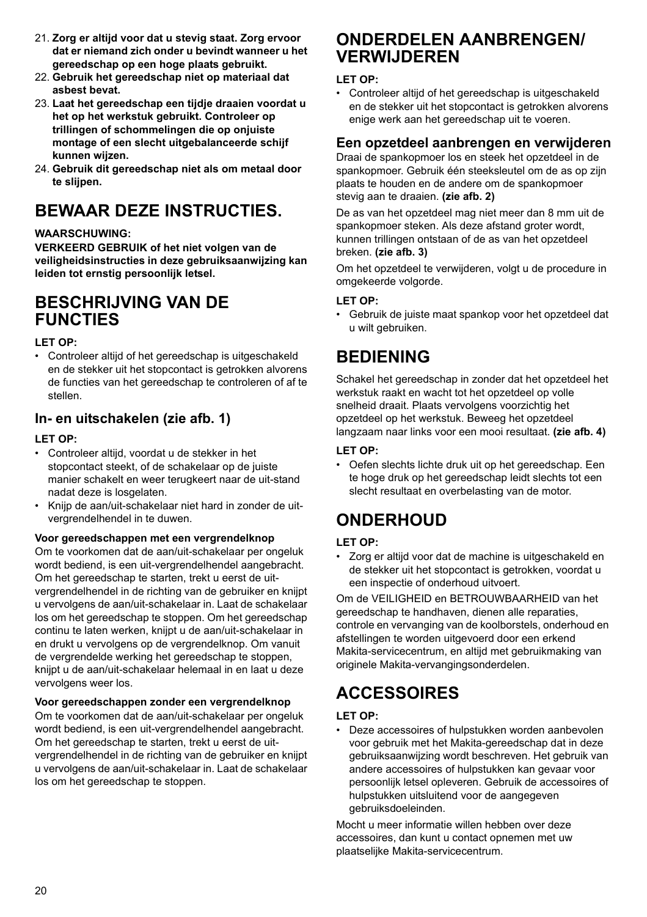21. **Zorg er altijd voor dat u stevig staat. Zorg ervoor dat er niemand zich onder u bevindt wanneer u het gereedschap op een hoge plaats gebruikt.**
22. **Gebruik het gereedschap niet op materiaal dat asbest bevat.**
23. **Laat het gereedschap een tijdje draaien voordat u het op het werkstuk gebruikt. Controleer op trillingen of schommelingen die op onjuiste montage of een slecht uitgebalanceerde schijf kunnen wijzen.**
24. **Gebruik dit gereedschap niet als om metaal door te slijpen.**

# BEWAAR DEZE INSTRUCTIES.

**WAARSCHUWING:**

**VERKEERD GEBRUIK of het niet volgen van de veiligheidsinstructies in deze gebruiksaanwijzing kan leiden tot ernstig persoonlijk letsel.**

# BESCHRIJVING VAN DE FUNCTIES

**LET OP:**

- Controleer altijd of het gereedschap is uitgeschakeld en de stekker uit het stopcontact is getrokken alvorens de functies van het gereedschap te controleren of af te stellen.

## In- en uitschakelen (zie afb. 1)

**LET OP:**

- Controleer altijd, voordat u de stekker in het stopcontact steekt, of de schakelaar op de juiste manier schakelt en weer terugkeert naar de uit-stand nadat deze is losgelaten.
- Knijp de aan/uit-schakelaar niet hard in zonder de uit-vergrendelhendel in te duwen.

**Voor gereedschappen met een vergrendelknop**

Om te voorkomen dat de aan/uit-schakelaar per ongeluk wordt bediend, is een uit-vergrendelhendel aangebracht. Om het gereedschap te starten, trekt u eerst de uit-vergrendelhendel in de richting van de gebruiker en knijpt u vervolgens de aan/uit-schakelaar in. Laat de schakelaar los om het gereedschap te stoppen. Om het gereedschap continu te laten werken, knijpt u de aan/uit-schakelaar in en drukt u vervolgens op de vergrendelknop. Om vanuit de vergrendelde werking het gereedschap te stoppen, knijpt u de aan/uit-schakelaar helemaal in en laat u deze vervolgens weer los.

**Voor gereedschappen zonder een vergrendelknop**

Om te voorkomen dat de aan/uit-schakelaar per ongeluk wordt bediend, is een uit-vergrendelhendel aangebracht. Om het gereedschap te starten, trekt u eerst de uit-vergrendelhendel in de richting van de gebruiker en knijpt u vervolgens de aan/uit-schakelaar in. Laat de schakelaar los om het gereedschap te stoppen.

# ONDERDELEN AANBRENGEN/ VERWIJDEREN

**LET OP:**

- Controleer altijd of het gereedschap is uitgeschakeld en de stekker uit het stopcontact is getrokken alvorens enige werk aan het gereedschap uit te voeren.

## Een opzetdeel aanbrengen en verwijderen

Draai de spankopmoer los en steek het opzetdeel in de spankopmoer. Gebruik één steeksleutel om de as op zijn plaats te houden en de andere om de spankopmoer stevig aan te draaien. **(zie afb. 2)**

De as van het opzetdeel mag niet meer dan 8 mm uit de spankopmoer steken. Als deze afstand groter wordt, kunnen trillingen ontstaan of de as van het opzetdeel breken. **(zie afb. 3)**

Om het opzetdeel te verwijderen, volgt u de procedure in omgekeerde volgorde.

**LET OP:**

- Gebruik de juiste maat spankop voor het opzetdeel dat u wilt gebruiken.

# BEDIENING

Schakel het gereedschap in zonder dat het opzetdeel het werkstuk raakt en wacht tot het opzetdeel op volle snelheid draait. Plaats vervolgens voorzichtig het opzetdeel op het werkstuk. Beweeg het opzetdeel langzaam naar links voor een mooi resultaat. **(zie afb. 4)**

**LET OP:**

- Oefen slechts lichte druk uit op het gereedschap. Een te hoge druk op het gereedschap leidt slechts tot een slecht resultaat en overbelasting van de motor.

# ONDERHOUD

**LET OP:**

- Zorg er altijd voor dat de machine is uitgeschakeld en de stekker uit het stopcontact is getrokken, voordat u een inspectie of onderhoud uitvoert.

Om de VEILIGHEID en BETROUWBAARHEID van het gereedschap te handhaven, dienen alle reparaties, controle en vervanging van de koolborstels, onderhoud en afstellingen te worden uitgevoerd door een erkend Makita-servicecentrum, en altijd met gebruikmaking van originele Makita-vervangingsonderdelen.

# ACCESSOIRES

**LET OP:**

- Deze accessoires of hulpstukken worden aanbevolen voor gebruik met het Makita-gereedschap dat in deze gebruiksaanwijzing wordt beschreven. Het gebruik van andere accessoires of hulpstukken kan gevaar voor persoonlijk letsel opleveren. Gebruik de accessoires of hulpstukken uitsluitend voor de aangegeven gebruiksdoeleinden.

Mocht u meer informatie willen hebben over deze accessoires, dan kunt u contact opnemen met uw plaatselijke Makita-servicecentrum.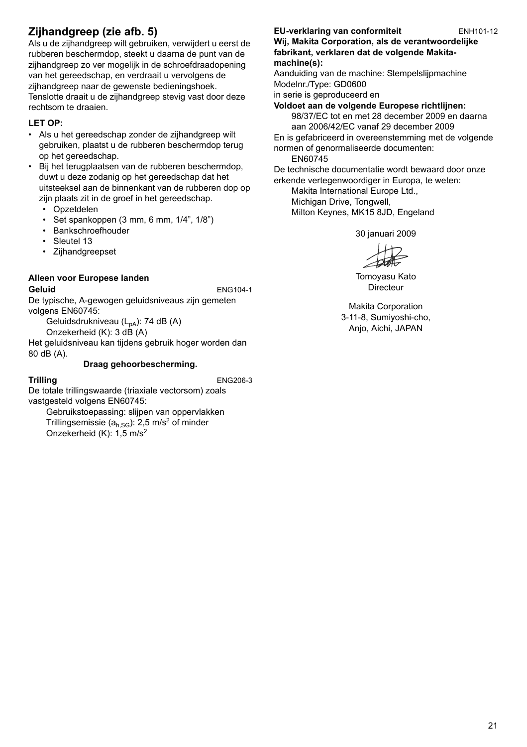## Zijhandgreep (zie afb. 5)

Als u de zijhandgreep wilt gebruiken, verwijdert u eerst de rubberen beschermdop, steekt u daarna de punt van de zijhandgreep zo ver mogelijk in de schroefdraadopening van het gereedschap, en verdraait u vervolgens de zijhandgreep naar de gewenste bedieningshoek. Tenslotte draait u de zijhandgreep stevig vast door deze rechtsom te draaien.

**LET OP:**

- Als u het gereedschap zonder de zijhandgreep wilt gebruiken, plaatst u de rubberen beschermdop terug op het gereedschap.
- Bij het terugplaatsen van de rubberen beschermdop, duwt u deze zodanig op het gereedschap dat het uitsteeksel aan de binnenkant van de rubberen dop op zijn plaats zit in de groef in het gereedschap.
  - Opzetdelen
  - Set spankoppen (3 mm, 6 mm, 1/4", 1/8")
  - Bankschroefhouder
  - Sleutel 13
  - Zijhandgreepset

**Alleen voor Europese landen**

**Geluid** ENG104-1

De typische, A-gewogen geluidsniveaus zijn gemeten volgens EN60745:

Geluidsdrukniveau ($L_{pA}$): 74 dB (A)
Onzekerheid (K): 3 dB (A)

Het geluidsniveau kan tijdens gebruik hoger worden dan 80 dB (A).

**Draag gehoorbescherming.**

**Trilling** ENG206-3

De totale trillingswaarde (triaxiale vectorsom) zoals vastgesteld volgens EN60745:

Gebruikstoepassing: slijpen van oppervlakken
Trillingsemissie ($a_{h,SG}$): 2,5 m/s$^2$ of minder
Onzekerheid (K): 1,5 m/s$^2$

**EU-verklaring van conformiteit** ENH101-12

**Wij, Makita Corporation, als de verantwoordelijke fabrikant, verklaren dat de volgende Makita-machine(s):**

Aanduiding van de machine: Stempelslijpmachine
Modelnr./Type: GD0600
in serie is geproduceerd en

**Voldoet aan de volgende Europese richtlijnen:**

98/37/EC tot en met 28 december 2009 en daarna aan 2006/42/EC vanaf 29 december 2009

En is gefabriceerd in overeenstemming met de volgende normen of genormaliseerde documenten:

EN60745

De technische documentatie wordt bewaard door onze erkende vertegenwoordiger in Europa, te weten:

Makita International Europe Ltd.,
Michigan Drive, Tongwell,
Milton Keynes, MK15 8JD, Engeland

30 januari 2009

Tomoyasu Kato
Directeur

Makita Corporation
3-11-8, Sumiyoshi-cho,
Anjo, Aichi, JAPAN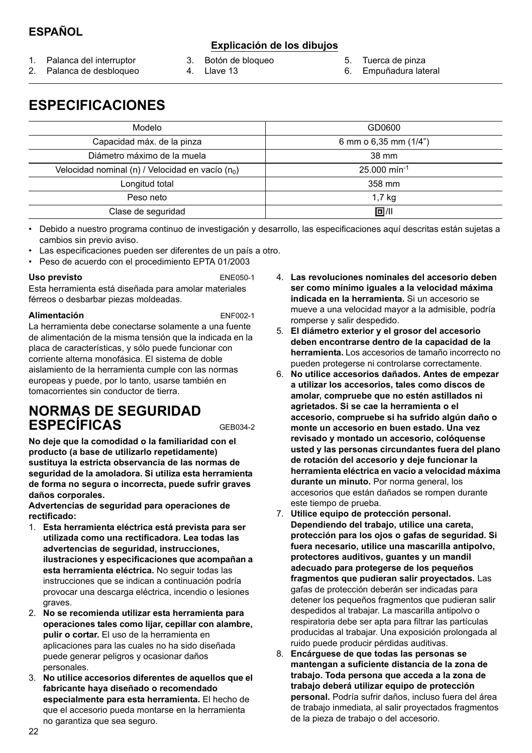## ESPAÑOL

### Explicación de los dibujos

1. Palanca del interruptor
2. Palanca de desbloqueo
3. Botón de bloqueo
4. Llave 13
5. Tuerca de pinza
6. Empuñadura lateral

# ESPECIFICACIONES

| Modelo | GD0600 |
|---|---|
| Capacidad máx. de la pinza | 6 mm o 6,35 mm (1/4") |
| Diámetro máximo de la muela | 38 mm |
| Velocidad nominal (n) / Velocidad en vacío ($n_0$) | 25.000 $mín^{-1}$ |
| Longitud total | 358 mm |
| Peso neto | 1,7 kg |
| Clase de seguridad | ⧈/II |

- Debido a nuestro programa continuo de investigación y desarrollo, las especificaciones aquí descritas están sujetas a cambios sin previo aviso.
- Las especificaciones pueden ser diferentes de un país a otro.
- Peso de acuerdo con el procedimiento EPTA 01/2003

**Uso previsto** ENE050-1

Esta herramienta está diseñada para amolar materiales férreos o desbarbar piezas moldeadas.

**Alimentación** ENF002-1

La herramienta debe conectarse solamente a una fuente de alimentación de la misma tensión que la indicada en la placa de características, y sólo puede funcionar con corriente alterna monofásica. El sistema de doble aislamiento de la herramienta cumple con las normas europeas y puede, por lo tanto, usarse también en tomacorrientes sin conductor de tierra.

# NORMAS DE SEGURIDAD ESPECÍFICAS

GEB034-2

**No deje que la comodidad o la familiaridad con el producto (a base de utilizarlo repetidamente) sustituya la estricta observancia de las normas de seguridad de la amoladora. Si utiliza esta herramienta de forma no segura o incorrecta, puede sufrir graves daños corporales.**

**Advertencias de seguridad para operaciones de rectificado:**

1. **Esta herramienta eléctrica está prevista para ser utilizada como una rectificadora. Lea todas las advertencias de seguridad, instrucciones, ilustraciones y especificaciones que acompañan a esta herramienta eléctrica.** No seguir todas las instrucciones que se indican a continuación podría provocar una descarga eléctrica, incendio o lesiones graves.
2. **No se recomienda utilizar esta herramienta para operaciones tales como lijar, cepillar con alambre, pulir o cortar.** El uso de la herramienta en aplicaciones para las cuales no ha sido diseñada puede generar peligros y ocasionar daños personales.
3. **No utilice accesorios diferentes de aquellos que el fabricante haya diseñado o recomendado especialmente para esta herramienta.** El hecho de que el accesorio pueda montarse en la herramienta no garantiza que sea seguro.
4. **Las revoluciones nominales del accesorio deben ser como mínimo iguales a la velocidad máxima indicada en la herramienta.** Si un accesorio se mueve a una velocidad mayor a la admisible, podría romperse y salir despedido.
5. **El diámetro exterior y el grosor del accesorio deben encontrarse dentro de la capacidad de la herramienta.** Los accesorios de tamaño incorrecto no pueden protegerse ni controlarse correctamente.
6. **No utilice accesorios dañados. Antes de empezar a utilizar los accesorios, tales como discos de amolar, compruebe que no estén astillados ni agrietados. Si se cae la herramienta o el accesorio, compruebe si ha sufrido algún daño o monte un accesorio en buen estado. Una vez revisado y montado un accesorio, colóquense usted y las personas circundantes fuera del plano de rotación del accesorio y deje funcionar la herramienta eléctrica en vacío a velocidad máxima durante un minuto.** Por norma general, los accesorios que están dañados se rompen durante este tiempo de prueba.
7. **Utilice equipo de protección personal. Dependiendo del trabajo, utilice una careta, protección para los ojos o gafas de seguridad. Si fuera necesario, utilice una mascarilla antipolvo, protectores auditivos, guantes y un mandil adecuado para protegerse de los pequeños fragmentos que pudieran salir proyectados.** Las gafas de protección deberán ser indicadas para detener los pequeños fragmentos que pudieran salir despedidos al trabajar. La mascarilla antipolvo o respiratoria debe ser apta para filtrar las partículas producidas al trabajar. Una exposición prolongada al ruido puede producir pérdidas auditivas.
8. **Encárguese de que todas las personas se mantengan a suficiente distancia de la zona de trabajo. Toda persona que acceda a la zona de trabajo deberá utilizar equipo de protección personal.** Podría sufrir daños, incluso fuera del área de trabajo inmediata, al salir proyectados fragmentos de la pieza de trabajo o del accesorio.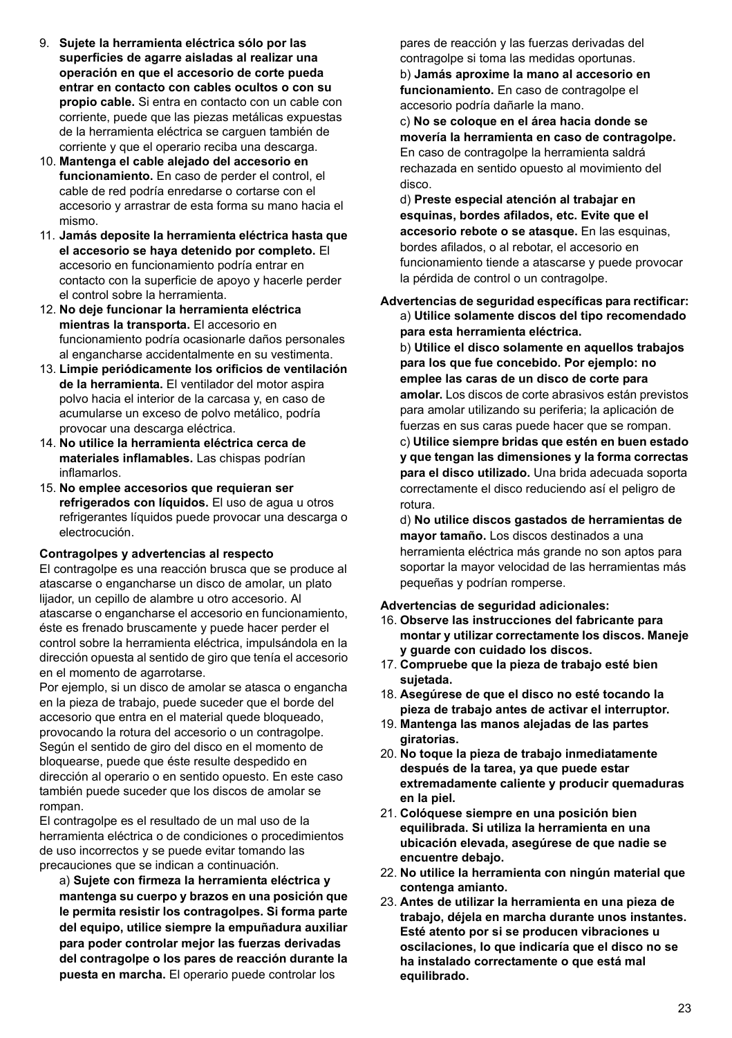9. **Sujete la herramienta eléctrica sólo por las superficies de agarre aisladas al realizar una operación en que el accesorio de corte pueda entrar en contacto con cables ocultos o con su propio cable.** Si entra en contacto con un cable con corriente, puede que las piezas metálicas expuestas de la herramienta eléctrica se carguen también de corriente y que el operario reciba una descarga.
10. **Mantenga el cable alejado del accesorio en funcionamiento.** En caso de perder el control, el cable de red podría enredarse o cortarse con el accesorio y arrastrar de esta forma su mano hacia el mismo.
11. **Jamás deposite la herramienta eléctrica hasta que el accesorio se haya detenido por completo.** El accesorio en funcionamiento podría entrar en contacto con la superficie de apoyo y hacerle perder el control sobre la herramienta.
12. **No deje funcionar la herramienta eléctrica mientras la transporta.** El accesorio en funcionamiento podría ocasionarle daños personales al engancharse accidentalmente en su vestimenta.
13. **Limpie periódicamente los orificios de ventilación de la herramienta.** El ventilador del motor aspira polvo hacia el interior de la carcasa y, en caso de acumularse un exceso de polvo metálico, podría provocar una descarga eléctrica.
14. **No utilice la herramienta eléctrica cerca de materiales inflamables.** Las chispas podrían inflamarlos.
15. **No emplee accesorios que requieran ser refrigerados con líquidos.** El uso de agua u otros refrigerantes líquidos puede provocar una descarga o electrocución.

**Contragolpes y advertencias al respecto**

El contragolpe es una reacción brusca que se produce al atascarse o engancharse un disco de amolar, un plato lijador, un cepillo de alambre u otro accesorio. Al atascarse o engancharse el accesorio en funcionamiento, éste es frenado bruscamente y puede hacer perder el control sobre la herramienta eléctrica, impulsándola en la dirección opuesta al sentido de giro que tenía el accesorio en el momento de agarrotarse.

Por ejemplo, si un disco de amolar se atasca o engancha en la pieza de trabajo, puede suceder que el borde del accesorio que entra en el material quede bloqueado, provocando la rotura del accesorio o un contragolpe. Según el sentido de giro del disco en el momento de bloquearse, puede que éste resulte despedido en dirección al operario o en sentido opuesto. En este caso también puede suceder que los discos de amolar se rompan.

El contragolpe es el resultado de un mal uso de la herramienta eléctrica o de condiciones o procedimientos de uso incorrectos y se puede evitar tomando las precauciones que se indican a continuación.

a) **Sujete con firmeza la herramienta eléctrica y mantenga su cuerpo y brazos en una posición que le permita resistir los contragolpes. Si forma parte del equipo, utilice siempre la empuñadura auxiliar para poder controlar mejor las fuerzas derivadas del contragolpe o los pares de reacción durante la puesta en marcha.** El operario puede controlar los pares de reacción y las fuerzas derivadas del contragolpe si toma las medidas oportunas.

b) **Jamás aproxime la mano al accesorio en funcionamiento.** En caso de contragolpe el accesorio podría dañarle la mano.

c) **No se coloque en el área hacia donde se movería la herramienta en caso de contragolpe.** En caso de contragolpe la herramienta saldrá rechazada en sentido opuesto al movimiento del disco.

d) **Preste especial atención al trabajar en esquinas, bordes afilados, etc. Evite que el accesorio rebote o se atasque.** En las esquinas, bordes afilados, o al rebotar, el accesorio en funcionamiento tiende a atascarse y puede provocar la pérdida de control o un contragolpe.

**Advertencias de seguridad específicas para rectificar:**

a) **Utilice solamente discos del tipo recomendado para esta herramienta eléctrica.**

b) **Utilice el disco solamente en aquellos trabajos para los que fue concebido. Por ejemplo: no emplee las caras de un disco de corte para amolar.** Los discos de corte abrasivos están previstos para amolar utilizando su periferia; la aplicación de fuerzas en sus caras puede hacer que se rompan.

c) **Utilice siempre bridas que estén en buen estado y que tengan las dimensiones y la forma correctas para el disco utilizado.** Una brida adecuada soporta correctamente el disco reduciendo así el peligro de rotura.

d) **No utilice discos gastados de herramientas de mayor tamaño.** Los discos destinados a una herramienta eléctrica más grande no son aptos para soportar la mayor velocidad de las herramientas más pequeñas y podrían romperse.

**Advertencias de seguridad adicionales:**

16. **Observe las instrucciones del fabricante para montar y utilizar correctamente los discos. Maneje y guarde con cuidado los discos.**
17. **Compruebe que la pieza de trabajo esté bien sujetada.**
18. **Asegúrese de que el disco no esté tocando la pieza de trabajo antes de activar el interruptor.**
19. **Mantenga las manos alejadas de las partes giratorias.**
20. **No toque la pieza de trabajo inmediatamente después de la tarea, ya que puede estar extremadamente caliente y producir quemaduras en la piel.**
21. **Colóquese siempre en una posición bien equilibrada. Si utiliza la herramienta en una ubicación elevada, asegúrese de que nadie se encuentre debajo.**
22. **No utilice la herramienta con ningún material que contenga amianto.**
23. **Antes de utilizar la herramienta en una pieza de trabajo, déjela en marcha durante unos instantes. Esté atento por si se producen vibraciones u oscilaciones, lo que indicaría que el disco no se ha instalado correctamente o que está mal equilibrado.**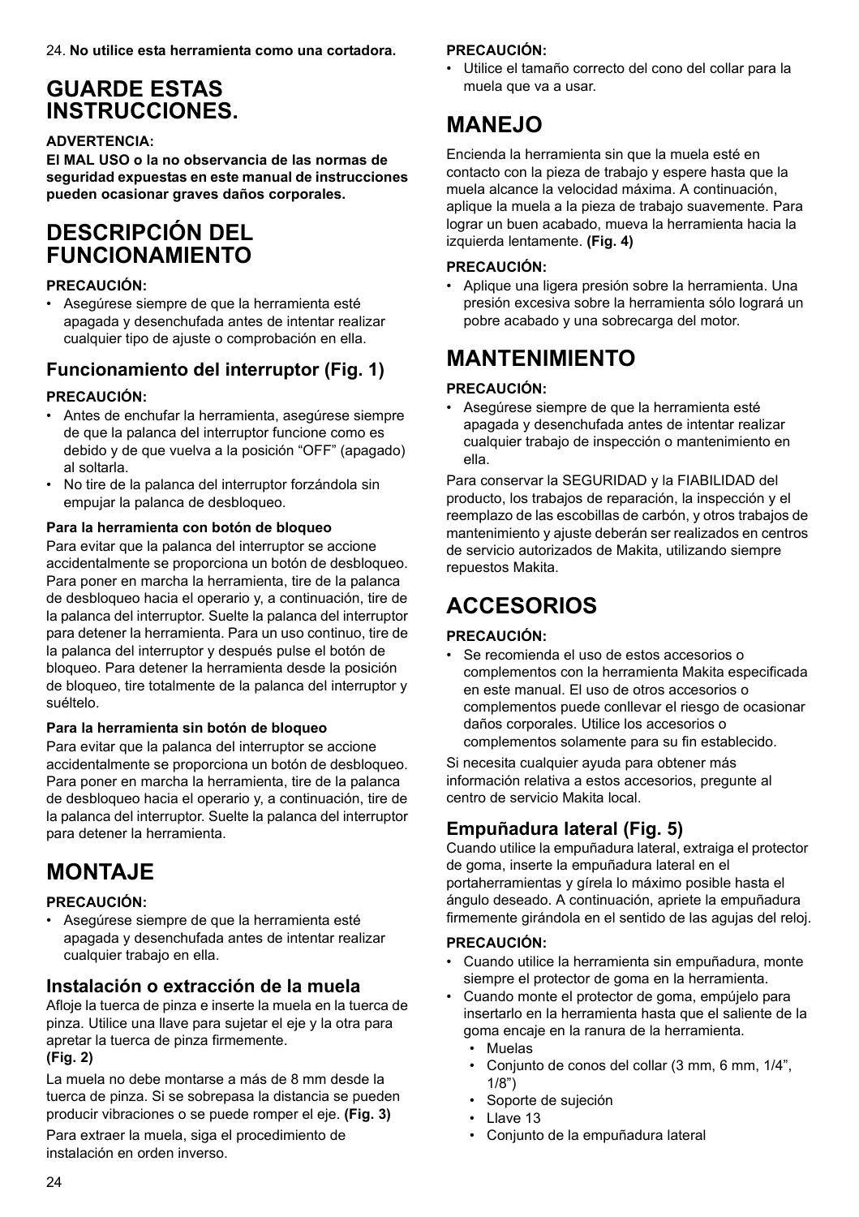24. **No utilice esta herramienta como una cortadora.**

# GUARDE ESTAS INSTRUCCIONES.

**ADVERTENCIA:**
**El MAL USO o la no observancia de las normas de seguridad expuestas en este manual de instrucciones pueden ocasionar graves daños corporales.**

# DESCRIPCIÓN DEL FUNCIONAMIENTO

**PRECAUCIÓN:**

- Asegúrese siempre de que la herramienta esté apagada y desenchufada antes de intentar realizar cualquier tipo de ajuste o comprobación en ella.

## Funcionamiento del interruptor (Fig. 1)

**PRECAUCIÓN:**

- Antes de enchufar la herramienta, asegúrese siempre de que la palanca del interruptor funcione como es debido y de que vuelva a la posición “OFF” (apagado) al soltarla.
- No tire de la palanca del interruptor forzándola sin empujar la palanca de desbloqueo.

**Para la herramienta con botón de bloqueo**

Para evitar que la palanca del interruptor se accione accidentalmente se proporciona un botón de desbloqueo. Para poner en marcha la herramienta, tire de la palanca de desbloqueo hacia el operario y, a continuación, tire de la palanca del interruptor. Suelte la palanca del interruptor para detener la herramienta. Para un uso continuo, tire de la palanca del interruptor y después pulse el botón de bloqueo. Para detener la herramienta desde la posición de bloqueo, tire totalmente de la palanca del interruptor y suéltelo.

**Para la herramienta sin botón de bloqueo**

Para evitar que la palanca del interruptor se accione accidentalmente se proporciona un botón de desbloqueo. Para poner en marcha la herramienta, tire de la palanca de desbloqueo hacia el operario y, a continuación, tire de la palanca del interruptor. Suelte la palanca del interruptor para detener la herramienta.

# MONTAJE

**PRECAUCIÓN:**

- Asegúrese siempre de que la herramienta esté apagada y desenchufada antes de intentar realizar cualquier trabajo en ella.

## Instalación o extracción de la muela

Afloje la tuerca de pinza e inserte la muela en la tuerca de pinza. Utilice una llave para sujetar el eje y la otra para apretar la tuerca de pinza firmemente.
**(Fig. 2)**

La muela no debe montarse a más de 8 mm desde la tuerca de pinza. Si se sobrepasa la distancia se pueden producir vibraciones o se puede romper el eje. **(Fig. 3)**

Para extraer la muela, siga el procedimiento de instalación en orden inverso.

**PRECAUCIÓN:**

- Utilice el tamaño correcto del cono del collar para la muela que va a usar.

# MANEJO

Encienda la herramienta sin que la muela esté en contacto con la pieza de trabajo y espere hasta que la muela alcance la velocidad máxima. A continuación, aplique la muela a la pieza de trabajo suavemente. Para lograr un buen acabado, mueva la herramienta hacia la izquierda lentamente. **(Fig. 4)**

**PRECAUCIÓN:**

- Aplique una ligera presión sobre la herramienta. Una presión excesiva sobre la herramienta sólo logrará un pobre acabado y una sobrecarga del motor.

# MANTENIMIENTO

**PRECAUCIÓN:**

- Asegúrese siempre de que la herramienta esté apagada y desenchufada antes de intentar realizar cualquier trabajo de inspección o mantenimiento en ella.

Para conservar la SEGURIDAD y la FIABILIDAD del producto, los trabajos de reparación, la inspección y el reemplazo de las escobillas de carbón, y otros trabajos de mantenimiento y ajuste deberán ser realizados en centros de servicio autorizados de Makita, utilizando siempre repuestos Makita.

# ACCESORIOS

**PRECAUCIÓN:**

- Se recomienda el uso de estos accesorios o complementos con la herramienta Makita especificada en este manual. El uso de otros accesorios o complementos puede conllevar el riesgo de ocasionar daños corporales. Utilice los accesorios o complementos solamente para su fin establecido.

Si necesita cualquier ayuda para obtener más información relativa a estos accesorios, pregunte al centro de servicio Makita local.

## Empuñadura lateral (Fig. 5)

Cuando utilice la empuñadura lateral, extraiga el protector de goma, inserte la empuñadura lateral en el portaherramientas y gírela lo máximo posible hasta el ángulo deseado. A continuación, apriete la empuñadura firmemente girándola en el sentido de las agujas del reloj.

**PRECAUCIÓN:**

- Cuando utilice la herramienta sin empuñadura, monte siempre el protector de goma en la herramienta.
- Cuando monte el protector de goma, empújelo para insertarlo en la herramienta hasta que el saliente de la goma encaje en la ranura de la herramienta.
  - Muelas
  - Conjunto de conos del collar (3 mm, 6 mm, 1/4”, 1/8”)
  - Soporte de sujeción
  - Llave 13
  - Conjunto de la empuñadura lateral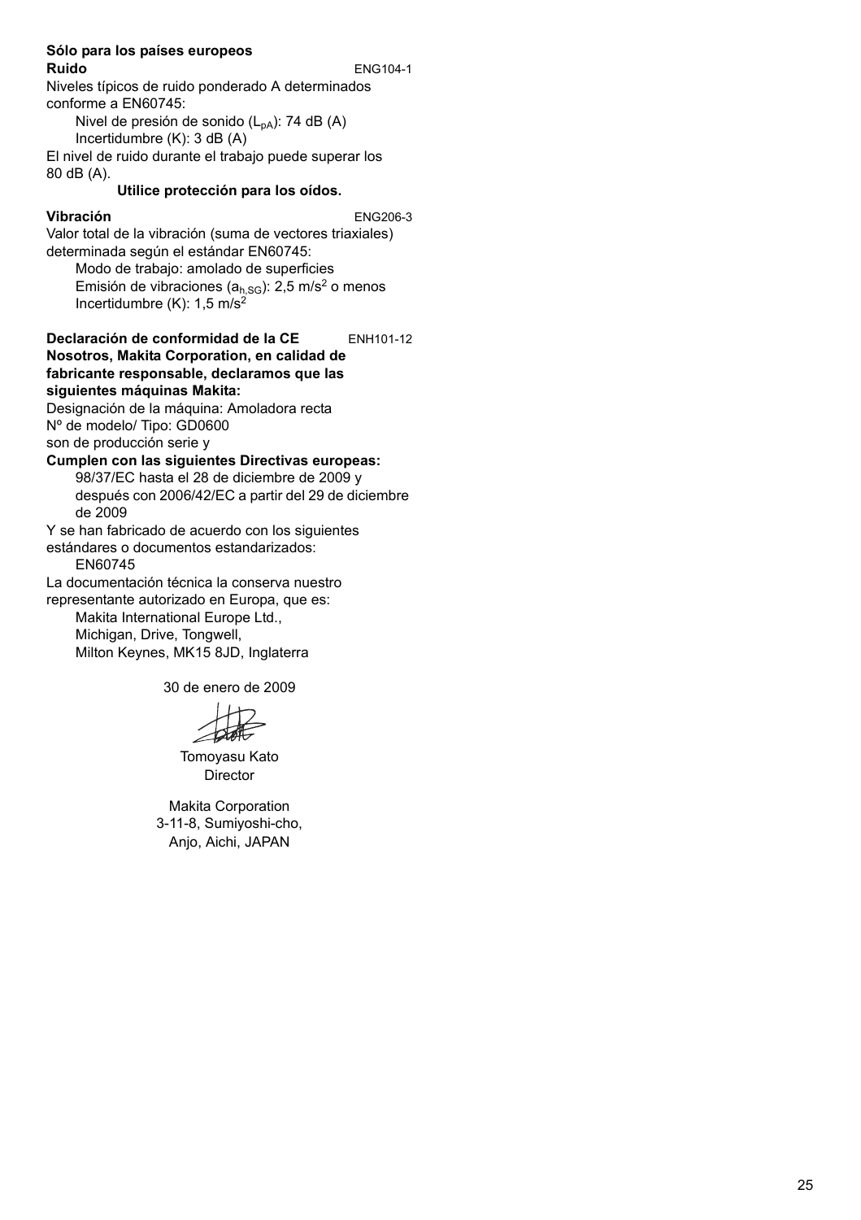**Sólo para los países europeos**

**Ruido** ENG104-1

Niveles típicos de ruido ponderado A determinados conforme a EN60745:

Nivel de presión de sonido ($L_{pA}$): 74 dB (A)
Incertidumbre (K): 3 dB (A)

El nivel de ruido durante el trabajo puede superar los 80 dB (A).

**Utilice protección para los oídos.**

**Vibración** ENG206-3

Valor total de la vibración (suma de vectores triaxiales) determinada según el estándar EN60745:

Modo de trabajo: amolado de superficies
Emisión de vibraciones ($a_{h,SG}$): 2,5 m/s$^2$ o menos
Incertidumbre (K): 1,5 m/s$^2$

**Declaración de conformidad de la CE** ENH101-12

**Nosotros, Makita Corporation, en calidad de fabricante responsable, declaramos que las siguientes máquinas Makita:**

Designación de la máquina: Amoladora recta
Nº de modelo/ Tipo: GD0600
son de producción serie y

**Cumplen con las siguientes Directivas europeas:**

98/37/EC hasta el 28 de diciembre de 2009 y después con 2006/42/EC a partir del 29 de diciembre de 2009

Y se han fabricado de acuerdo con los siguientes estándares o documentos estandarizados:

EN60745

La documentación técnica la conserva nuestro representante autorizado en Europa, que es:

Makita International Europe Ltd.,
Michigan, Drive, Tongwell,
Milton Keynes, MK15 8JD, Inglaterra

30 de enero de 2009

Tomoyasu Kato
Director

Makita Corporation
3-11-8, Sumiyoshi-cho,
Anjo, Aichi, JAPAN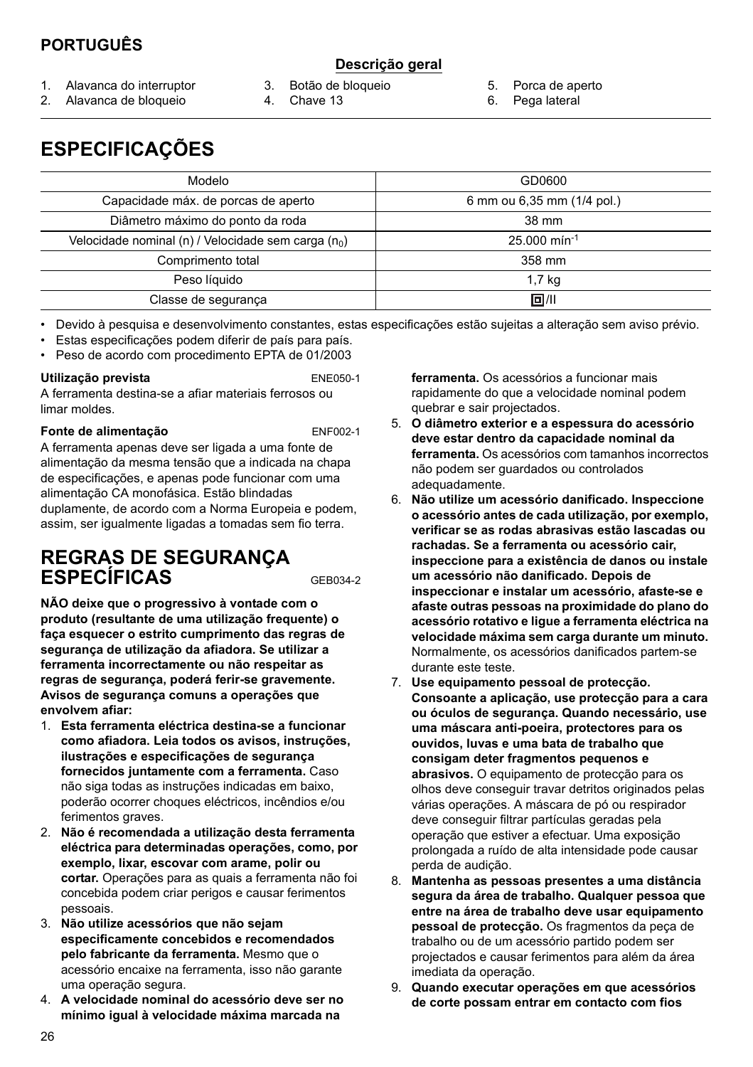**PORTUGUÊS**

**Descrição geral**

1. Alavanca do interruptor
2. Alavanca de bloqueio
3. Botão de bloqueio
4. Chave 13
5. Porca de aperto
6. Pega lateral

# ESPECIFICAÇÕES

| Modelo | GD0600 |
|---|---|
| Capacidade máx. de porcas de aperto | 6 mm ou 6,35 mm (1/4 pol.) |
| Diâmetro máximo do ponto da roda | 38 mm |
| Velocidade nominal (n) / Velocidade sem carga ($n_0$) | 25.000 $min^{-1}$ |
| Comprimento total | 358 mm |
| Peso líquido | 1,7 kg |
| Classe de segurança | ⧈/II |

- Devido à pesquisa e desenvolvimento constantes, estas especificações estão sujeitas a alteração sem aviso prévio.
- Estas especificações podem diferir de país para país.
- Peso de acordo com procedimento EPTA de 01/2003

**Utilização prevista** ENE050-1

A ferramenta destina-se a afiar materiais ferrosos ou limar moldes.

**Fonte de alimentação** ENF002-1

A ferramenta apenas deve ser ligada a uma fonte de alimentação da mesma tensão que a indicada na chapa de especificações, e apenas pode funcionar com uma alimentação CA monofásica. Estão blindadas duplamente, de acordo com a Norma Europeia e podem, assim, ser igualmente ligadas a tomadas sem fio terra.

# REGRAS DE SEGURANÇA ESPECÍFICAS GEB034-2

**NÃO deixe que o progressivo à vontade com o produto (resultante de uma utilização frequente) o faça esquecer o estrito cumprimento das regras de segurança de utilização da afiadora. Se utilizar a ferramenta incorrectamente ou não respeitar as regras de segurança, poderá ferir-se gravemente.**

**Avisos de segurança comuns a operações que envolvem afiar:**

1. **Esta ferramenta eléctrica destina-se a funcionar como afiadora. Leia todos os avisos, instruções, ilustrações e especificações de segurança fornecidos juntamente com a ferramenta.** Caso não siga todas as instruções indicadas em baixo, poderão ocorrer choques eléctricos, incêndios e/ou ferimentos graves.
2. **Não é recomendada a utilização desta ferramenta eléctrica para determinadas operações, como, por exemplo, lixar, escovar com arame, polir ou cortar.** Operações para as quais a ferramenta não foi concebida podem criar perigos e causar ferimentos pessoais.
3. **Não utilize acessórios que não sejam especificamente concebidos e recomendados pelo fabricante da ferramenta.** Mesmo que o acessório encaixe na ferramenta, isso não garante uma operação segura.
4. **A velocidade nominal do acessório deve ser no mínimo igual à velocidade máxima marcada na ferramenta.** Os acessórios a funcionar mais rapidamente do que a velocidade nominal podem quebrar e sair projectados.
5. **O diâmetro exterior e a espessura do acessório deve estar dentro da capacidade nominal da ferramenta.** Os acessórios com tamanhos incorrectos não podem ser guardados ou controlados adequadamente.
6. **Não utilize um acessório danificado. Inspeccione o acessório antes de cada utilização, por exemplo, verificar se as rodas abrasivas estão lascadas ou rachadas. Se a ferramenta ou acessório cair, inspeccione para a existência de danos ou instale um acessório não danificado. Depois de inspeccionar e instalar um acessório, afaste-se e afaste outras pessoas na proximidade do plano do acessório rotativo e ligue a ferramenta eléctrica na velocidade máxima sem carga durante um minuto.** Normalmente, os acessórios danificados partem-se durante este teste.
7. **Use equipamento pessoal de protecção. Consoante a aplicação, use protecção para a cara ou óculos de segurança. Quando necessário, use uma máscara anti-poeira, protectores para os ouvidos, luvas e uma bata de trabalho que consigam deter fragmentos pequenos e abrasivos.** O equipamento de protecção para os olhos deve conseguir travar detritos originados pelas várias operações. A máscara de pó ou respirador deve conseguir filtrar partículas geradas pela operação que estiver a efectuar. Uma exposição prolongada a ruído de alta intensidade pode causar perda de audição.
8. **Mantenha as pessoas presentes a uma distância segura da área de trabalho. Qualquer pessoa que entre na área de trabalho deve usar equipamento pessoal de protecção.** Os fragmentos da peça de trabalho ou de um acessório partido podem ser projectados e causar ferimentos para além da área imediata da operação.
9. **Quando executar operações em que acessórios de corte possam entrar em contacto com fios**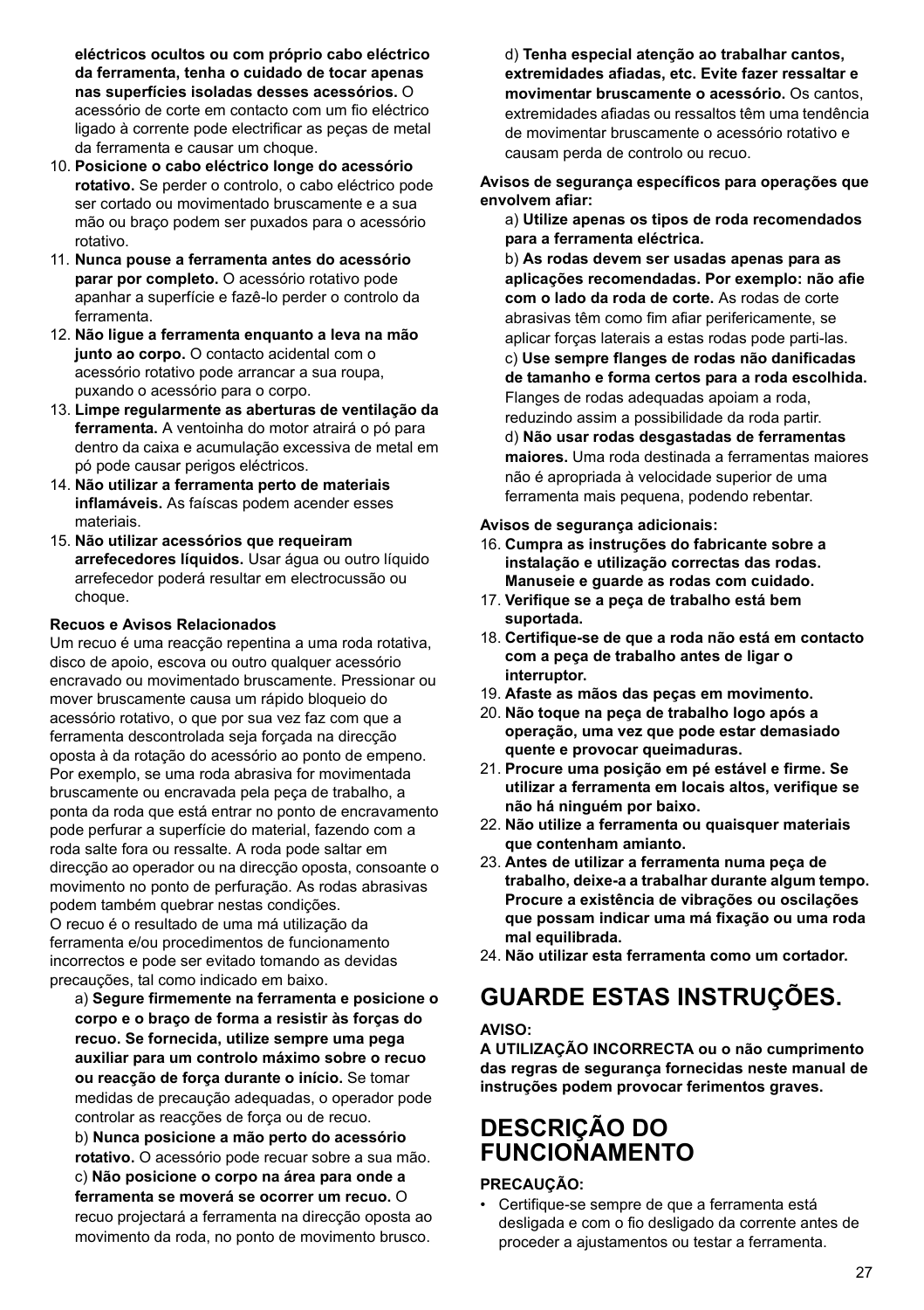**eléctricos ocultos ou com próprio cabo eléctrico da ferramenta, tenha o cuidado de tocar apenas nas superfícies isoladas desses acessórios.** O acessório de corte em contacto com um fio eléctrico ligado à corrente pode electrificar as peças de metal da ferramenta e causar um choque.

10. **Posicione o cabo eléctrico longe do acessório rotativo.** Se perder o controlo, o cabo eléctrico pode ser cortado ou movimentado bruscamente e a sua mão ou braço podem ser puxados para o acessório rotativo.
11. **Nunca pouse a ferramenta antes do acessório parar por completo.** O acessório rotativo pode apanhar a superfície e fazê-lo perder o controlo da ferramenta.
12. **Não ligue a ferramenta enquanto a leva na mão junto ao corpo.** O contacto acidental com o acessório rotativo pode arrancar a sua roupa, puxando o acessório para o corpo.
13. **Limpe regularmente as aberturas de ventilação da ferramenta.** A ventoinha do motor atrairá o pó para dentro da caixa e acumulação excessiva de metal em pó pode causar perigos eléctricos.
14. **Não utilizar a ferramenta perto de materiais inflamáveis.** As faíscas podem acender esses materiais.
15. **Não utilizar acessórios que requeiram arrefecedores líquidos.** Usar água ou outro líquido arrefecedor poderá resultar em electrocussão ou choque.

**Recuos e Avisos Relacionados**

Um recuo é uma reacção repentina a uma roda rotativa, disco de apoio, escova ou outro qualquer acessório encravado ou movimentado bruscamente. Pressionar ou mover bruscamente causa um rápido bloqueio do acessório rotativo, o que por sua vez faz com que a ferramenta descontrolada seja forçada na direcção oposta à da rotação do acessório ao ponto de empeno. Por exemplo, se uma roda abrasiva for movimentada bruscamente ou encravada pela peça de trabalho, a ponta da roda que está entrar no ponto de encravamento pode perfurar a superfície do material, fazendo com a roda salte fora ou ressalte. A roda pode saltar em direcção ao operador ou na direcção oposta, consoante o movimento no ponto de perfuração. As rodas abrasivas podem também quebrar nestas condições.

O recuo é o resultado de uma má utilização da ferramenta e/ou procedimentos de funcionamento incorrectos e pode ser evitado tomando as devidas precauções, tal como indicado em baixo.

a) **Segure firmemente na ferramenta e posicione o corpo e o braço de forma a resistir às forças do recuo. Se fornecida, utilize sempre uma pega auxiliar para um controlo máximo sobre o recuo ou reacção de força durante o início.** Se tomar medidas de precaução adequadas, o operador pode controlar as reacções de força ou de recuo.

b) **Nunca posicione a mão perto do acessório rotativo.** O acessório pode recuar sobre a sua mão.

c) **Não posicione o corpo na área para onde a ferramenta se moverá se ocorrer um recuo.** O recuo projectará a ferramenta na direcção oposta ao movimento da roda, no ponto de movimento brusco.

d) **Tenha especial atenção ao trabalhar cantos, extremidades afiadas, etc. Evite fazer ressaltar e movimentar bruscamente o acessório.** Os cantos, extremidades afiadas ou ressaltos têm uma tendência de movimentar bruscamente o acessório rotativo e causam perda de controlo ou recuo.

**Avisos de segurança específicos para operações que envolvem afiar:**

a) **Utilize apenas os tipos de roda recomendados para a ferramenta eléctrica.**

b) **As rodas devem ser usadas apenas para as aplicações recomendadas. Por exemplo: não afie com o lado da roda de corte.** As rodas de corte abrasivas têm como fim afiar perifericamente, se aplicar forças laterais a estas rodas pode parti-las.

c) **Use sempre flanges de rodas não danificadas de tamanho e forma certos para a roda escolhida.** Flanges de rodas adequadas apoiam a roda, reduzindo assim a possibilidade da roda partir.

d) **Não usar rodas desgastadas de ferramentas maiores.** Uma roda destinada a ferramentas maiores não é apropriada à velocidade superior de uma ferramenta mais pequena, podendo rebentar.

**Avisos de segurança adicionais:**

16. **Cumpra as instruções do fabricante sobre a instalação e utilização correctas das rodas. Manuseie e guarde as rodas com cuidado.**
17. **Verifique se a peça de trabalho está bem suportada.**
18. **Certifique-se de que a roda não está em contacto com a peça de trabalho antes de ligar o interruptor.**
19. **Afaste as mãos das peças em movimento.**
20. **Não toque na peça de trabalho logo após a operação, uma vez que pode estar demasiado quente e provocar queimaduras.**
21. **Procure uma posição em pé estável e firme. Se utilizar a ferramenta em locais altos, verifique se não há ninguém por baixo.**
22. **Não utilize a ferramenta ou quaisquer materiais que contenham amianto.**
23. **Antes de utilizar a ferramenta numa peça de trabalho, deixe-a a trabalhar durante algum tempo. Procure a existência de vibrações ou oscilações que possam indicar uma má fixação ou uma roda mal equilibrada.**
24. **Não utilizar esta ferramenta como um cortador.**

# GUARDE ESTAS INSTRUÇÕES.

**AVISO:**

**A UTILIZAÇÃO INCORRECTA ou o não cumprimento das regras de segurança fornecidas neste manual de instruções podem provocar ferimentos graves.**

# DESCRIÇÃO DO FUNCIONAMENTO

**PRECAUÇÃO:**

- Certifique-se sempre de que a ferramenta está desligada e com o fio desligado da corrente antes de proceder a ajustamentos ou testar a ferramenta.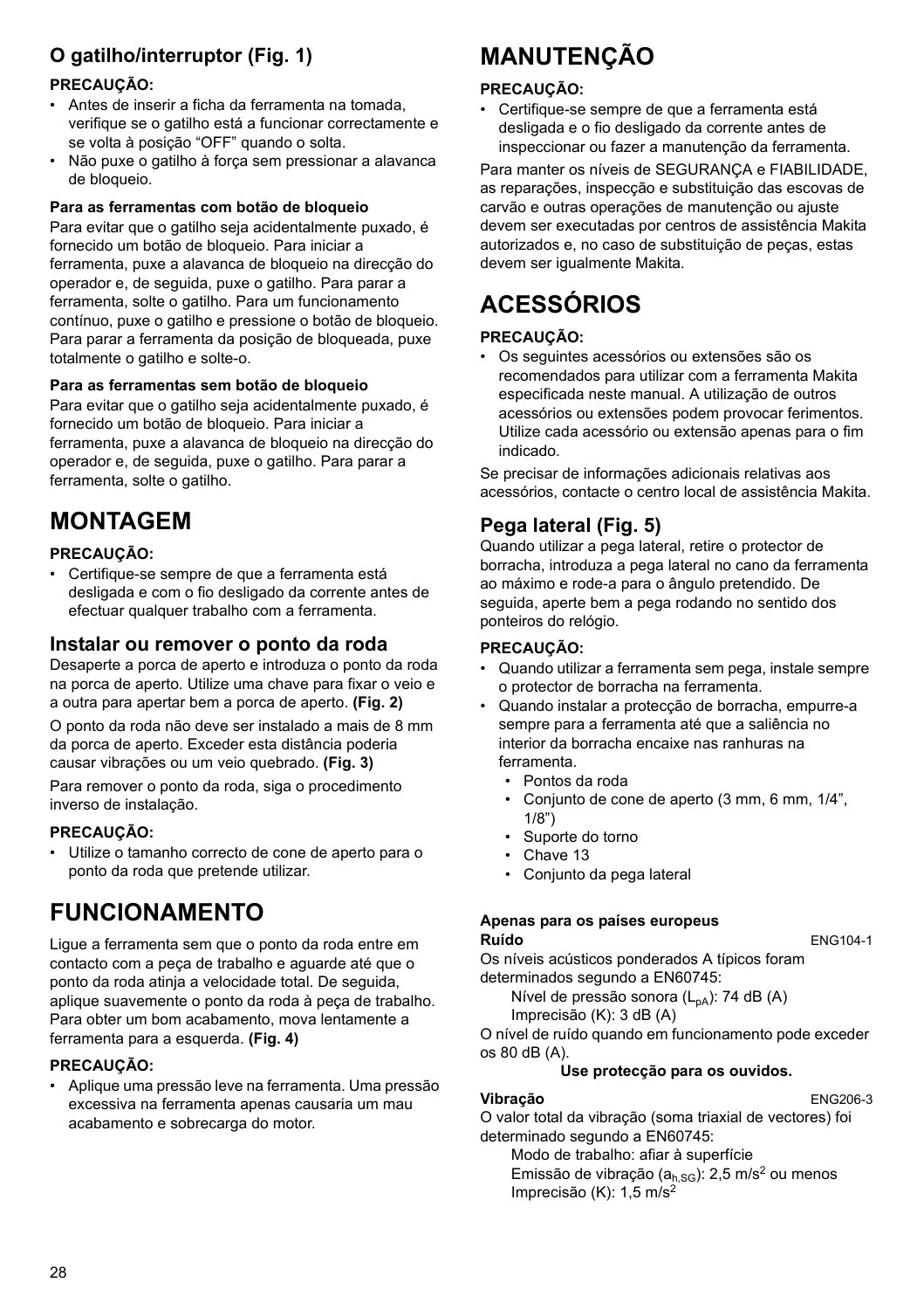### O gatilho/interruptor (Fig. 1)

**PRECAUÇÃO:**

- Antes de inserir a ficha da ferramenta na tomada, verifique se o gatilho está a funcionar correctamente e se volta à posição "OFF" quando o solta.
- Não puxe o gatilho à força sem pressionar a alavanca de bloqueio.

**Para as ferramentas com botão de bloqueio**

Para evitar que o gatilho seja acidentalmente puxado, é fornecido um botão de bloqueio. Para iniciar a ferramenta, puxe a alavanca de bloqueio na direcção do operador e, de seguida, puxe o gatilho. Para parar a ferramenta, solte o gatilho. Para um funcionamento contínuo, puxe o gatilho e pressione o botão de bloqueio. Para parar a ferramenta da posição de bloqueada, puxe totalmente o gatilho e solte-o.

**Para as ferramentas sem botão de bloqueio**

Para evitar que o gatilho seja acidentalmente puxado, é fornecido um botão de bloqueio. Para iniciar a ferramenta, puxe a alavanca de bloqueio na direcção do operador e, de seguida, puxe o gatilho. Para parar a ferramenta, solte o gatilho.

## MONTAGEM

**PRECAUÇÃO:**

- Certifique-se sempre de que a ferramenta está desligada e com o fio desligado da corrente antes de efectuar qualquer trabalho com a ferramenta.

### Instalar ou remover o ponto da roda

Desaperte a porca de aperto e introduza o ponto da roda na porca de aperto. Utilize uma chave para fixar o veio e a outra para apertar bem a porca de aperto. **(Fig. 2)**

O ponto da roda não deve ser instalado a mais de 8 mm da porca de aperto. Exceder esta distância poderia causar vibrações ou um veio quebrado. **(Fig. 3)**

Para remover o ponto da roda, siga o procedimento inverso de instalação.

**PRECAUÇÃO:**

- Utilize o tamanho correcto de cone de aperto para o ponto da roda que pretende utilizar.

## FUNCIONAMENTO

Ligue a ferramenta sem que o ponto da roda entre em contacto com a peça de trabalho e aguarde até que o ponto da roda atinja a velocidade total. De seguida, aplique suavemente o ponto da roda à peça de trabalho. Para obter um bom acabamento, mova lentamente a ferramenta para a esquerda. **(Fig. 4)**

**PRECAUÇÃO:**

- Aplique uma pressão leve na ferramenta. Uma pressão excessiva na ferramenta apenas causaria um mau acabamento e sobrecarga do motor.

## MANUTENÇÃO

**PRECAUÇÃO:**

- Certifique-se sempre de que a ferramenta está desligada e o fio desligado da corrente antes de inspeccionar ou fazer a manutenção da ferramenta.

Para manter os níveis de SEGURANÇA e FIABILIDADE, as reparações, inspecção e substituição das escovas de carvão e outras operações de manutenção ou ajuste devem ser executadas por centros de assistência Makita autorizados e, no caso de substituição de peças, estas devem ser igualmente Makita.

## ACESSÓRIOS

**PRECAUÇÃO:**

- Os seguintes acessórios ou extensões são os recomendados para utilizar com a ferramenta Makita especificada neste manual. A utilização de outros acessórios ou extensões podem provocar ferimentos. Utilize cada acessório ou extensão apenas para o fim indicado.

Se precisar de informações adicionais relativas aos acessórios, contacte o centro local de assistência Makita.

### Pega lateral (Fig. 5)

Quando utilizar a pega lateral, retire o protector de borracha, introduza a pega lateral no cano da ferramenta ao máximo e rode-a para o ângulo pretendido. De seguida, aperte bem a pega rodando no sentido dos ponteiros do relógio.

**PRECAUÇÃO:**

- Quando utilizar a ferramenta sem pega, instale sempre o protector de borracha na ferramenta.
- Quando instalar a protecção de borracha, empurre-a sempre para a ferramenta até que a saliência no interior da borracha encaixe nas ranhuras na ferramenta.
  - Pontos da roda
  - Conjunto de cone de aperto (3 mm, 6 mm, 1/4", 1/8")
  - Suporte do torno
  - Chave 13
  - Conjunto da pega lateral

**Apenas para os países europeus**

**Ruído** ENG104-1

Os níveis acústicos ponderados A típicos foram determinados segundo a EN60745:

Nível de pressão sonora ($L_{pA}$): 74 dB (A)
Imprecisão (K): 3 dB (A)

O nível de ruído quando em funcionamento pode exceder os 80 dB (A).

**Use protecção para os ouvidos.**

**Vibração** ENG206-3

O valor total da vibração (soma triaxial de vectores) foi determinado segundo a EN60745:

Modo de trabalho: afiar à superfície
Emissão de vibração ($a_{h,SG}$): 2,5 $m/s^2$ ou menos
Imprecisão (K): 1,5 $m/s^2$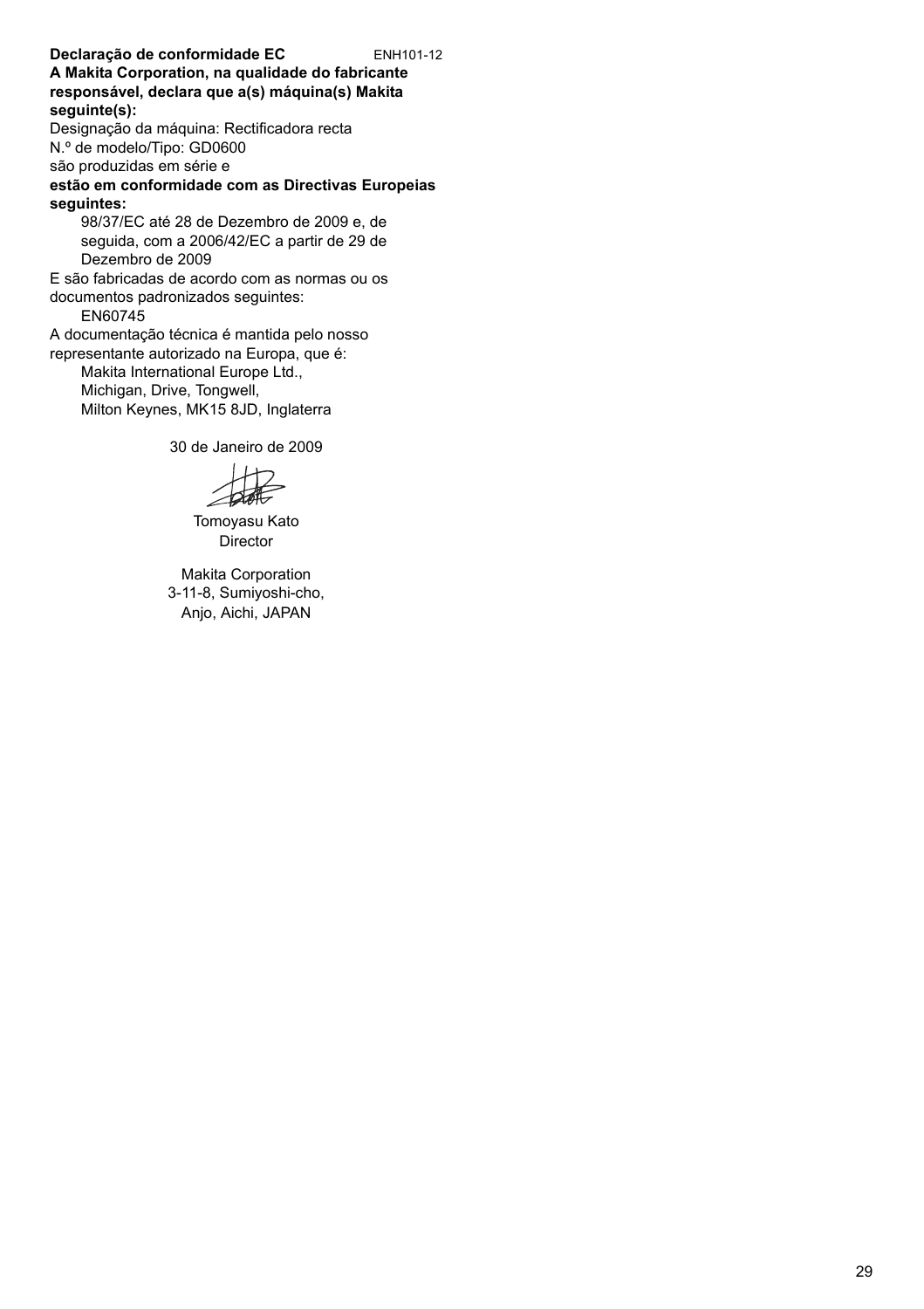**Declaração de conformidade EC** ENH101-12

**A Makita Corporation, na qualidade do fabricante responsável, declara que a(s) máquina(s) Makita seguinte(s):**

Designação da máquina: Rectificadora recta

N.º de modelo/Tipo: GD0600

são produzidas em série e

**estão em conformidade com as Directivas Europeias seguintes:**

98/37/EC até 28 de Dezembro de 2009 e, de seguida, com a 2006/42/EC a partir de 29 de Dezembro de 2009

E são fabricadas de acordo com as normas ou os documentos padronizados seguintes:

EN60745

A documentação técnica é mantida pelo nosso representante autorizado na Europa, que é:

Makita International Europe Ltd.,
Michigan, Drive, Tongwell,
Milton Keynes, MK15 8JD, Inglaterra

30 de Janeiro de 2009

Tomoyasu Kato
Director

Makita Corporation
3-11-8, Sumiyoshi-cho,
Anjo, Aichi, JAPAN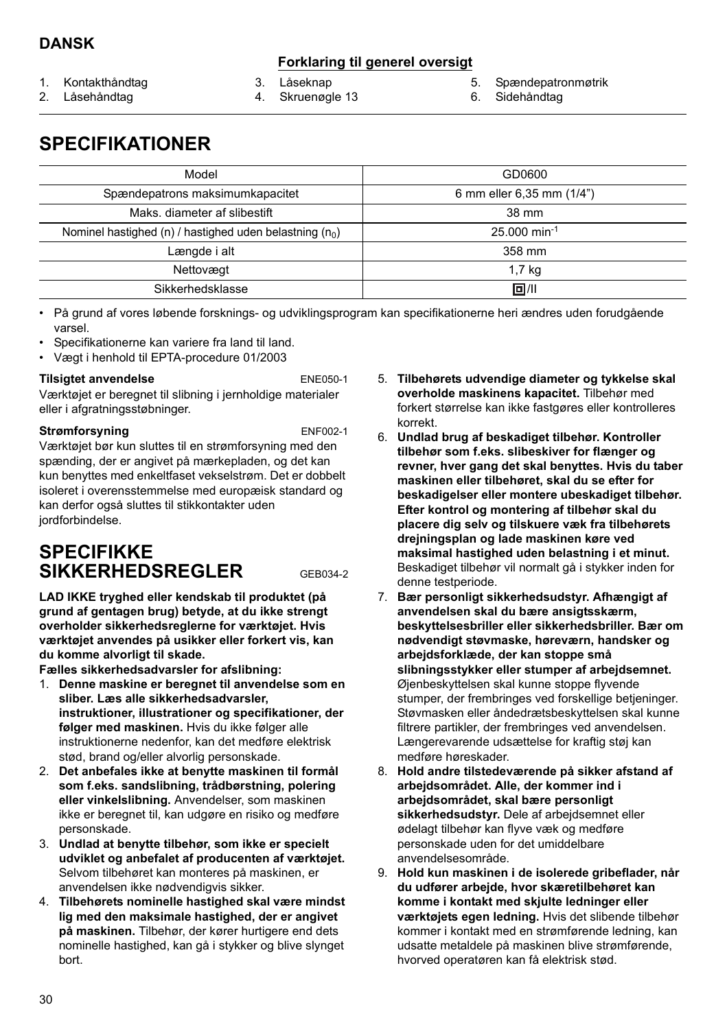## DANSK

**Forklaring til generel oversigt**

1. Kontakthåndtag
2. Låsehåndtag
3. Låseknap
4. Skruenøgle 13
5. Spændepatronmøtrik
6. Sidehåndtag

# SPECIFIKATIONER

| Model | GD0600 |
|---|---|
| Spændepatrons maksimumkapacitet | 6 mm eller 6,35 mm (1/4") |
| Maks. diameter af slibestift | 38 mm |
| Nominel hastighed (n) / hastighed uden belastning ($n_0$) | 25.000 $min^{-1}$ |
| Længde i alt | 358 mm |
| Nettovægt | 1,7 kg |
| Sikkerhedsklasse | ⧈/II |

- På grund af vores løbende forsknings- og udviklingsprogram kan specifikationerne heri ændres uden forudgående varsel.
- Specifikationerne kan variere fra land til land.
- Vægt i henhold til EPTA-procedure 01/2003

**Tilsigtet anvendelse** ENE050-1

Værktøjet er beregnet til slibning i jernholdige materialer eller i afgratningsstøbninger.

**Strømforsyning** ENF002-1

Værktøjet bør kun sluttes til en strømforsyning med den spænding, der er angivet på mærkepladen, og det kan kun benyttes med enkeltfaset vekselstrøm. Det er dobbelt isoleret i overensstemmelse med europæisk standard og kan derfor også sluttes til stikkontakter uden jordforbindelse.

# SPECIFIKKE SIKKERHEDSREGLER

GEB034-2

**LAD IKKE tryghed eller kendskab til produktet (på grund af gentagen brug) betyde, at du ikke strengt overholder sikkerhedsreglerne for værktøjet. Hvis værktøjet anvendes på usikker eller forkert vis, kan du komme alvorligt til skade.**

**Fælles sikkerhedsadvarsler for afslibning:**

1. **Denne maskine er beregnet til anvendelse som en sliber. Læs alle sikkerhedsadvarsler, instruktioner, illustrationer og specifikationer, der følger med maskinen.** Hvis du ikke følger alle instruktionerne nedenfor, kan det medføre elektrisk stød, brand og/eller alvorlig personskade.
2. **Det anbefales ikke at benytte maskinen til formål som f.eks. sandslibning, trådbørstning, polering eller vinkelslibning.** Anvendelser, som maskinen ikke er beregnet til, kan udgøre en risiko og medføre personskade.
3. **Undlad at benytte tilbehør, som ikke er specielt udviklet og anbefalet af producenten af værktøjet.** Selvom tilbehøret kan monteres på maskinen, er anvendelsen ikke nødvendigvis sikker.
4. **Tilbehørets nominelle hastighed skal være mindst lig med den maksimale hastighed, der er angivet på maskinen.** Tilbehør, der kører hurtigere end dets nominelle hastighed, kan gå i stykker og blive slynget bort.
5. **Tilbehørets udvendige diameter og tykkelse skal overholde maskinens kapacitet.** Tilbehør med forkert størrelse kan ikke fastgøres eller kontrolleres korrekt.
6. **Undlad brug af beskadiget tilbehør. Kontroller tilbehør som f.eks. slibeskiver for flænger og revner, hver gang det skal benyttes. Hvis du taber maskinen eller tilbehøret, skal du se efter for beskadigelser eller montere ubeskadiget tilbehør. Efter kontrol og montering af tilbehør skal du placere dig selv og tilskuere væk fra tilbehørets drejningsplan og lade maskinen køre ved maksimal hastighed uden belastning i et minut.** Beskadiget tilbehør vil normalt gå i stykker inden for denne testperiode.
7. **Bær personligt sikkerhedsudstyr. Afhængigt af anvendelsen skal du bære ansigtsskærm, beskyttelsesbriller eller sikkerhedsbriller. Bær om nødvendigt støvmaske, høreværn, handsker og arbejdsforklæde, der kan stoppe små slibningsstykker eller stumper af arbejdsemnet.** Øjenbeskyttelsen skal kunne stoppe flyvende stumper, der frembringes ved forskellige betjeninger. Støvmasken eller åndedrætsbeskyttelsen skal kunne filtrere partikler, der frembringes ved anvendelsen. Længerevarende udsættelse for kraftig støj kan medføre høreskader.
8. **Hold andre tilstedeværende på sikker afstand af arbejdsområdet. Alle, der kommer ind i arbejdsområdet, skal bære personligt sikkerhedsudstyr.** Dele af arbejdsemnet eller ødelagt tilbehør kan flyve væk og medføre personskade uden for det umiddelbare anvendelsesområde.
9. **Hold kun maskinen i de isolerede gribeflader, når du udfører arbejde, hvor skæretilbehøret kan komme i kontakt med skjulte ledninger eller værktøjets egen ledning.** Hvis det slibende tilbehør kommer i kontakt med en strømførende ledning, kan udsatte metaldele på maskinen blive strømførende, hvorved operatøren kan få elektrisk stød.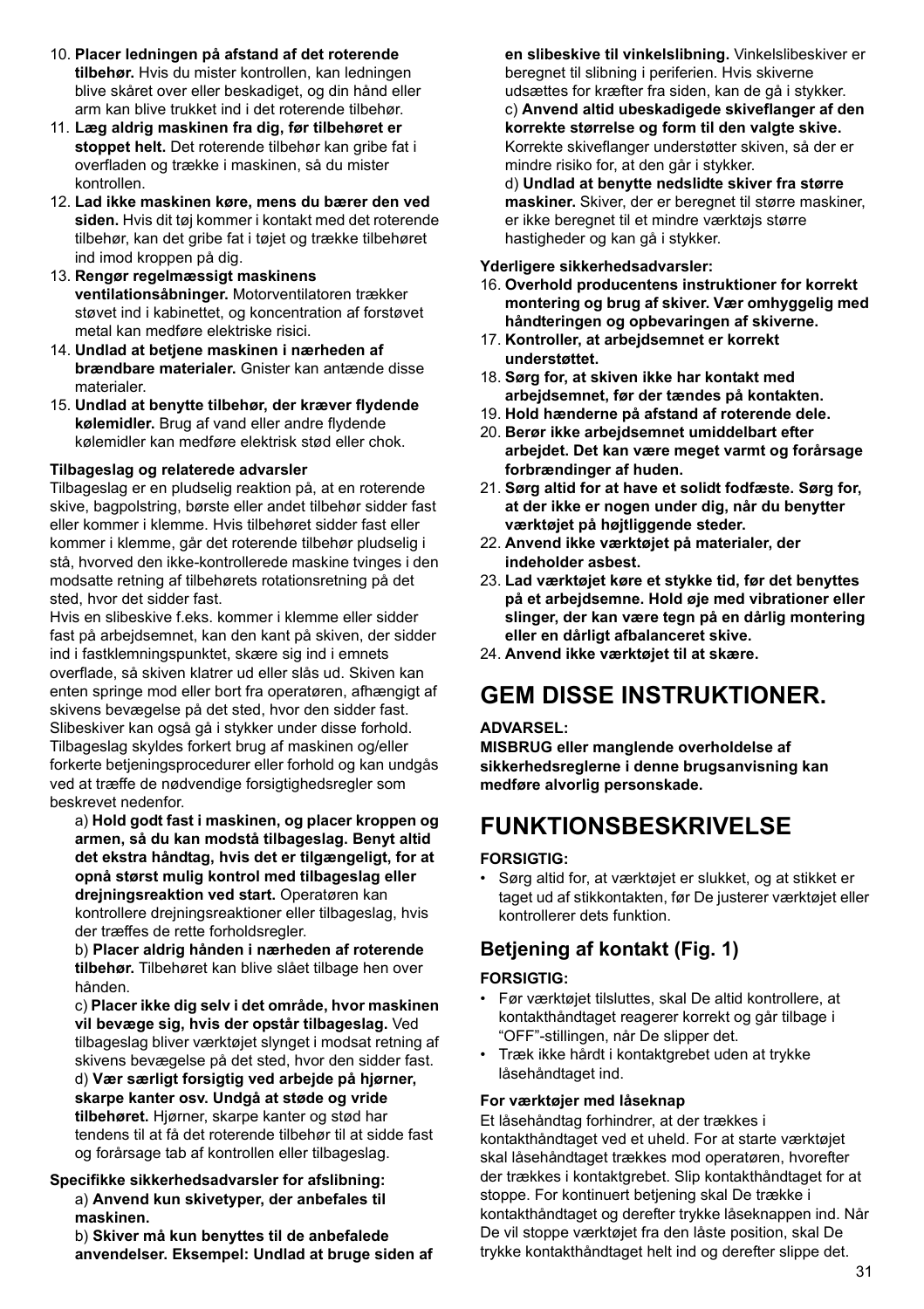10. **Placer ledningen på afstand af det roterende tilbehør.** Hvis du mister kontrollen, kan ledningen blive skåret over eller beskadiget, og din hånd eller arm kan blive trukket ind i det roterende tilbehør.
11. **Læg aldrig maskinen fra dig, før tilbehøret er stoppet helt.** Det roterende tilbehør kan gribe fat i overfladen og trække i maskinen, så du mister kontrollen.
12. **Lad ikke maskinen køre, mens du bærer den ved siden.** Hvis dit tøj kommer i kontakt med det roterende tilbehør, kan det gribe fat i tøjet og trække tilbehøret ind imod kroppen på dig.
13. **Rengør regelmæssigt maskinens ventilationsåbninger.** Motorventilatoren trækker støvet ind i kabinettet, og koncentration af forstøvet metal kan medføre elektriske risici.
14. **Undlad at betjene maskinen i nærheden af brændbare materialer.** Gnister kan antænde disse materialer.
15. **Undlad at benytte tilbehør, der kræver flydende kølemidler.** Brug af vand eller andre flydende kølemidler kan medføre elektrisk stød eller chok.

**Tilbageslag og relaterede advarsler**

Tilbageslag er en pludselig reaktion på, at en roterende skive, bagpolstring, børste eller andet tilbehør sidder fast eller kommer i klemme. Hvis tilbehøret sidder fast eller kommer i klemme, går det roterende tilbehør pludselig i stå, hvorved den ikke-kontrollerede maskine tvinges i den modsatte retning af tilbehørets rotationsretning på det sted, hvor det sidder fast.

Hvis en slibeskive f.eks. kommer i klemme eller sidder fast på arbejdsemnet, kan den kant på skiven, der sidder ind i fastklemningspunktet, skære sig ind i emnets overflade, så skiven klatrer ud eller slås ud. Skiven kan enten springe mod eller bort fra operatøren, afhængigt af skivens bevægelse på det sted, hvor den sidder fast. Slibeskiver kan også gå i stykker under disse forhold.

Tilbageslag skyldes forkert brug af maskinen og/eller forkerte betjeningsprocedurer eller forhold og kan undgås ved at træffe de nødvendige forsigtighedsregler som beskrevet nedenfor.

a) **Hold godt fast i maskinen, og placer kroppen og armen, så du kan modstå tilbageslag. Benyt altid det ekstra håndtag, hvis det er tilgængeligt, for at opnå størst mulig kontrol med tilbageslag eller drejningsreaktion ved start.** Operatøren kan kontrollere drejningsreaktioner eller tilbageslag, hvis der træffes de rette forholdsregler.

b) **Placer aldrig hånden i nærheden af roterende tilbehør.** Tilbehøret kan blive slået tilbage hen over hånden.

c) **Placer ikke dig selv i det område, hvor maskinen vil bevæge sig, hvis der opstår tilbageslag.** Ved tilbageslag bliver værktøjet slynget i modsat retning af skivens bevægelse på det sted, hvor den sidder fast.

d) **Vær særligt forsigtig ved arbejde på hjørner, skarpe kanter osv. Undgå at støde og vride tilbehøret.** Hjørner, skarpe kanter og stød har tendens til at få det roterende tilbehør til at sidde fast og forårsage tab af kontrollen eller tilbageslag.

**Specifikke sikkerhedsadvarsler for afslibning:**

a) **Anvend kun skivetyper, der anbefales til maskinen.**

b) **Skiver må kun benyttes til de anbefalede anvendelser. Eksempel: Undlad at bruge siden af en slibeskive til vinkelslibning.** Vinkelslibeskiver er beregnet til slibning i periferien. Hvis skiverne udsættes for kræfter fra siden, kan de gå i stykker.

c) **Anvend altid ubeskadigede skiveflanger af den korrekte størrelse og form til den valgte skive.** Korrekte skiveflanger understøtter skiven, så der er mindre risiko for, at den går i stykker.

d) **Undlad at benytte nedslidte skiver fra større maskiner.** Skiver, der er beregnet til større maskiner, er ikke beregnet til et mindre værktøjs større hastigheder og kan gå i stykker.

**Yderligere sikkerhedsadvarsler:**

16. **Overhold producentens instruktioner for korrekt montering og brug af skiver. Vær omhyggelig med håndteringen og opbevaringen af skiverne.**
17. **Kontroller, at arbejdsemnet er korrekt understøttet.**
18. **Sørg for, at skiven ikke har kontakt med arbejdsemnet, før der tændes på kontakten.**
19. **Hold hænderne på afstand af roterende dele.**
20. **Berør ikke arbejdsemnet umiddelbart efter arbejdet. Det kan være meget varmt og forårsage forbrændinger af huden.**
21. **Sørg altid for at have et solidt fodfæste. Sørg for, at der ikke er nogen under dig, når du benytter værktøjet på højtliggende steder.**
22. **Anvend ikke værktøjet på materialer, der indeholder asbest.**
23. **Lad værktøjet køre et stykke tid, før det benyttes på et arbejdsemne. Hold øje med vibrationer eller slinger, der kan være tegn på en dårlig montering eller en dårligt afbalanceret skive.**
24. **Anvend ikke værktøjet til at skære.**

# GEM DISSE INSTRUKTIONER.

**ADVARSEL:**
**MISBRUG eller manglende overholdelse af sikkerhedsreglerne i denne brugsanvisning kan medføre alvorlig personskade.**

# FUNKTIONSBESKRIVELSE

**FORSIGTIG:**

- Sørg altid for, at værktøjet er slukket, og at stikket er taget ud af stikkontakten, før De justerer værktøjet eller kontrollerer dets funktion.

## Betjening af kontakt (Fig. 1)

**FORSIGTIG:**

- Før værktøjet tilsluttes, skal De altid kontrollere, at kontakthåndtaget reagerer korrekt og går tilbage i "OFF"-stillingen, når De slipper det.
- Træk ikke hårdt i kontaktgrebet uden at trykke låsehåndtaget ind.

**For værktøjer med låseknap**

Et låsehåndtag forhindrer, at der trækkes i kontakthåndtaget ved et uheld. For at starte værktøjet skal låsehåndtaget trækkes mod operatøren, hvorefter der trækkes i kontaktgrebet. Slip kontakthåndtaget for at stoppe. For kontinuert betjening skal De trække i kontakthåndtaget og derefter trykke låseknappen ind. Når De vil stoppe værktøjet fra den låste position, skal De trykke kontakthåndtaget helt ind og derefter slippe det.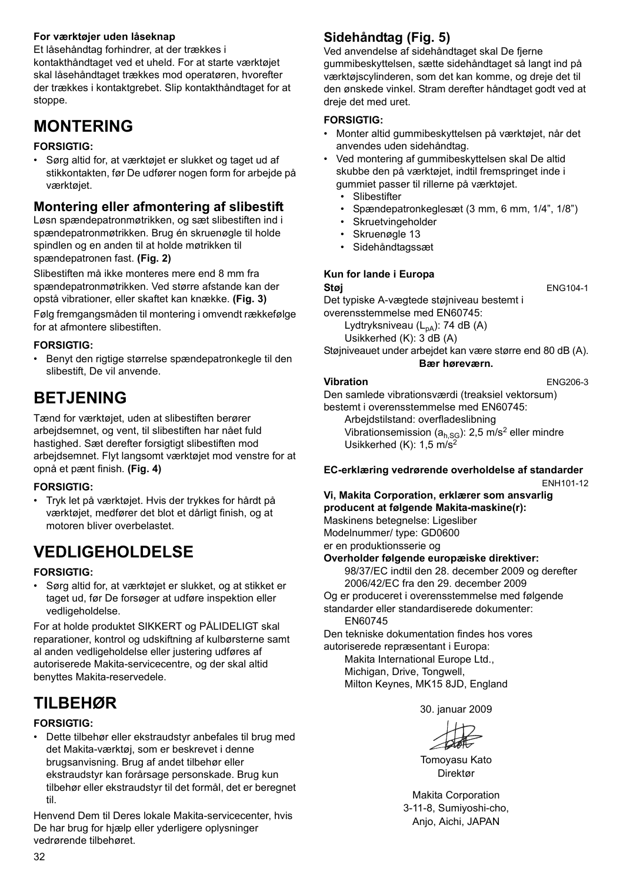**For værktøjer uden låseknap**

Et låsehåndtag forhindrer, at der trækkes i kontakthåndtaget ved et uheld. For at starte værktøjet skal låsehåndtaget trækkes mod operatøren, hvorefter der trækkes i kontaktgrebet. Slip kontakthåndtaget for at stoppe.

# MONTERING

**FORSIGTIG:**

- Sørg altid for, at værktøjet er slukket og taget ud af stikkontakten, før De udfører nogen form for arbejde på værktøjet.

## Montering eller afmontering af slibestift

Løsn spændepatronmøtrikken, og sæt slibestiften ind i spændepatronmøtrikken. Brug én skruenøgle til holde spindlen og en anden til at holde møtrikken til spændepatronen fast. **(Fig. 2)**

Slibestiften må ikke monteres mere end 8 mm fra spændepatronmøtrikken. Ved større afstande kan der opstå vibrationer, eller skaftet kan knække. **(Fig. 3)**

Følg fremgangsmåden til montering i omvendt rækkefølge for at afmontere slibestiften.

**FORSIGTIG:**

- Benyt den rigtige størrelse spændepatronkegle til den slibestift, De vil anvende.

# BETJENING

Tænd for værktøjet, uden at slibestiften berører arbejdsemnet, og vent, til slibestiften har nået fuld hastighed. Sæt derefter forsigtigt slibestiften mod arbejdsemnet. Flyt langsomt værktøjet mod venstre for at opnå et pænt finish. **(Fig. 4)**

**FORSIGTIG:**

- Tryk let på værktøjet. Hvis der trykkes for hårdt på værktøjet, medfører det blot et dårligt finish, og at motoren bliver overbelastet.

# VEDLIGEHOLDELSE

**FORSIGTIG:**

- Sørg altid for, at værktøjet er slukket, og at stikket er taget ud, før De forsøger at udføre inspektion eller vedligeholdelse.

For at holde produktet SIKKERT og PÅLIDELIGT skal reparationer, kontrol og udskiftning af kulbørsterne samt al anden vedligeholdelse eller justering udføres af autoriserede Makita-servicecentre, og der skal altid benyttes Makita-reservedele.

# TILBEHØR

**FORSIGTIG:**

- Dette tilbehør eller ekstraudstyr anbefales til brug med det Makita-værktøj, som er beskrevet i denne brugsanvisning. Brug af andet tilbehør eller ekstraudstyr kan forårsage personskade. Brug kun tilbehør eller ekstraudstyr til det formål, det er beregnet til.

Henvend Dem til Deres lokale Makita-servicecenter, hvis De har brug for hjælp eller yderligere oplysninger vedrørende tilbehøret.

## Sidehåndtag (Fig. 5)

Ved anvendelse af sidehåndtaget skal De fjerne gummibeskyttelsen, sætte sidehåndtaget så langt ind på værktøjscylinderen, som det kan komme, og dreje det til den ønskede vinkel. Stram derefter håndtaget godt ved at dreje det med uret.

**FORSIGTIG:**

- Monter altid gummibeskyttelsen på værktøjet, når det anvendes uden sidehåndtag.
- Ved montering af gummibeskyttelsen skal De altid skubbe den på værktøjet, indtil fremspringet inde i gummiet passer til rillerne på værktøjet.
  - Slibestifter
  - Spændepatronkeglesæt (3 mm, 6 mm, 1/4", 1/8")
  - Skruetvingeholder
  - Skruenøgle 13
  - Sidehåndtagssæt

**Kun for lande i Europa**

**Støj** ENG104-1

Det typiske A-vægtede støjniveau bestemt i overensstemmelse med EN60745:

Lydtryksniveau ($L_{pA}$): 74 dB (A)
Usikkerhed (K): 3 dB (A)

Støjniveauet under arbejdet kan være større end 80 dB (A).

**Bær høreværn.**

**Vibration** ENG206-3

Den samlede vibrationsværdi (treaksiel vektorsum) bestemt i overensstemmelse med EN60745:

Arbejdstilstand: overfladeslibning
Vibrationsemission ($a_{h,SG}$): 2,5 m/s$^2$ eller mindre
Usikkerhed (K): 1,5 m/s$^2$

**EC-erklæring vedrørende overholdelse af standarder**

ENH101-12

**Vi, Makita Corporation, erklærer som ansvarlig producent at følgende Makita-maskine(r):**

Maskinens betegnelse: Ligesliber
Modelnummer/ type: GD0600
er en produktionsserie og

**Overholder følgende europæiske direktiver:**

98/37/EC indtil den 28. december 2009 og derefter
2006/42/EC fra den 29. december 2009

Og er produceret i overensstemmelse med følgende standarder eller standardiserede dokumenter:

EN60745

Den tekniske dokumentation findes hos vores autoriserede repræsentant i Europa:

Makita International Europe Ltd.,
Michigan, Drive, Tongwell,
Milton Keynes, MK15 8JD, England

30. januar 2009

Tomoyasu Kato
Direktør

Makita Corporation
3-11-8, Sumiyoshi-cho,
Anjo, Aichi, JAPAN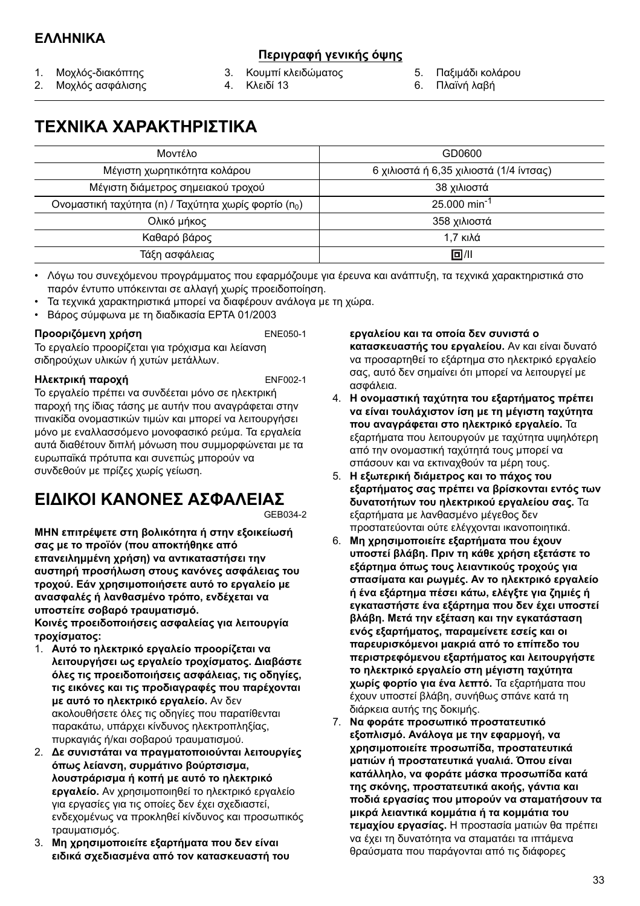## ΕΛΛΗΝΙΚΑ

**Περιγραφή γενικής όψης**

1. Μοχλός-διακόπτης
2. Μοχλός ασφάλισης
3. Κουμπί κλειδώματος
4. Κλειδί 13
5. Παξιμάδι κολάρου
6. Πλαϊνή λαβή

# ΤΕΧΝΙΚΑ ΧΑΡΑΚΤΗΡΙΣΤΙΚΑ

| Μοντέλο | GD0600 |
|---|---|
| Μέγιστη χωρητικότητα κολάρου | 6 χιλιοστά ή 6,35 χιλιοστά (1/4 ίντσας) |
| Μέγιστη διάμετρος σημειακού τροχού | 38 χιλιοστά |
| Ονομαστική ταχύτητα (n) / Ταχύτητα χωρίς φορτίο ($n_0$) | 25.000 $min^{-1}$ |
| Ολικό μήκος | 358 χιλιοστά |
| Καθαρό βάρος | 1,7 κιλά |
| Τάξη ασφάλειας | ⧈/II |

- Λόγω του συνεχόμενου προγράμματος που εφαρμόζουμε για έρευνα και ανάπτυξη, τα τεχνικά χαρακτηριστικά στο παρόν έντυπο υπόκεινται σε αλλαγή χωρίς προειδοποίηση.
- Τα τεχνικά χαρακτηριστικά μπορεί να διαφέρουν ανάλογα με τη χώρα.
- Βάρος σύμφωνα με τη διαδικασία EPTA 01/2003

**Προοριζόμενη χρήση** ENE050-1

Το εργαλείο προορίζεται για τρόχισμα και λείανση σιδηρούχων υλικών ή χυτών μετάλλων.

**Ηλεκτρική παροχή** ENF002-1

Το εργαλείο πρέπει να συνδέεται μόνο σε ηλεκτρική παροχή της ίδιας τάσης με αυτήν που αναγράφεται στην πινακίδα ονομαστικών τιμών και μπορεί να λειτουργήσει μόνο με εναλλασσόμενο μονοφασικό ρεύμα. Τα εργαλεία αυτά διαθέτουν διπλή μόνωση που συμμορφώνεται με τα ευρωπαϊκά πρότυπα και συνεπώς μπορούν να συνδεθούν με πρίζες χωρίς γείωση.

# ΕΙΔΙΚΟΙ ΚΑΝΟΝΕΣ ΑΣΦΑΛΕΙΑΣ

GEB034-2

**ΜΗΝ επιτρέψετε στη βολικότητα ή στην εξοικείωσή σας με το προϊόν (που αποκτήθηκε από επανειλημμένη χρήση) να αντικαταστήσει την αυστηρή προσήλωση στους κανόνες ασφάλειας του τροχού. Εάν χρησιμοποιήσετε αυτό το εργαλείο με ανασφαλές ή λανθασμένο τρόπο, ενδέχεται να υποστείτε σοβαρό τραυματισμό.**

**Κοινές προειδοποιήσεις ασφαλείας για λειτουργία τροχίσματος:**

1. **Αυτό το ηλεκτρικό εργαλείο προορίζεται να λειτουργήσει ως εργαλείο τροχίσματος. Διαβάστε όλες τις προειδοποιήσεις ασφάλειας, τις οδηγίες, τις εικόνες και τις προδιαγραφές που παρέχονται με αυτό το ηλεκτρικό εργαλείο.** Αν δεν ακολουθήσετε όλες τις οδηγίες που παρατίθενται παρακάτω, υπάρχει κίνδυνος ηλεκτροπληξίας, πυρκαγιάς ή/και σοβαρού τραυματισμού.
2. **Δε συνιστάται να πραγματοποιούνται λειτουργίες όπως λείανση, συρμάτινο βούρτσισμα, λουστράρισμα ή κοπή με αυτό το ηλεκτρικό εργαλείο.** Αν χρησιμοποιηθεί το ηλεκτρικό εργαλείο για εργασίες για τις οποίες δεν έχει σχεδιαστεί, ενδεχομένως να προκληθεί κίνδυνος και προσωπικός τραυματισμός.
3. **Μη χρησιμοποιείτε εξαρτήματα που δεν είναι ειδικά σχεδιασμένα από τον κατασκευαστή του εργαλείου και τα οποία δεν συνιστά ο κατασκευαστής του εργαλείου.** Αν και είναι δυνατό να προσαρτηθεί το εξάρτημα στο ηλεκτρικό εργαλείο σας, αυτό δεν σημαίνει ότι μπορεί να λειτουργεί με ασφάλεια.
4. **Η ονομαστική ταχύτητα του εξαρτήματος πρέπει να είναι τουλάχιστον ίση με τη μέγιστη ταχύτητα που αναγράφεται στο ηλεκτρικό εργαλείο.** Τα εξαρτήματα που λειτουργούν με ταχύτητα υψηλότερη από την ονομαστική ταχύτητά τους μπορεί να σπάσουν και να εκτιναχθούν τα μέρη τους.
5. **Η εξωτερική διάμετρος και το πάχος του εξαρτήματος σας πρέπει να βρίσκονται εντός των δυνατοτήτων του ηλεκτρικού εργαλείου σας.** Τα εξαρτήματα με λανθασμένο μέγεθος δεν προστατεύονται ούτε ελέγχονται ικανοποιητικά.
6. **Μη χρησιμοποιείτε εξαρτήματα που έχουν υποστεί βλάβη. Πριν τη κάθε χρήση εξετάστε το εξάρτημα όπως τους λειαντικούς τροχούς για σπασίματα και ρωγμές. Αν το ηλεκτρικό εργαλείο ή ένα εξάρτημα πέσει κάτω, ελέγξτε για ζημιές ή εγκαταστήστε ένα εξάρτημα που δεν έχει υποστεί βλάβη. Μετά την εξέταση και την εγκατάσταση ενός εξαρτήματος, παραμείνετε εσείς και οι παρευρισκόμενοι μακριά από το επίπεδο του περιστρεφόμενου εξαρτήματος και λειτουργήστε το ηλεκτρικό εργαλείο στη μέγιστη ταχύτητα χωρίς φορτίο για ένα λεπτό.** Τα εξαρτήματα που έχουν υποστεί βλάβη, συνήθως σπάνε κατά τη διάρκεια αυτής της δοκιμής.
7. **Να φοράτε προσωπικό προστατευτικό εξοπλισμό. Ανάλογα με την εφαρμογή, να χρησιμοποιείτε προσωπίδα, προστατευτικά ματιών ή προστατευτικά γυαλιά. Όπου είναι κατάλληλο, να φοράτε μάσκα προσωπίδα κατά της σκόνης, προστατευτικά ακοής, γάντια και ποδιά εργασίας που μπορούν να σταματήσουν τα μικρά λειαντικά κομμάτια ή τα κομμάτια του τεμαχίου εργασίας.** Η προστασία ματιών θα πρέπει να έχει τη δυνατότητα να σταματάει τα ιπτάμενα θραύσματα που παράγονται από τις διάφορες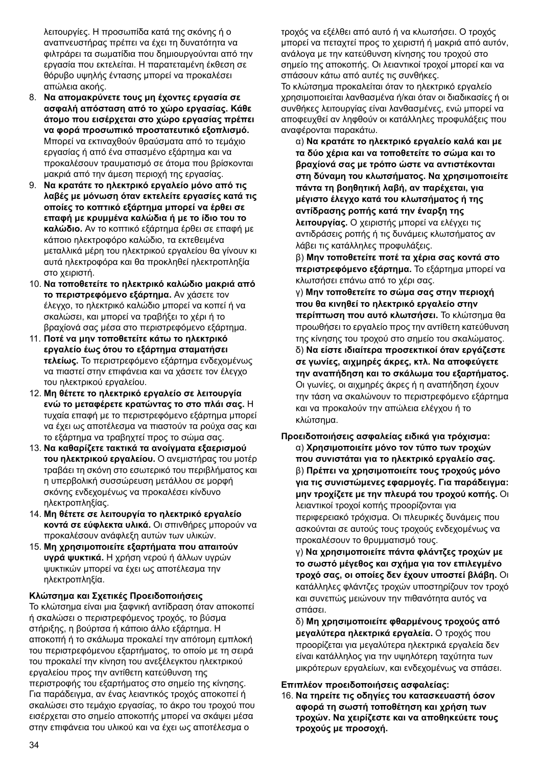λειτουργίες. Η προσωπίδα κατά της σκόνης ή ο αναπνευστήρας πρέπει να έχει τη δυνατότητα να φιλτράρει τα σωματίδια που δημιουργούνται από την εργασία που εκτελείται. Η παρατεταμένη έκθεση σε θόρυβο υψηλής έντασης μπορεί να προκαλέσει απώλεια ακοής.

8. **Να απομακρύνετε τους μη έχοντες εργασία σε ασφαλή απόσταση από το χώρο εργασίας. Κάθε άτομο που εισέρχεται στο χώρο εργασίας πρέπει να φορά προσωπικό προστατευτικό εξοπλισμό.** Μπορεί να εκτιναχθούν θραύσματα από το τεμάχιο εργασίας ή από ένα σπασμένο εξάρτημα και να προκαλέσουν τραυματισμό σε άτομα που βρίσκονται μακριά από την άμεση περιοχή της εργασίας.
9. **Να κρατάτε το ηλεκτρικό εργαλείο μόνο από τις λαβές με μόνωση όταν εκτελείτε εργασίες κατά τις οποίες το κοπτικό εξάρτημα μπορεί να έρθει σε επαφή με κρυμμένα καλώδια ή με το ίδιο του το καλώδιο.** Αν το κοπτικό εξάρτημα έρθει σε επαφή με κάποιο ηλεκτροφόρο καλώδιο, τα εκτεθειμένα μεταλλικά μέρη του ηλεκτρικού εργαλείου θα γίνουν κι αυτά ηλεκτροφόρα και θα προκληθεί ηλεκτροπληξία στο χειριστή.
10. **Να τοποθετείτε το ηλεκτρικό καλώδιο μακριά από το περιστρεφόμενο εξάρτημα.** Αν χάσετε τον έλεγχο, το ηλεκτρικό καλώδιο μπορεί να κοπεί ή να σκαλώσει, και μπορεί να τραβήξει το χέρι ή το βραχίονά σας μέσα στο περιστρεφόμενο εξάρτημα.
11. **Ποτέ να μην τοποθετείτε κάτω το ηλεκτρικό εργαλείο έως ότου το εξάρτημα σταματήσει τελείως.** Το περιστρεφόμενο εξάρτημα ενδεχομένως να πιαστεί στην επιφάνεια και να χάσετε τον έλεγχο του ηλεκτρικού εργαλείου.
12. **Μη θέτετε το ηλεκτρικό εργαλείο σε λειτουργία ενώ το μεταφέρετε κρατώντας το στο πλάι σας.** Η τυχαία επαφή με το περιστρεφόμενο εξάρτημα μπορεί να έχει ως αποτέλεσμα να πιαστούν τα ρούχα σας και το εξάρτημα να τραβηχτεί προς το σώμα σας.
13. **Να καθαρίζετε τακτικά τα ανοίγματα εξαερισμού του ηλεκτρικού εργαλείου.** Ο ανεμιστήρας του μοτέρ τραβάει τη σκόνη στο εσωτερικό του περιβλήματος και η υπερβολική συσσώρευση μετάλλου σε μορφή σκόνης ενδεχομένως να προκαλέσει κίνδυνο ηλεκτροπληξίας.
14. **Μη θέτετε σε λειτουργία το ηλεκτρικό εργαλείο κοντά σε εύφλεκτα υλικά.** Οι σπινθήρες μπορούν να προκαλέσουν ανάφλεξη αυτών των υλικών.
15. **Μη χρησιμοποιείτε εξαρτήματα που απαιτούν υγρά ψυκτικά.** Η χρήση νερού ή άλλων υγρών ψυκτικών μπορεί να έχει ως αποτέλεσμα την ηλεκτροπληξία.

**Κλώτσημα και Σχετικές Προειδοποιήσεις**

Το κλώτσημα είναι μια ξαφνική αντίδραση όταν αποκοπεί ή σκαλώσει ο περιστρεφόμενος τροχός, το βύσμα στήριξης, η βούρτσα ή κάποιο άλλο εξάρτημα. Η αποκοπή ή το σκάλωμα προκαλεί την απότομη εμπλοκή του περιστρεφόμενου εξαρτήματος, το οποίο με τη σειρά του προκαλεί την κίνηση του ανεξέλεγκτου ηλεκτρικού εργαλείου προς την αντίθετη κατεύθυνση της περιστροφής του εξαρτήματος στο σημείο της κίνησης. Για παράδειγμα, αν ένας λειαντικός τροχός αποκοπεί ή σκαλώσει στο τεμάχιο εργασίας, το άκρο του τροχού που εισέρχεται στο σημείο αποκοπής μπορεί να σκάψει μέσα στην επιφάνεια του υλικού και να έχει ως αποτέλεσμα ο τροχός να εξέλθει από αυτό ή να κλωτσήσει. Ο τροχός μπορεί να πεταχτεί προς το χειριστή ή μακριά από αυτόν, ανάλογα με την κατεύθυνση κίνησης του τροχού στο σημείο της αποκοπής. Οι λειαντικοί τροχοί μπορεί και να σπάσουν κάτω από αυτές τις συνθήκες.

Το κλώτσημα προκαλείται όταν το ηλεκτρικό εργαλείο χρησιμοποιείται λανθασμένα ή/και όταν οι διαδικασίες ή οι συνθήκες λειτουργίας είναι λανθασμένες, ενώ μπορεί να αποφευχθεί αν ληφθούν οι κατάλληλες προφυλάξεις που αναφέρονται παρακάτω.

α) **Να κρατάτε το ηλεκτρικό εργαλείο καλά και με τα δύο χέρια και να τοποθετείτε το σώμα και το βραχίονά σας με τρόπο ώστε να αντιστέκονται στη δύναμη του κλωτσήματος. Να χρησιμοποιείτε πάντα τη βοηθητική λαβή, αν παρέχεται, για μέγιστο έλεγχο κατά του κλωτσήματος ή της αντίδρασης ροπής κατά την έναρξη της λειτουργίας.** Ο χειριστής μπορεί να ελέγχει τις αντιδράσεις ροπής ή τις δυνάμεις κλωτσήματος αν λάβει τις κατάλληλες προφυλάξεις.

β) **Μην τοποθετείτε ποτέ τα χέρια σας κοντά στο περιστρεφόμενο εξάρτημα.** Το εξάρτημα μπορεί να κλωτσήσει επάνω από το χέρι σας.

γ) **Μην τοποθετείτε το σώμα σας στην περιοχή που θα κινηθεί το ηλεκτρικό εργαλείο στην περίπτωση που αυτό κλωτσήσει.** Το κλώτσημα θα προωθήσει το εργαλείο προς την αντίθετη κατεύθυνση της κίνησης του τροχού στο σημείο του σκαλώματος.

δ) **Να είστε ιδιαίτερα προσεκτικοί όταν εργάζεστε σε γωνίες, αιχμηρές άκρες, κτλ. Να αποφεύγετε την αναπήδηση και το σκάλωμα του εξαρτήματος.** Οι γωνίες, οι αιχμηρές άκρες ή η αναπήδηση έχουν την τάση να σκαλώνουν το περιστρεφόμενο εξάρτημα και να προκαλούν την απώλεια ελέγχου ή το κλώτσημα.

**Προειδοποιήσεις ασφαλείας ειδικά για τρόχισμα:**

α) **Χρησιμοποιείτε μόνο τον τύπο των τροχών που συνιστάται για το ηλεκτρικό εργαλείο σας.**

β) **Πρέπει να χρησιμοποιείτε τους τροχούς μόνο για τις συνιστώμενες εφαρμογές. Για παράδειγμα: μην τροχίζετε με την πλευρά του τροχού κοπής.** Οι λειαντικοί τροχοί κοπής προορίζονται για περιφερειακό τρόχισμα. Οι πλευρικές δυνάμεις που ασκούνται σε αυτούς τους τροχούς ενδεχομένως να προκαλέσουν το θρυμματισμό τους.

γ) **Να χρησιμοποιείτε πάντα φλάντζες τροχών με το σωστό μέγεθος και σχήμα για τον επιλεγμένο τροχό σας, οι οποίες δεν έχουν υποστεί βλάβη.** Οι κατάλληλες φλάντζες τροχών υποστηρίζουν τον τροχό και συνεπώς μειώνουν την πιθανότητα αυτός να σπάσει.

δ) **Μη χρησιμοποιείτε φθαρμένους τροχούς από μεγαλύτερα ηλεκτρικά εργαλεία.** Ο τροχός που προορίζεται για μεγαλύτερα ηλεκτρικά εργαλεία δεν είναι κατάλληλος για την υψηλότερη ταχύτητα των μικρότερων εργαλείων, και ενδεχομένως να σπάσει.

**Επιπλέον προειδοποιήσεις ασφαλείας:**

16. **Να τηρείτε τις οδηγίες του κατασκευαστή όσον αφορά τη σωστή τοποθέτηση και χρήση των τροχών. Να χειρίζεστε και να αποθηκεύετε τους τροχούς με προσοχή.**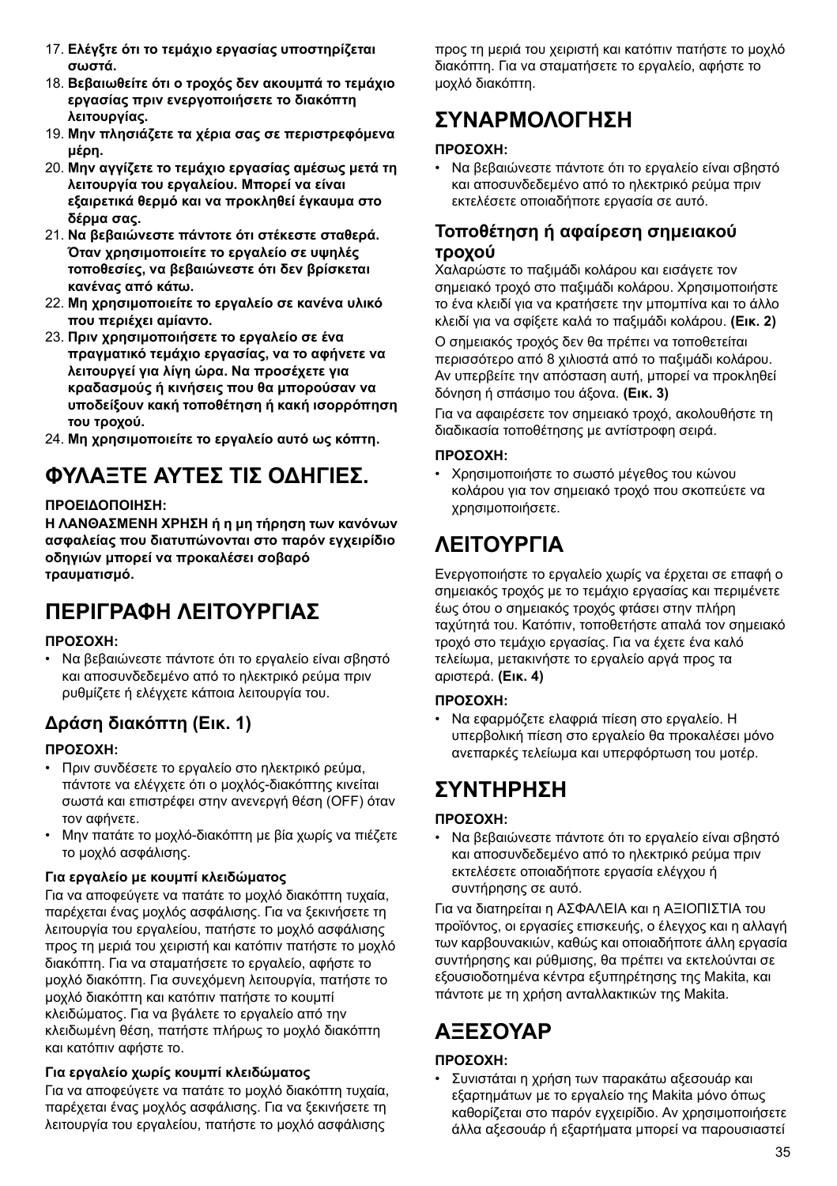17. **Ελέγξτε ότι το τεμάχιο εργασίας υποστηρίζεται σωστά.**
18. **Βεβαιωθείτε ότι ο τροχός δεν ακουμπά το τεμάχιο εργασίας πριν ενεργοποιήσετε το διακόπτη λειτουργίας.**
19. **Μην πλησιάζετε τα χέρια σας σε περιστρεφόμενα μέρη.**
20. **Μην αγγίζετε το τεμάχιο εργασίας αμέσως μετά τη λειτουργία του εργαλείου. Μπορεί να είναι εξαιρετικά θερμό και να προκληθεί έγκαυμα στο δέρμα σας.**
21. **Να βεβαιώνεστε πάντοτε ότι στέκεστε σταθερά. Όταν χρησιμοποιείτε το εργαλείο σε υψηλές τοποθεσίες, να βεβαιώνεστε ότι δεν βρίσκεται κανένας από κάτω.**
22. **Μη χρησιμοποιείτε το εργαλείο σε κανένα υλικό που περιέχει αμίαντο.**
23. **Πριν χρησιμοποιήσετε το εργαλείο σε ένα πραγματικό τεμάχιο εργασίας, να το αφήνετε να λειτουργεί για λίγη ώρα. Να προσέχετε για κραδασμούς ή κινήσεις που θα μπορούσαν να υποδείξουν κακή τοποθέτηση ή κακή ισορρόπηση του τροχού.**
24. **Μη χρησιμοποιείτε το εργαλείο αυτό ως κόπτη.**

# ΦΥΛΑΞΤΕ ΑΥΤΕΣ ΤΙΣ ΟΔΗΓΙΕΣ.

**ΠΡΟΕΙΔΟΠΟΙΗΣΗ:**
**Η ΛΑΝΘΑΣΜΕΝΗ ΧΡΗΣΗ ή η μη τήρηση των κανόνων ασφαλείας που διατυπώνονται στο παρόν εγχειρίδιο οδηγιών μπορεί να προκαλέσει σοβαρό τραυματισμό.**

# ΠΕΡΙΓΡΑΦΗ ΛΕΙΤΟΥΡΓΙΑΣ

**ΠΡΟΣΟΧΗ:**
- Να βεβαιώνεστε πάντοτε ότι το εργαλείο είναι σβηστό και αποσυνδεδεμένο από το ηλεκτρικό ρεύμα πριν ρυθμίζετε ή ελέγχετε κάποια λειτουργία του.

## Δράση διακόπτη (Εικ. 1)

**ΠΡΟΣΟΧΗ:**
- Πριν συνδέσετε το εργαλείο στο ηλεκτρικό ρεύμα, πάντοτε να ελέγχετε ότι ο μοχλός-διακόπτης κινείται σωστά και επιστρέφει στην ανενεργή θέση (OFF) όταν τον αφήνετε.
- Μην πατάτε το μοχλό-διακόπτη με βία χωρίς να πιέζετε το μοχλό ασφάλισης.

**Για εργαλείο με κουμπί κλειδώματος**

Για να αποφεύγετε να πατάτε το μοχλό διακόπτη τυχαία, παρέχεται ένας μοχλός ασφάλισης. Για να ξεκινήσετε τη λειτουργία του εργαλείου, πατήστε το μοχλό ασφάλισης προς τη μεριά του χειριστή και κατόπιν πατήστε το μοχλό διακόπτη. Για να σταματήσετε το εργαλείο, αφήστε το μοχλό διακόπτη. Για συνεχόμενη λειτουργία, πατήστε το μοχλό διακόπτη και κατόπιν πατήστε το κουμπί κλειδώματος. Για να βγάλετε το εργαλείο από την κλειδωμένη θέση, πατήστε πλήρως το μοχλό διακόπτη και κατόπιν αφήστε το.

**Για εργαλείο χωρίς κουμπί κλειδώματος**

Για να αποφεύγετε να πατάτε το μοχλό διακόπτη τυχαία, παρέχεται ένας μοχλός ασφάλισης. Για να ξεκινήσετε τη λειτουργία του εργαλείου, πατήστε το μοχλό ασφάλισης προς τη μεριά του χειριστή και κατόπιν πατήστε το μοχλό διακόπτη. Για να σταματήσετε το εργαλείο, αφήστε το μοχλό διακόπτη.

# ΣΥΝΑΡΜΟΛΟΓΗΣΗ

**ΠΡΟΣΟΧΗ:**
- Να βεβαιώνεστε πάντοτε ότι το εργαλείο είναι σβηστό και αποσυνδεδεμένο από το ηλεκτρικό ρεύμα πριν εκτελέσετε οποιαδήποτε εργασία σε αυτό.

## Τοποθέτηση ή αφαίρεση σημειακού τροχού

Χαλαρώστε το παξιμάδι κολάρου και εισάγετε τον σημειακό τροχό στο παξιμάδι κολάρου. Χρησιμοποιήστε το ένα κλειδί για να κρατήσετε την μπομπίνα και το άλλο κλειδί για να σφίξετε καλά το παξιμάδι κολάρου. **(Εικ. 2)**

Ο σημειακός τροχός δεν θα πρέπει να τοποθετείται περισσότερο από 8 χιλιοστά από το παξιμάδι κολάρου. Αν υπερβείτε την απόσταση αυτή, μπορεί να προκληθεί δόνηση ή σπάσιμο του άξονα. **(Εικ. 3)**

Για να αφαιρέσετε τον σημειακό τροχό, ακολουθήστε τη διαδικασία τοποθέτησης με αντίστροφη σειρά.

**ΠΡΟΣΟΧΗ:**
- Χρησιμοποιήστε το σωστό μέγεθος του κώνου κολάρου για τον σημειακό τροχό που σκοπεύετε να χρησιμοποιήσετε.

# ΛΕΙΤΟΥΡΓΙΑ

Ενεργοποιήστε το εργαλείο χωρίς να έρχεται σε επαφή ο σημειακός τροχός με το τεμάχιο εργασίας και περιμένετε έως ότου ο σημειακός τροχός φτάσει στην πλήρη ταχύτητά του. Κατόπιν, τοποθετήστε απαλά τον σημειακό τροχό στο τεμάχιο εργασίας. Για να έχετε ένα καλό τελείωμα, μετακινήστε το εργαλείο αργά προς τα αριστερά. **(Εικ. 4)**

**ΠΡΟΣΟΧΗ:**
- Να εφαρμόζετε ελαφριά πίεση στο εργαλείο. Η υπερβολική πίεση στο εργαλείο θα προκαλέσει μόνο ανεπαρκές τελείωμα και υπερφόρτωση του μοτέρ.

# ΣΥΝΤΗΡΗΣΗ

**ΠΡΟΣΟΧΗ:**
- Να βεβαιώνεστε πάντοτε ότι το εργαλείο είναι σβηστό και αποσυνδεδεμένο από το ηλεκτρικό ρεύμα πριν εκτελέσετε οποιαδήποτε εργασία ελέγχου ή συντήρησης σε αυτό.

Για να διατηρείται η ΑΣΦΑΛΕΙΑ και η ΑΞΙΟΠΙΣΤΙΑ του προϊόντος, οι εργασίες επισκευής, ο έλεγχος και η αλλαγή των καρβουνακιών, καθώς και οποιαδήποτε άλλη εργασία συντήρησης και ρύθμισης, θα πρέπει να εκτελούνται σε εξουσιοδοτημένα κέντρα εξυπηρέτησης της Makita, και πάντοτε με τη χρήση ανταλλακτικών της Makita.

# ΑΞΕΣΟΥΑΡ

**ΠΡΟΣΟΧΗ:**
- Συνιστάται η χρήση των παρακάτω αξεσουάρ και εξαρτημάτων με το εργαλείο της Makita μόνο όπως καθορίζεται στο παρόν εγχειρίδιο. Αν χρησιμοποιήσετε άλλα αξεσουάρ ή εξαρτήματα μπορεί να παρουσιαστεί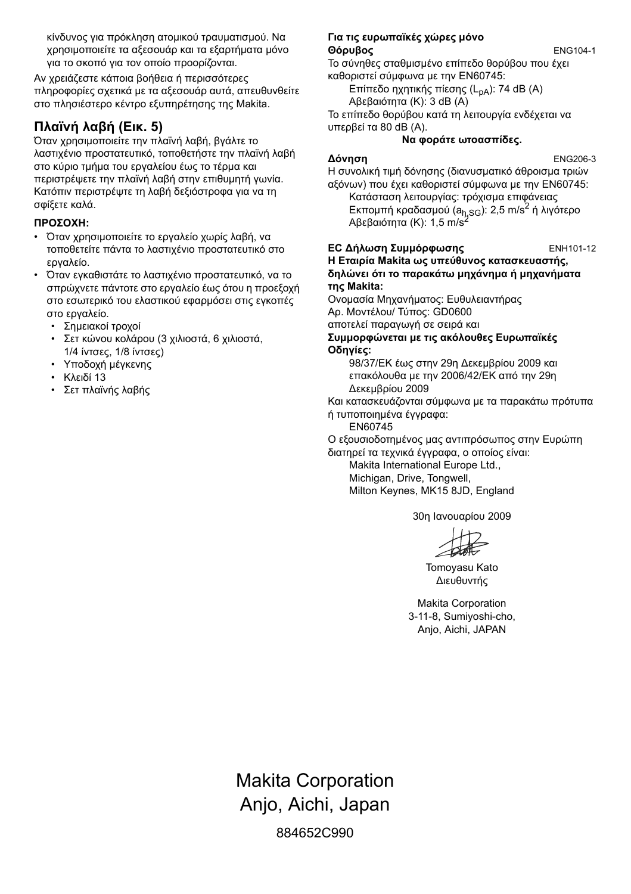κίνδυνος για πρόκληση ατομικού τραυματισμού. Να χρησιμοποιείτε τα αξεσουάρ και τα εξαρτήματα μόνο για το σκοπό για τον οποίο προορίζονται.

Αν χρειάζεστε κάποια βοήθεια ή περισσότερες πληροφορίες σχετικά με τα αξεσουάρ αυτά, απευθυνθείτε στο πλησιέστερο κέντρο εξυπηρέτησης της Makita.

## Πλαϊνή λαβή (Εικ. 5)

Όταν χρησιμοποιείτε την πλαϊνή λαβή, βγάλτε το λαστιχένιο προστατευτικό, τοποθετήστε την πλαϊνή λαβή στο κύριο τμήμα του εργαλείου έως το τέρμα και περιστρέψετε την πλαϊνή λαβή στην επιθυμητή γωνία. Κατόπιν περιστρέψτε τη λαβή δεξιόστροφα για να τη σφίξετε καλά.

**ΠΡΟΣΟΧΗ:**

- Όταν χρησιμοποιείτε το εργαλείο χωρίς λαβή, να τοποθετείτε πάντα το λαστιχένιο προστατευτικό στο εργαλείο.
- Όταν εγκαθιστάτε το λαστιχένιο προστατευτικό, να το σπρώχνετε πάντοτε στο εργαλείο έως ότου η προεξοχή στο εσωτερικό του ελαστικού εφαρμόσει στις εγκοπές στο εργαλείο.
  - Σημειακοί τροχοί
  - Σετ κώνου κολάρου (3 χιλιοστά, 6 χιλιοστά, 1/4 ίντσες, 1/8 ίντσες)
  - Υποδοχή μέγκενης
  - Κλειδί 13
  - Σετ πλαϊνής λαβής

**Για τις ευρωπαϊκές χώρες μόνο**

**Θόρυβος** ENG104-1

Το σύνηθες σταθμισμένο επίπεδο θορύβου που έχει καθοριστεί σύμφωνα με την EN60745:

Επίπεδο ηχητικής πίεσης ($L_{pA}$): 74 dB (A)
Αβεβαιότητα (K): 3 dB (A)

Το επίπεδο θορύβου κατά τη λειτουργία ενδέχεται να υπερβεί τα 80 dB (A).

**Να φοράτε ωτοασπίδες.**

**Δόνηση** ENG206-3

Η συνολική τιμή δόνησης (διανυσματικό άθροισμα τριών αξόνων) που έχει καθοριστεί σύμφωνα με την EN60745:

Κατάσταση λειτουργίας: τρόχισμα επιφάνειας
Εκπομπή κραδασμού ($a_{h,SG}$): 2,5 $m/s^2$ ή λιγότερο
Αβεβαιότητα (K): 1,5 $m/s^2$

**ΕC Δήλωση Συμμόρφωσης** ENH101-12

**Η Εταιρία Makita ως υπεύθυνος κατασκευαστής, δηλώνει ότι το παρακάτω μηχάνημα ή μηχανήματα της Makita:**

Ονομασία Μηχανήματος: Ευθυλειαντήρας
Αρ. Μοντέλου/ Τύπος: GD0600
αποτελεί παραγωγή σε σειρά και

**Συμμορφώνεται με τις ακόλουθες Ευρωπαϊκές Οδηγίες:**

98/37/ΕΚ έως στην 29η Δεκεμβρίου 2009 και επακόλουθα με την 2006/42/ΕΚ από την 29η Δεκεμβρίου 2009

Και κατασκευάζονται σύμφωνα με τα παρακάτω πρότυπα ή τυποποιημένα έγγραφα:

EN60745

Ο εξουσιοδοτημένος μας αντιπρόσωπος στην Ευρώπη διατηρεί τα τεχνικά έγγραφα, ο οποίος είναι:

Makita International Europe Ltd.,
Michigan, Drive, Tongwell,
Milton Keynes, MK15 8JD, England

30η Ιανουαρίου 2009

Tomoyasu Kato
Διευθυντής

Makita Corporation
3-11-8, Sumiyoshi-cho,
Anjo, Aichi, JAPAN

Makita Corporation
Anjo, Aichi, Japan

884652C990